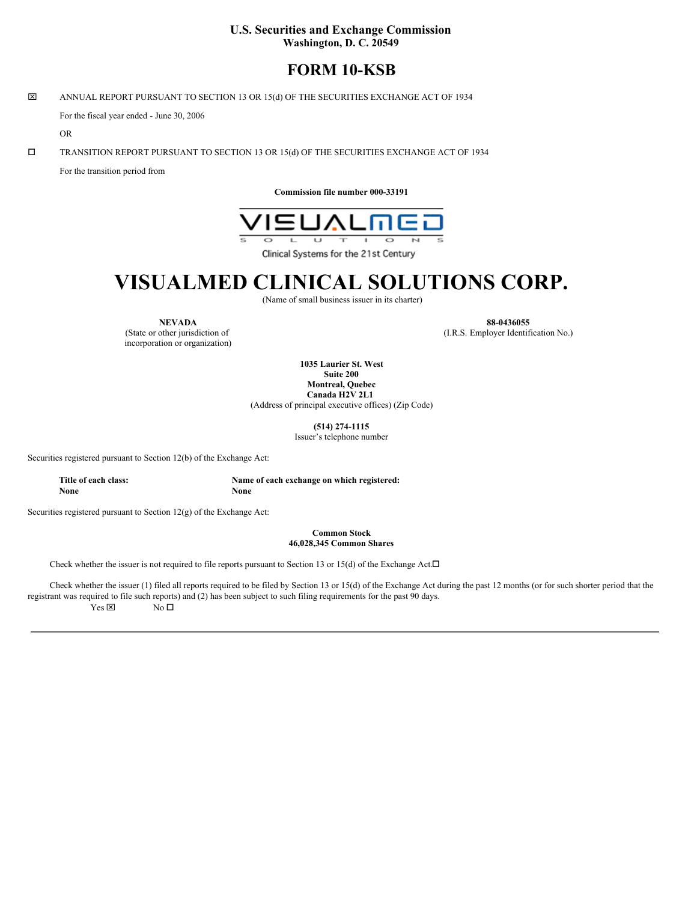**U.S. Securities and Exchange Commission**
**Washington, D. C. 20549**

# FORM 10-KSB

☒ ANNUAL REPORT PURSUANT TO SECTION 13 OR 15(d) OF THE SECURITIES EXCHANGE ACT OF 1934

For the fiscal year ended - June 30, 2006

OR

☐ TRANSITION REPORT PURSUANT TO SECTION 13 OR 15(d) OF THE SECURITIES EXCHANGE ACT OF 1934

For the transition period from

**Commission file number 000-33191**

VISUALMED SOLUTIONS
Clinical Systems for the 21st Century

# VISUALMED CLINICAL SOLUTIONS CORP.

(Name of small business issuer in its charter)

| **NEVADA** (State or other jurisdiction of incorporation or organization) | **88-0436055** (I.R.S. Employer Identification No.) |
|---|---|

**1035 Laurier St. West**
**Suite 200**
**Montreal, Quebec**
**Canada H2V 2L1**
(Address of principal executive offices) (Zip Code)

**(514) 274-1115**
Issuer's telephone number

Securities registered pursuant to Section 12(b) of the Exchange Act:

| **Title of each class:** | **Name of each exchange on which registered:** |
|---|---|
| **None** | **None** |

Securities registered pursuant to Section 12(g) of the Exchange Act:

**Common Stock**
**46,028,345 Common Shares**

Check whether the issuer is not required to file reports pursuant to Section 13 or 15(d) of the Exchange Act.☐

Check whether the issuer (1) filed all reports required to be filed by Section 13 or 15(d) of the Exchange Act during the past 12 months (or for such shorter period that the registrant was required to file such reports) and (2) has been subject to such filing requirements for the past 90 days.
Yes ☒ No ☐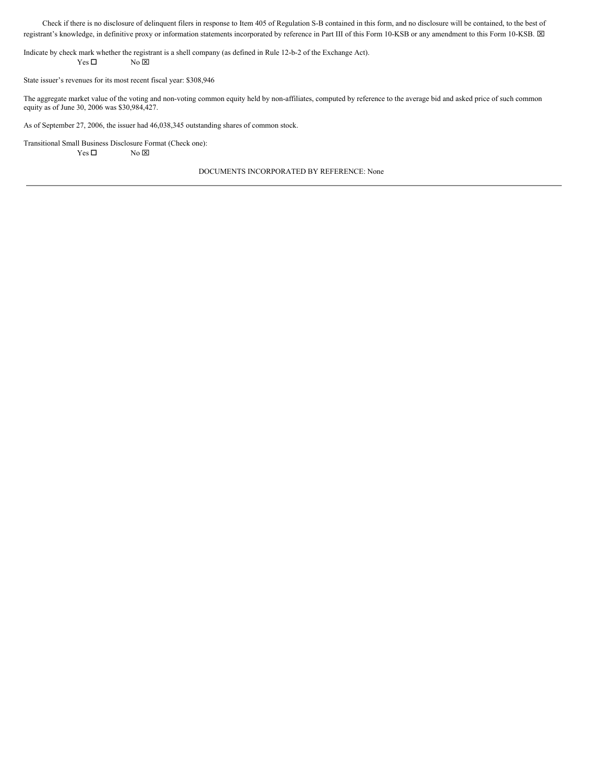Check if there is no disclosure of delinquent filers in response to Item 405 of Regulation S-B contained in this form, and no disclosure will be contained, to the best of registrant's knowledge, in definitive proxy or information statements incorporated by reference in Part III of this Form 10-KSB or any amendment to this Form 10-KSB. ☒

Indicate by check mark whether the registrant is a shell company (as defined in Rule 12-b-2 of the Exchange Act).
Yes ☐ No ☒

State issuer's revenues for its most recent fiscal year: $308,946

The aggregate market value of the voting and non-voting common equity held by non-affiliates, computed by reference to the average bid and asked price of such common equity as of June 30, 2006 was $30,984,427.

As of September 27, 2006, the issuer had 46,038,345 outstanding shares of common stock.

Transitional Small Business Disclosure Format (Check one):
Yes ☐ No ☒

DOCUMENTS INCORPORATED BY REFERENCE: None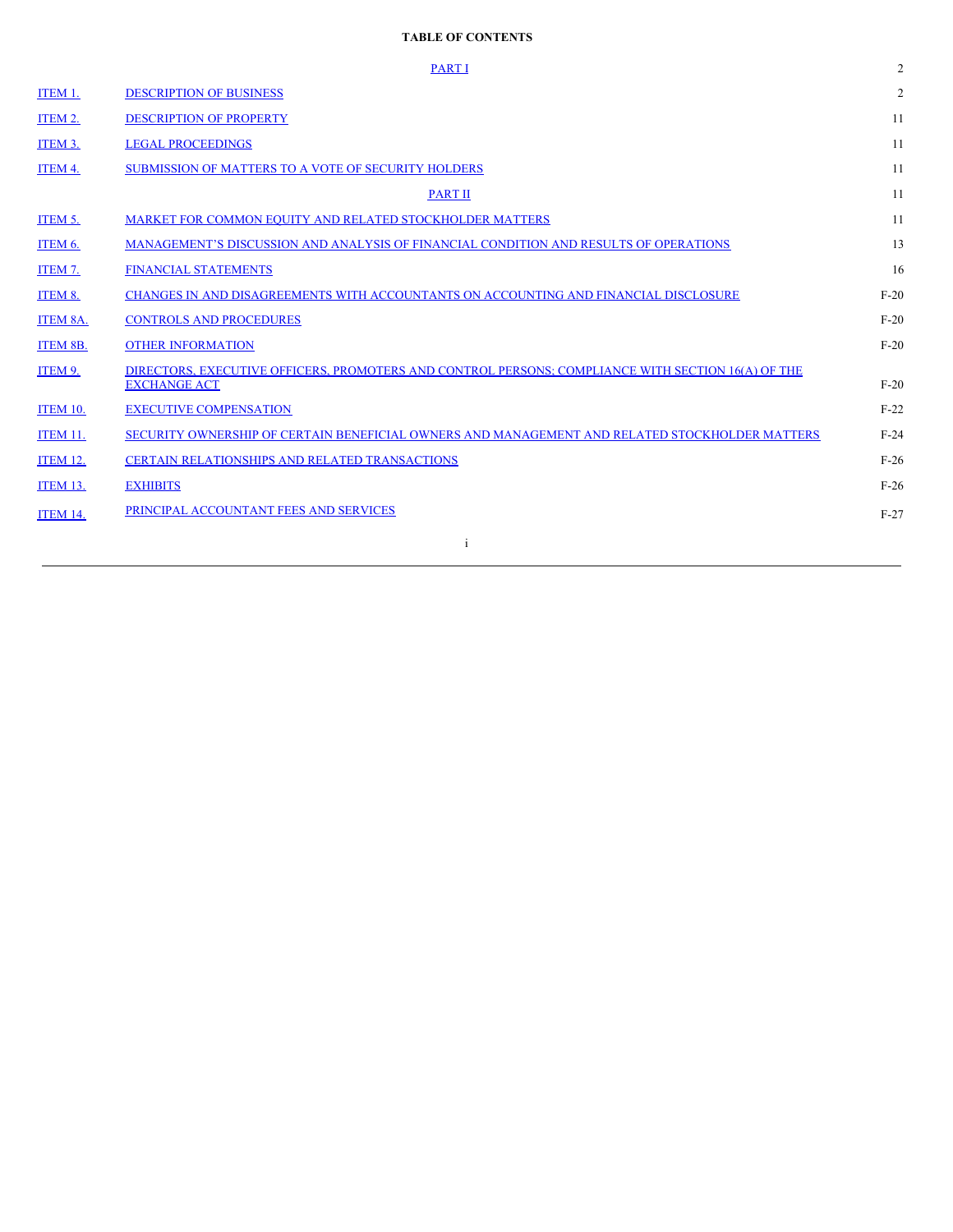**TABLE OF CONTENTS**

| | | |
|---|---|---|
| | PART I | 2 |
| ITEM 1. | DESCRIPTION OF BUSINESS | 2 |
| ITEM 2. | DESCRIPTION OF PROPERTY | 11 |
| ITEM 3. | LEGAL PROCEEDINGS | 11 |
| ITEM 4. | SUBMISSION OF MATTERS TO A VOTE OF SECURITY HOLDERS | 11 |
| | PART II | 11 |
| ITEM 5. | MARKET FOR COMMON EQUITY AND RELATED STOCKHOLDER MATTERS | 11 |
| ITEM 6. | MANAGEMENT'S DISCUSSION AND ANALYSIS OF FINANCIAL CONDITION AND RESULTS OF OPERATIONS | 13 |
| ITEM 7. | FINANCIAL STATEMENTS | 16 |
| ITEM 8. | CHANGES IN AND DISAGREEMENTS WITH ACCOUNTANTS ON ACCOUNTING AND FINANCIAL DISCLOSURE | F-20 |
| ITEM 8A. | CONTROLS AND PROCEDURES | F-20 |
| ITEM 8B. | OTHER INFORMATION | F-20 |
| ITEM 9. | DIRECTORS, EXECUTIVE OFFICERS, PROMOTERS AND CONTROL PERSONS; COMPLIANCE WITH SECTION 16(A) OF THE EXCHANGE ACT | F-20 |
| ITEM 10. | EXECUTIVE COMPENSATION | F-22 |
| ITEM 11. | SECURITY OWNERSHIP OF CERTAIN BENEFICIAL OWNERS AND MANAGEMENT AND RELATED STOCKHOLDER MATTERS | F-24 |
| ITEM 12. | CERTAIN RELATIONSHIPS AND RELATED TRANSACTIONS | F-26 |
| ITEM 13. | EXHIBITS | F-26 |
| ITEM 14. | PRINCIPAL ACCOUNTANT FEES AND SERVICES | F-27 |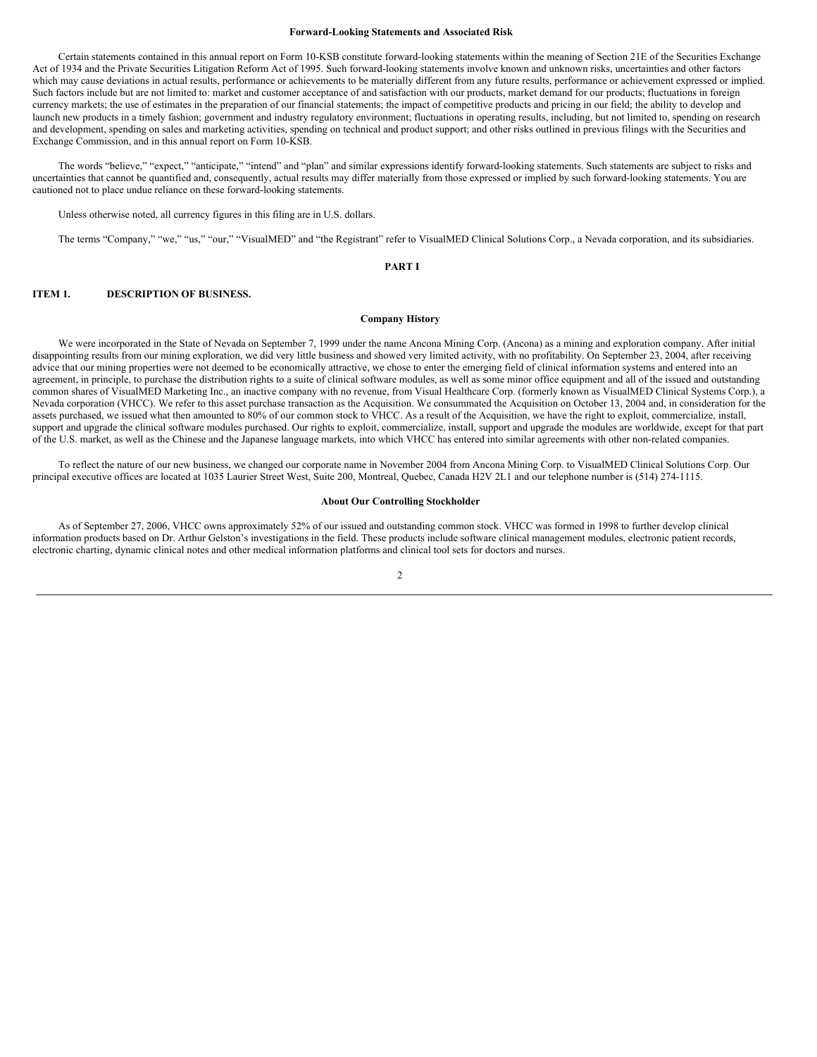**Forward-Looking Statements and Associated Risk**

Certain statements contained in this annual report on Form 10-KSB constitute forward-looking statements within the meaning of Section 21E of the Securities Exchange Act of 1934 and the Private Securities Litigation Reform Act of 1995. Such forward-looking statements involve known and unknown risks, uncertainties and other factors which may cause deviations in actual results, performance or achievements to be materially different from any future results, performance or achievement expressed or implied. Such factors include but are not limited to: market and customer acceptance of and satisfaction with our products, market demand for our products; fluctuations in foreign currency markets; the use of estimates in the preparation of our financial statements; the impact of competitive products and pricing in our field; the ability to develop and launch new products in a timely fashion; government and industry regulatory environment; fluctuations in operating results, including, but not limited to, spending on research and development, spending on sales and marketing activities, spending on technical and product support; and other risks outlined in previous filings with the Securities and Exchange Commission, and in this annual report on Form 10-KSB.

The words "believe," "expect," "anticipate," "intend" and "plan" and similar expressions identify forward-looking statements. Such statements are subject to risks and uncertainties that cannot be quantified and, consequently, actual results may differ materially from those expressed or implied by such forward-looking statements. You are cautioned not to place undue reliance on these forward-looking statements.

Unless otherwise noted, all currency figures in this filing are in U.S. dollars.

The terms "Company," "we," "us," "our," "VisualMED" and "the Registrant" refer to VisualMED Clinical Solutions Corp., a Nevada corporation, and its subsidiaries.

## PART I

## ITEM 1. DESCRIPTION OF BUSINESS.

**Company History**

We were incorporated in the State of Nevada on September 7, 1999 under the name Ancona Mining Corp. (Ancona) as a mining and exploration company. After initial disappointing results from our mining exploration, we did very little business and showed very limited activity, with no profitability. On September 23, 2004, after receiving advice that our mining properties were not deemed to be economically attractive, we chose to enter the emerging field of clinical information systems and entered into an agreement, in principle, to purchase the distribution rights to a suite of clinical software modules, as well as some minor office equipment and all of the issued and outstanding common shares of VisualMED Marketing Inc., an inactive company with no revenue, from Visual Healthcare Corp. (formerly known as VisualMED Clinical Systems Corp.), a Nevada corporation (VHCC). We refer to this asset purchase transaction as the Acquisition. We consummated the Acquisition on October 13, 2004 and, in consideration for the assets purchased, we issued what then amounted to 80% of our common stock to VHCC. As a result of the Acquisition, we have the right to exploit, commercialize, install, support and upgrade the clinical software modules purchased. Our rights to exploit, commercialize, install, support and upgrade the modules are worldwide, except for that part of the U.S. market, as well as the Chinese and the Japanese language markets, into which VHCC has entered into similar agreements with other non-related companies.

To reflect the nature of our new business, we changed our corporate name in November 2004 from Ancona Mining Corp. to VisualMED Clinical Solutions Corp. Our principal executive offices are located at 1035 Laurier Street West, Suite 200, Montreal, Quebec, Canada H2V 2L1 and our telephone number is (514) 274-1115.

**About Our Controlling Stockholder**

As of September 27, 2006, VHCC owns approximately 52% of our issued and outstanding common stock. VHCC was formed in 1998 to further develop clinical information products based on Dr. Arthur Gelston's investigations in the field. These products include software clinical management modules, electronic patient records, electronic charting, dynamic clinical notes and other medical information platforms and clinical tool sets for doctors and nurses.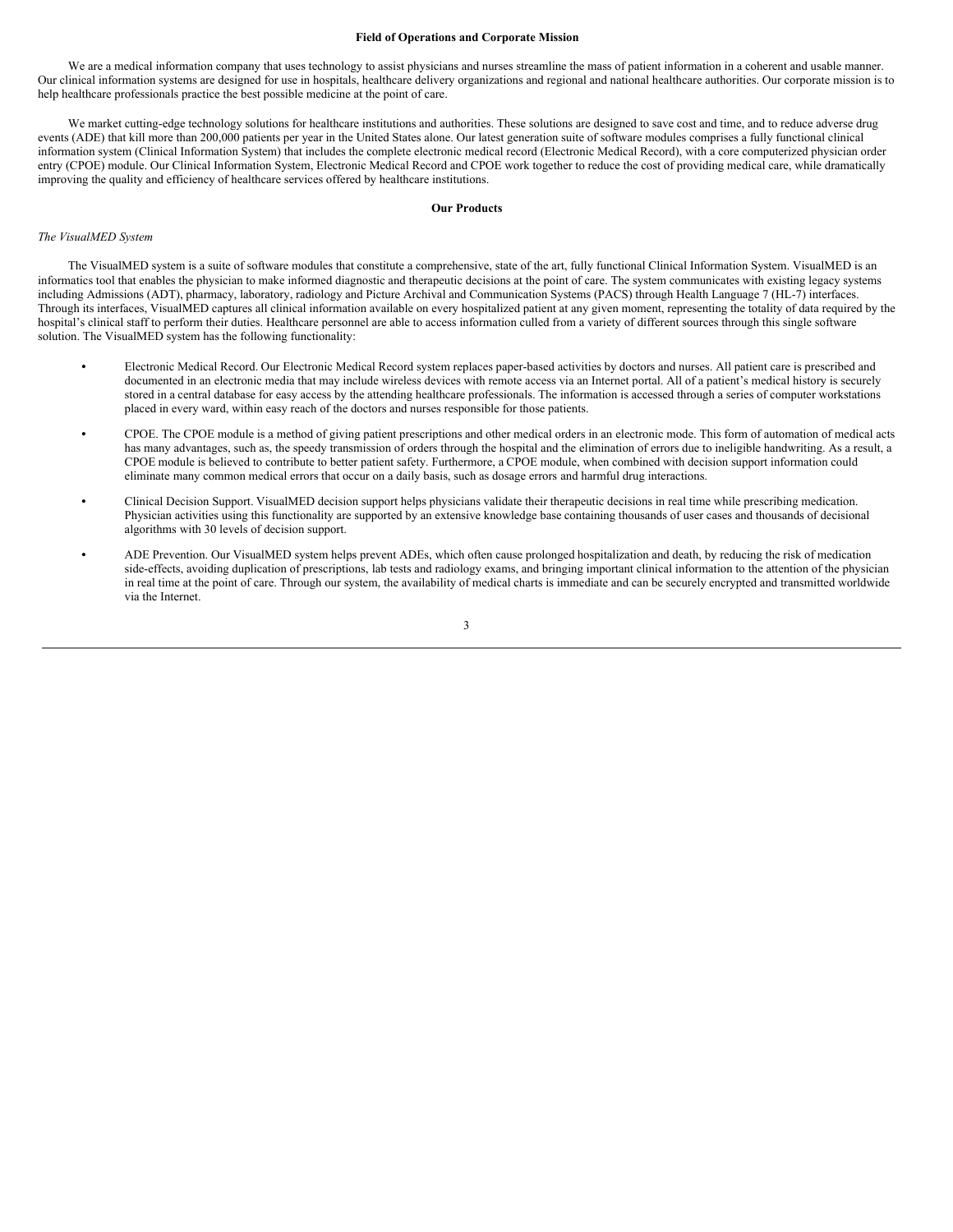## Field of Operations and Corporate Mission

We are a medical information company that uses technology to assist physicians and nurses streamline the mass of patient information in a coherent and usable manner. Our clinical information systems are designed for use in hospitals, healthcare delivery organizations and regional and national healthcare authorities. Our corporate mission is to help healthcare professionals practice the best possible medicine at the point of care.

We market cutting-edge technology solutions for healthcare institutions and authorities. These solutions are designed to save cost and time, and to reduce adverse drug events (ADE) that kill more than 200,000 patients per year in the United States alone. Our latest generation suite of software modules comprises a fully functional clinical information system (Clinical Information System) that includes the complete electronic medical record (Electronic Medical Record), with a core computerized physician order entry (CPOE) module. Our Clinical Information System, Electronic Medical Record and CPOE work together to reduce the cost of providing medical care, while dramatically improving the quality and efficiency of healthcare services offered by healthcare institutions.

## Our Products

*The VisualMED System*

The VisualMED system is a suite of software modules that constitute a comprehensive, state of the art, fully functional Clinical Information System. VisualMED is an informatics tool that enables the physician to make informed diagnostic and therapeutic decisions at the point of care. The system communicates with existing legacy systems including Admissions (ADT), pharmacy, laboratory, radiology and Picture Archival and Communication Systems (PACS) through Health Language 7 (HL-7) interfaces. Through its interfaces, VisualMED captures all clinical information available on every hospitalized patient at any given moment, representing the totality of data required by the hospital's clinical staff to perform their duties. Healthcare personnel are able to access information culled from a variety of different sources through this single software solution. The VisualMED system has the following functionality:

- Electronic Medical Record. Our Electronic Medical Record system replaces paper-based activities by doctors and nurses. All patient care is prescribed and documented in an electronic media that may include wireless devices with remote access via an Internet portal. All of a patient's medical history is securely stored in a central database for easy access by the attending healthcare professionals. The information is accessed through a series of computer workstations placed in every ward, within easy reach of the doctors and nurses responsible for those patients.
- CPOE. The CPOE module is a method of giving patient prescriptions and other medical orders in an electronic mode. This form of automation of medical acts has many advantages, such as, the speedy transmission of orders through the hospital and the elimination of errors due to ineligible handwriting. As a result, a CPOE module is believed to contribute to better patient safety. Furthermore, a CPOE module, when combined with decision support information could eliminate many common medical errors that occur on a daily basis, such as dosage errors and harmful drug interactions.
- Clinical Decision Support. VisualMED decision support helps physicians validate their therapeutic decisions in real time while prescribing medication. Physician activities using this functionality are supported by an extensive knowledge base containing thousands of user cases and thousands of decisional algorithms with 30 levels of decision support.
- ADE Prevention. Our VisualMED system helps prevent ADEs, which often cause prolonged hospitalization and death, by reducing the risk of medication side-effects, avoiding duplication of prescriptions, lab tests and radiology exams, and bringing important clinical information to the attention of the physician in real time at the point of care. Through our system, the availability of medical charts is immediate and can be securely encrypted and transmitted worldwide via the Internet.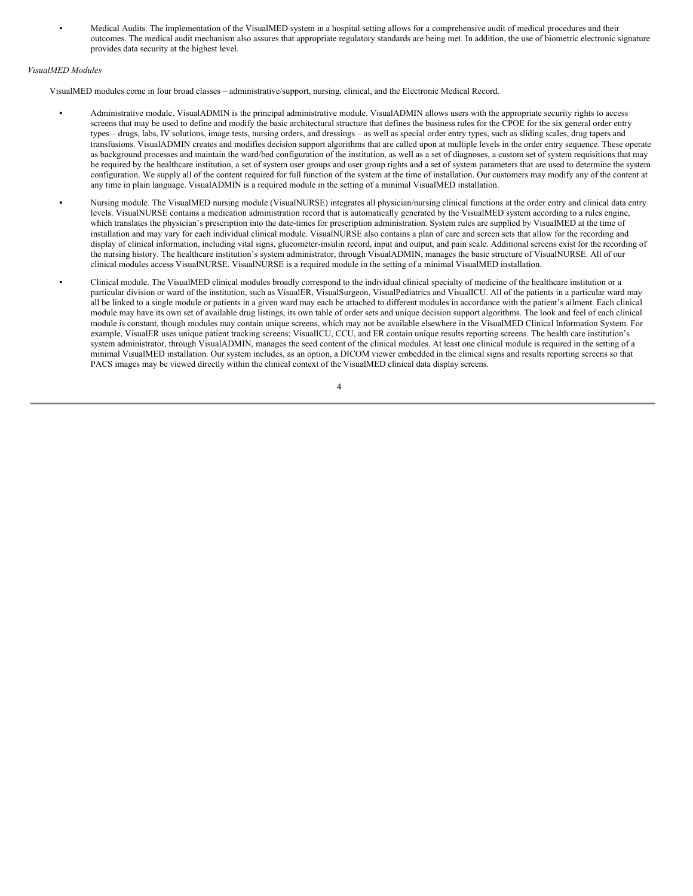- Medical Audits. The implementation of the VisualMED system in a hospital setting allows for a comprehensive audit of medical procedures and their outcomes. The medical audit mechanism also assures that appropriate regulatory standards are being met. In addition, the use of biometric electronic signature provides data security at the highest level.

*VisualMED Modules*

VisualMED modules come in four broad classes – administrative/support, nursing, clinical, and the Electronic Medical Record.

- Administrative module. VisualADMIN is the principal administrative module. VisualADMIN allows users with the appropriate security rights to access screens that may be used to define and modify the basic architectural structure that defines the business rules for the CPOE for the six general order entry types – drugs, labs, IV solutions, image tests, nursing orders, and dressings – as well as special order entry types, such as sliding scales, drug tapers and transfusions. VisualADMIN creates and modifies decision support algorithms that are called upon at multiple levels in the order entry sequence. These operate as background processes and maintain the ward/bed configuration of the institution, as well as a set of diagnoses, a custom set of system requisitions that may be required by the healthcare institution, a set of system user groups and user group rights and a set of system parameters that are used to determine the system configuration. We supply all of the content required for full function of the system at the time of installation. Our customers may modify any of the content at any time in plain language. VisualADMIN is a required module in the setting of a minimal VisualMED installation.
- Nursing module. The VisualMED nursing module (VisualNURSE) integrates all physician/nursing clinical functions at the order entry and clinical data entry levels. VisualNURSE contains a medication administration record that is automatically generated by the VisualMED system according to a rules engine, which translates the physician's prescription into the date-times for prescription administration. System rules are supplied by VisualMED at the time of installation and may vary for each individual clinical module. VisualNURSE also contains a plan of care and screen sets that allow for the recording and display of clinical information, including vital signs, glucometer-insulin record, input and output, and pain scale. Additional screens exist for the recording of the nursing history. The healthcare institution's system administrator, through VisualADMIN, manages the basic structure of VisualNURSE. All of our clinical modules access VisualNURSE. VisualNURSE is a required module in the setting of a minimal VisualMED installation.
- Clinical module. The VisualMED clinical modules broadly correspond to the individual clinical specialty of medicine of the healthcare institution or a particular division or ward of the institution, such as VisualER, VisualSurgeon, VisualPediatrics and VisualICU. All of the patients in a particular ward may all be linked to a single module or patients in a given ward may each be attached to different modules in accordance with the patient's ailment. Each clinical module may have its own set of available drug listings, its own table of order sets and unique decision support algorithms. The look and feel of each clinical module is constant, though modules may contain unique screens, which may not be available elsewhere in the VisualMED Clinical Information System. For example, VisualER uses unique patient tracking screens; VisualICU, CCU, and ER contain unique results reporting screens. The health care institution's system administrator, through VisualADMIN, manages the seed content of the clinical modules. At least one clinical module is required in the setting of a minimal VisualMED installation. Our system includes, as an option, a DICOM viewer embedded in the clinical signs and results reporting screens so that PACS images may be viewed directly within the clinical context of the VisualMED clinical data display screens.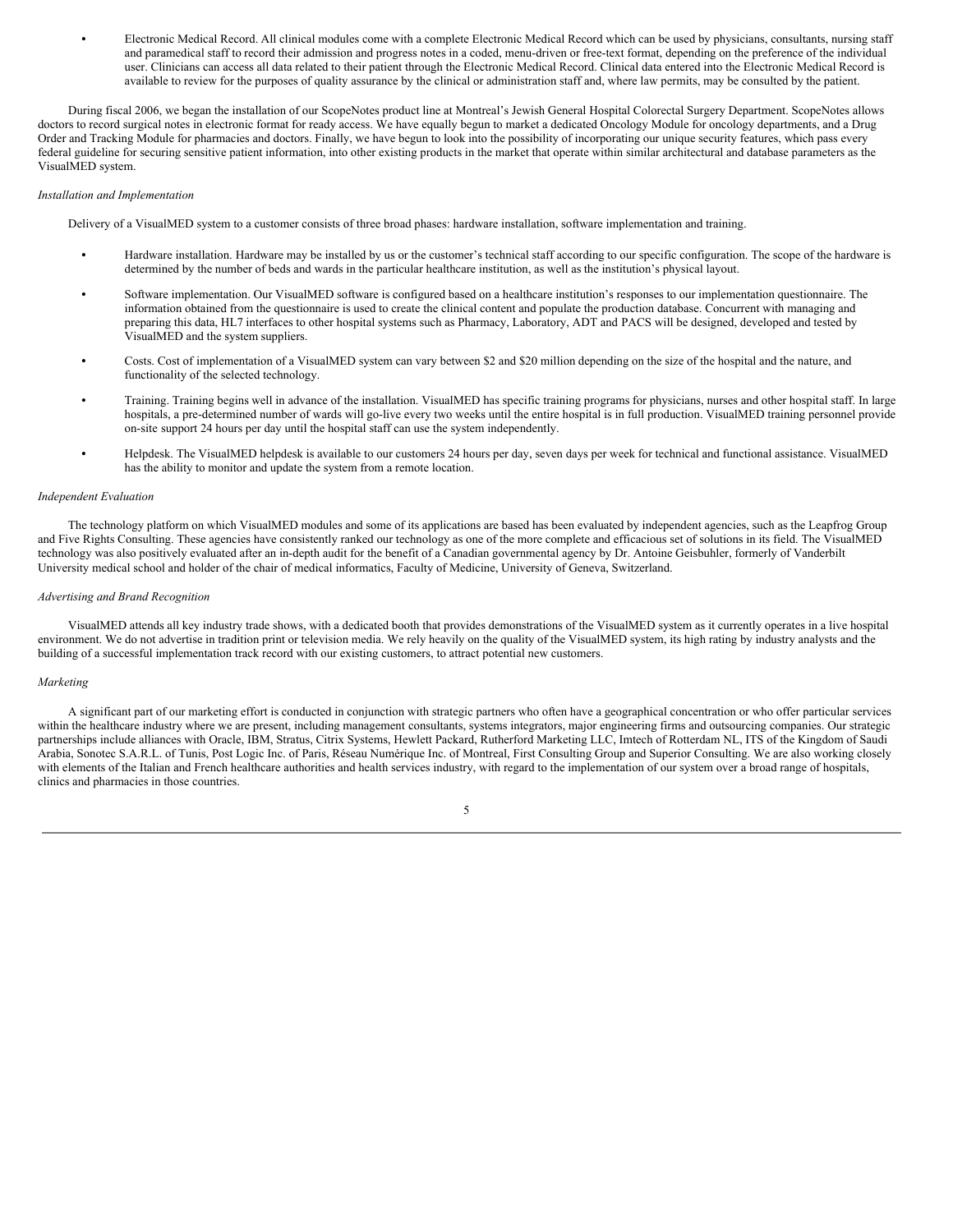- Electronic Medical Record. All clinical modules come with a complete Electronic Medical Record which can be used by physicians, consultants, nursing staff and paramedical staff to record their admission and progress notes in a coded, menu-driven or free-text format, depending on the preference of the individual user. Clinicians can access all data related to their patient through the Electronic Medical Record. Clinical data entered into the Electronic Medical Record is available to review for the purposes of quality assurance by the clinical or administration staff and, where law permits, may be consulted by the patient.

During fiscal 2006, we began the installation of our ScopeNotes product line at Montreal's Jewish General Hospital Colorectal Surgery Department. ScopeNotes allows doctors to record surgical notes in electronic format for ready access. We have equally begun to market a dedicated Oncology Module for oncology departments, and a Drug Order and Tracking Module for pharmacies and doctors. Finally, we have begun to look into the possibility of incorporating our unique security features, which pass every federal guideline for securing sensitive patient information, into other existing products in the market that operate within similar architectural and database parameters as the VisualMED system.

*Installation and Implementation*

Delivery of a VisualMED system to a customer consists of three broad phases: hardware installation, software implementation and training.

- Hardware installation. Hardware may be installed by us or the customer's technical staff according to our specific configuration. The scope of the hardware is determined by the number of beds and wards in the particular healthcare institution, as well as the institution's physical layout.
- Software implementation. Our VisualMED software is configured based on a healthcare institution's responses to our implementation questionnaire. The information obtained from the questionnaire is used to create the clinical content and populate the production database. Concurrent with managing and preparing this data, HL7 interfaces to other hospital systems such as Pharmacy, Laboratory, ADT and PACS will be designed, developed and tested by VisualMED and the system suppliers.
- Costs. Cost of implementation of a VisualMED system can vary between $2 and $20 million depending on the size of the hospital and the nature, and functionality of the selected technology.
- Training. Training begins well in advance of the installation. VisualMED has specific training programs for physicians, nurses and other hospital staff. In large hospitals, a pre-determined number of wards will go-live every two weeks until the entire hospital is in full production. VisualMED training personnel provide on-site support 24 hours per day until the hospital staff can use the system independently.
- Helpdesk. The VisualMED helpdesk is available to our customers 24 hours per day, seven days per week for technical and functional assistance. VisualMED has the ability to monitor and update the system from a remote location.

*Independent Evaluation*

The technology platform on which VisualMED modules and some of its applications are based has been evaluated by independent agencies, such as the Leapfrog Group and Five Rights Consulting. These agencies have consistently ranked our technology as one of the more complete and efficacious set of solutions in its field. The VisualMED technology was also positively evaluated after an in-depth audit for the benefit of a Canadian governmental agency by Dr. Antoine Geisbuhler, formerly of Vanderbilt University medical school and holder of the chair of medical informatics, Faculty of Medicine, University of Geneva, Switzerland.

*Advertising and Brand Recognition*

VisualMED attends all key industry trade shows, with a dedicated booth that provides demonstrations of the VisualMED system as it currently operates in a live hospital environment. We do not advertise in tradition print or television media. We rely heavily on the quality of the VisualMED system, its high rating by industry analysts and the building of a successful implementation track record with our existing customers, to attract potential new customers.

*Marketing*

A significant part of our marketing effort is conducted in conjunction with strategic partners who often have a geographical concentration or who offer particular services within the healthcare industry where we are present, including management consultants, systems integrators, major engineering firms and outsourcing companies. Our strategic partnerships include alliances with Oracle, IBM, Stratus, Citrix Systems, Hewlett Packard, Rutherford Marketing LLC, Imtech of Rotterdam NL, ITS of the Kingdom of Saudi Arabia, Sonotec S.A.R.L. of Tunis, Post Logic Inc. of Paris, Réseau Numérique Inc. of Montreal, First Consulting Group and Superior Consulting. We are also working closely with elements of the Italian and French healthcare authorities and health services industry, with regard to the implementation of our system over a broad range of hospitals, clinics and pharmacies in those countries.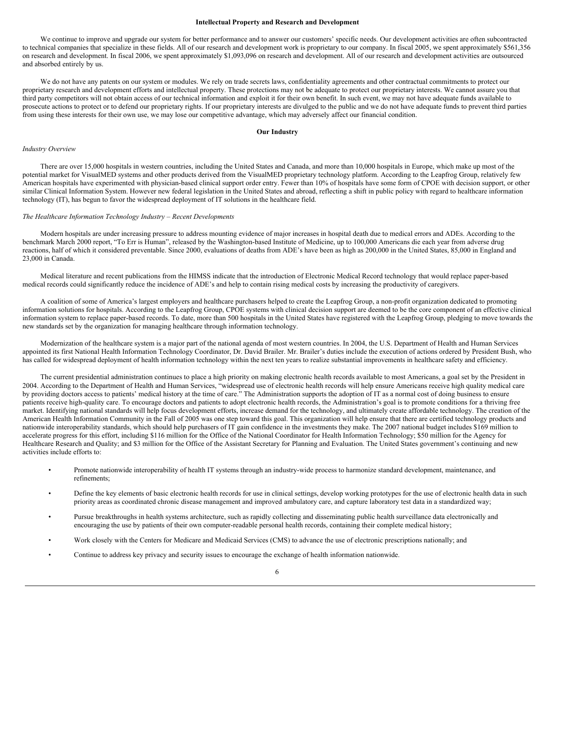## Intellectual Property and Research and Development

We continue to improve and upgrade our system for better performance and to answer our customers' specific needs. Our development activities are often subcontracted to technical companies that specialize in these fields. All of our research and development work is proprietary to our company. In fiscal 2005, we spent approximately $561,356 on research and development. In fiscal 2006, we spent approximately $1,093,096 on research and development. All of our research and development activities are outsourced and absorbed entirely by us.

We do not have any patents on our system or modules. We rely on trade secrets laws, confidentiality agreements and other contractual commitments to protect our proprietary research and development efforts and intellectual property. These protections may not be adequate to protect our proprietary interests. We cannot assure you that third party competitors will not obtain access of our technical information and exploit it for their own benefit. In such event, we may not have adequate funds available to prosecute actions to protect or to defend our proprietary rights. If our proprietary interests are divulged to the public and we do not have adequate funds to prevent third parties from using these interests for their own use, we may lose our competitive advantage, which may adversely affect our financial condition.

## Our Industry

*Industry Overview*

There are over 15,000 hospitals in western countries, including the United States and Canada, and more than 10,000 hospitals in Europe, which make up most of the potential market for VisualMED systems and other products derived from the VisualMED proprietary technology platform. According to the Leapfrog Group, relatively few American hospitals have experimented with physician-based clinical support order entry. Fewer than 10% of hospitals have some form of CPOE with decision support, or other similar Clinical Information System. However new federal legislation in the United States and abroad, reflecting a shift in public policy with regard to healthcare information technology (IT), has begun to favor the widespread deployment of IT solutions in the healthcare field.

*The Healthcare Information Technology Industry – Recent Developments*

Modern hospitals are under increasing pressure to address mounting evidence of major increases in hospital death due to medical errors and ADEs. According to the benchmark March 2000 report, "To Err is Human", released by the Washington-based Institute of Medicine, up to 100,000 Americans die each year from adverse drug reactions, half of which it considered preventable. Since 2000, evaluations of deaths from ADE's have been as high as 200,000 in the United States, 85,000 in England and 23,000 in Canada.

Medical literature and recent publications from the HIMSS indicate that the introduction of Electronic Medical Record technology that would replace paper-based medical records could significantly reduce the incidence of ADE's and help to contain rising medical costs by increasing the productivity of caregivers.

A coalition of some of America's largest employers and healthcare purchasers helped to create the Leapfrog Group, a non-profit organization dedicated to promoting information solutions for hospitals. According to the Leapfrog Group, CPOE systems with clinical decision support are deemed to be the core component of an effective clinical information system to replace paper-based records. To date, more than 500 hospitals in the United States have registered with the Leapfrog Group, pledging to move towards the new standards set by the organization for managing healthcare through information technology.

Modernization of the healthcare system is a major part of the national agenda of most western countries. In 2004, the U.S. Department of Health and Human Services appointed its first National Health Information Technology Coordinator, Dr. David Brailer. Mr. Brailer's duties include the execution of actions ordered by President Bush, who has called for widespread deployment of health information technology within the next ten years to realize substantial improvements in healthcare safety and efficiency.

The current presidential administration continues to place a high priority on making electronic health records available to most Americans, a goal set by the President in 2004. According to the Department of Health and Human Services, "widespread use of electronic health records will help ensure Americans receive high quality medical care by providing doctors access to patients' medical history at the time of care." The Administration supports the adoption of IT as a normal cost of doing business to ensure patients receive high-quality care. To encourage doctors and patients to adopt electronic health records, the Administration's goal is to promote conditions for a thriving free market. Identifying national standards will help focus development efforts, increase demand for the technology, and ultimately create affordable technology. The creation of the American Health Information Community in the Fall of 2005 was one step toward this goal. This organization will help ensure that there are certified technology products and nationwide interoperability standards, which should help purchasers of IT gain confidence in the investments they make. The 2007 national budget includes $169 million to accelerate progress for this effort, including $116 million for the Office of the National Coordinator for Health Information Technology; $50 million for the Agency for Healthcare Research and Quality; and $3 million for the Office of the Assistant Secretary for Planning and Evaluation. The United States government's continuing and new activities include efforts to:

- Promote nationwide interoperability of health IT systems through an industry-wide process to harmonize standard development, maintenance, and refinements;
- Define the key elements of basic electronic health records for use in clinical settings, develop working prototypes for the use of electronic health data in such priority areas as coordinated chronic disease management and improved ambulatory care, and capture laboratory test data in a standardized way;
- Pursue breakthroughs in health systems architecture, such as rapidly collecting and disseminating public health surveillance data electronically and encouraging the use by patients of their own computer-readable personal health records, containing their complete medical history;
- Work closely with the Centers for Medicare and Medicaid Services (CMS) to advance the use of electronic prescriptions nationally; and
- Continue to address key privacy and security issues to encourage the exchange of health information nationwide.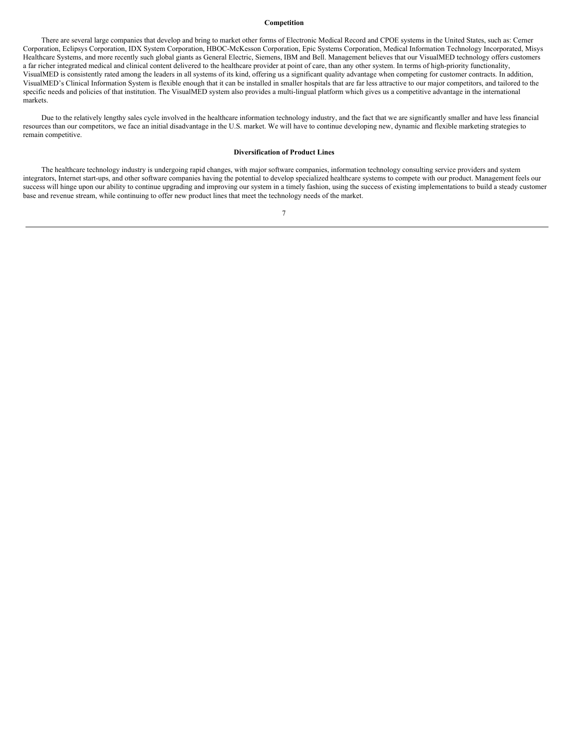## Competition

There are several large companies that develop and bring to market other forms of Electronic Medical Record and CPOE systems in the United States, such as: Cerner Corporation, Eclipsys Corporation, IDX System Corporation, HBOC-McKesson Corporation, Epic Systems Corporation, Medical Information Technology Incorporated, Misys Healthcare Systems, and more recently such global giants as General Electric, Siemens, IBM and Bell. Management believes that our VisualMED technology offers customers a far richer integrated medical and clinical content delivered to the healthcare provider at point of care, than any other system. In terms of high-priority functionality, VisualMED is consistently rated among the leaders in all systems of its kind, offering us a significant quality advantage when competing for customer contracts. In addition, VisualMED's Clinical Information System is flexible enough that it can be installed in smaller hospitals that are far less attractive to our major competitors, and tailored to the specific needs and policies of that institution. The VisualMED system also provides a multi-lingual platform which gives us a competitive advantage in the international markets.

Due to the relatively lengthy sales cycle involved in the healthcare information technology industry, and the fact that we are significantly smaller and have less financial resources than our competitors, we face an initial disadvantage in the U.S. market. We will have to continue developing new, dynamic and flexible marketing strategies to remain competitive.

## Diversification of Product Lines

The healthcare technology industry is undergoing rapid changes, with major software companies, information technology consulting service providers and system integrators, Internet start-ups, and other software companies having the potential to develop specialized healthcare systems to compete with our product. Management feels our success will hinge upon our ability to continue upgrading and improving our system in a timely fashion, using the success of existing implementations to build a steady customer base and revenue stream, while continuing to offer new product lines that meet the technology needs of the market.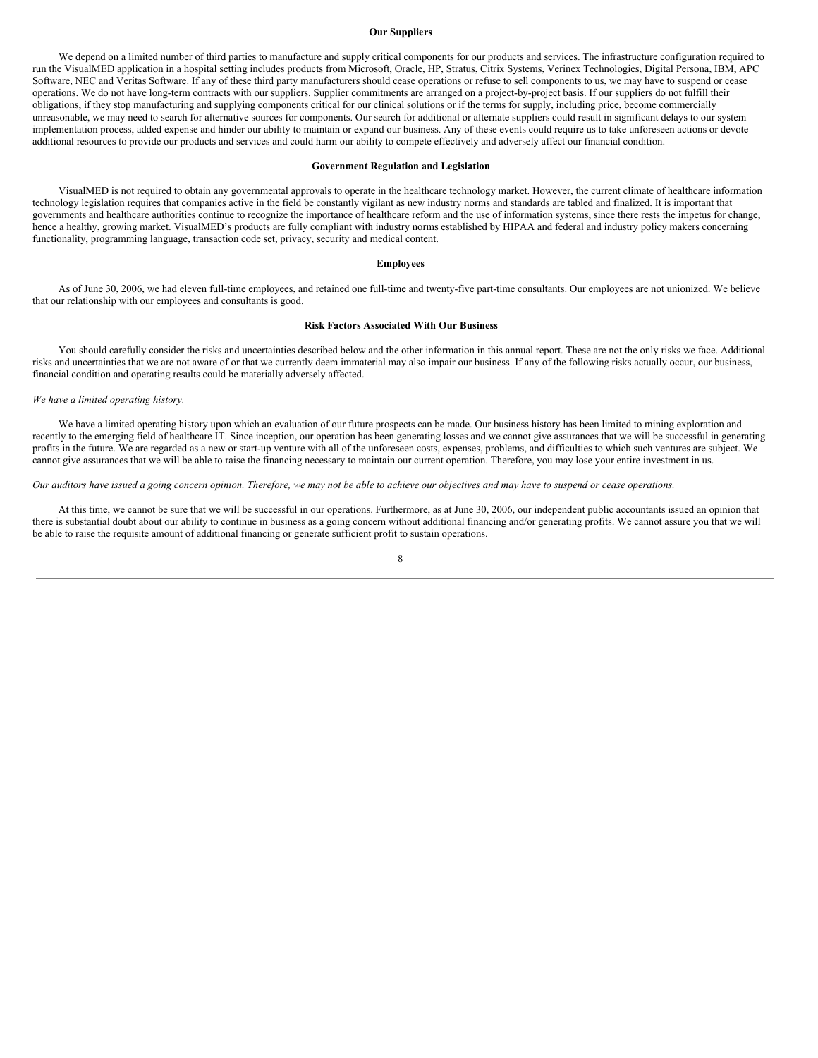## Our Suppliers

We depend on a limited number of third parties to manufacture and supply critical components for our products and services. The infrastructure configuration required to run the VisualMED application in a hospital setting includes products from Microsoft, Oracle, HP, Stratus, Citrix Systems, Verinex Technologies, Digital Persona, IBM, APC Software, NEC and Veritas Software. If any of these third party manufacturers should cease operations or refuse to sell components to us, we may have to suspend or cease operations. We do not have long-term contracts with our suppliers. Supplier commitments are arranged on a project-by-project basis. If our suppliers do not fulfill their obligations, if they stop manufacturing and supplying components critical for our clinical solutions or if the terms for supply, including price, become commercially unreasonable, we may need to search for alternative sources for components. Our search for additional or alternate suppliers could result in significant delays to our system implementation process, added expense and hinder our ability to maintain or expand our business. Any of these events could require us to take unforeseen actions or devote additional resources to provide our products and services and could harm our ability to compete effectively and adversely affect our financial condition.

## Government Regulation and Legislation

VisualMED is not required to obtain any governmental approvals to operate in the healthcare technology market. However, the current climate of healthcare information technology legislation requires that companies active in the field be constantly vigilant as new industry norms and standards are tabled and finalized. It is important that governments and healthcare authorities continue to recognize the importance of healthcare reform and the use of information systems, since there rests the impetus for change, hence a healthy, growing market. VisualMED's products are fully compliant with industry norms established by HIPAA and federal and industry policy makers concerning functionality, programming language, transaction code set, privacy, security and medical content.

## Employees

As of June 30, 2006, we had eleven full-time employees, and retained one full-time and twenty-five part-time consultants. Our employees are not unionized. We believe that our relationship with our employees and consultants is good.

## Risk Factors Associated With Our Business

You should carefully consider the risks and uncertainties described below and the other information in this annual report. These are not the only risks we face. Additional risks and uncertainties that we are not aware of or that we currently deem immaterial may also impair our business. If any of the following risks actually occur, our business, financial condition and operating results could be materially adversely affected.

*We have a limited operating history.*

We have a limited operating history upon which an evaluation of our future prospects can be made. Our business history has been limited to mining exploration and recently to the emerging field of healthcare IT. Since inception, our operation has been generating losses and we cannot give assurances that we will be successful in generating profits in the future. We are regarded as a new or start-up venture with all of the unforeseen costs, expenses, problems, and difficulties to which such ventures are subject. We cannot give assurances that we will be able to raise the financing necessary to maintain our current operation. Therefore, you may lose your entire investment in us.

*Our auditors have issued a going concern opinion. Therefore, we may not be able to achieve our objectives and may have to suspend or cease operations.*

At this time, we cannot be sure that we will be successful in our operations. Furthermore, as at June 30, 2006, our independent public accountants issued an opinion that there is substantial doubt about our ability to continue in business as a going concern without additional financing and/or generating profits. We cannot assure you that we will be able to raise the requisite amount of additional financing or generate sufficient profit to sustain operations.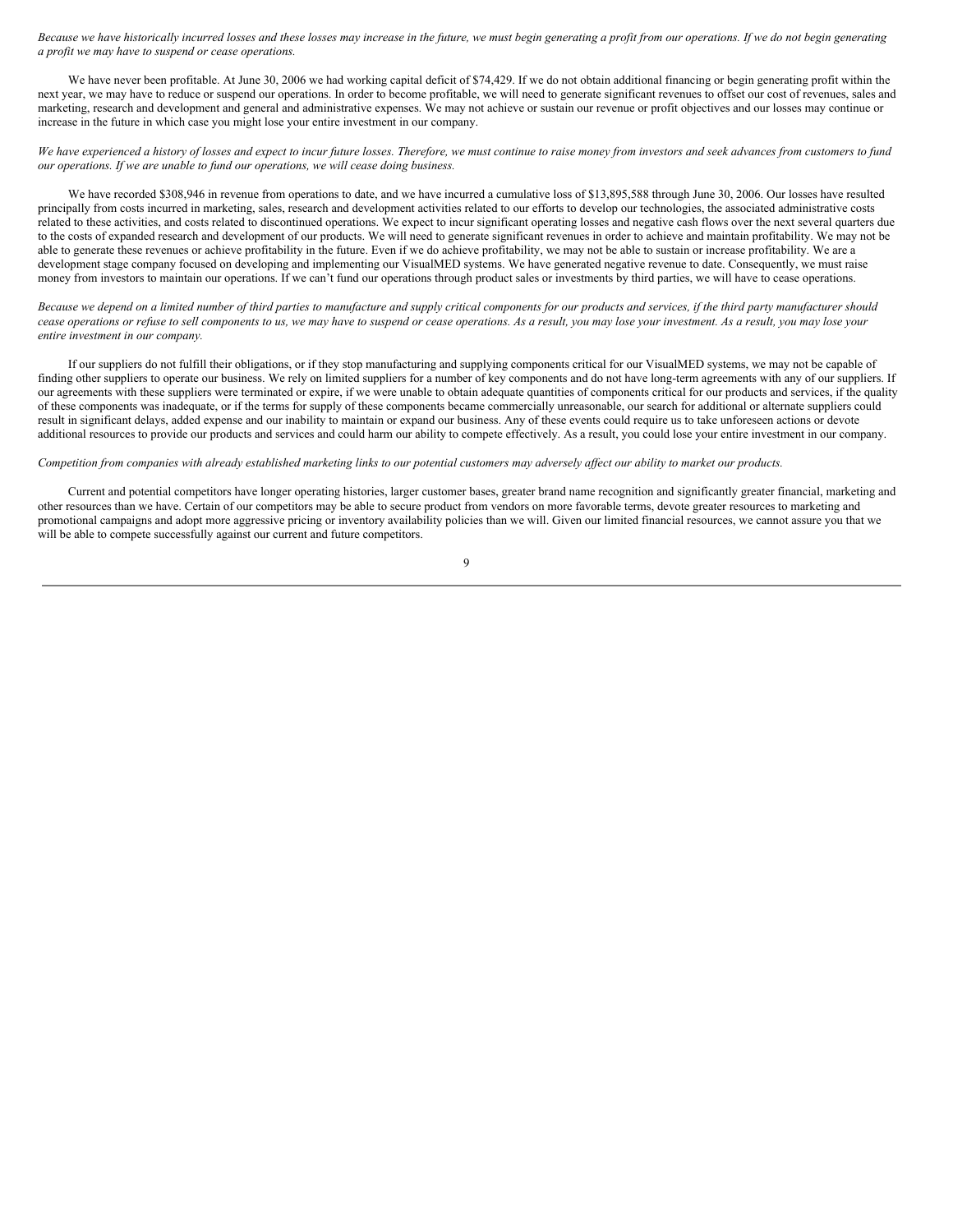*Because we have historically incurred losses and these losses may increase in the future, we must begin generating a profit from our operations. If we do not begin generating a profit we may have to suspend or cease operations.*

We have never been profitable. At June 30, 2006 we had working capital deficit of $74,429. If we do not obtain additional financing or begin generating profit within the next year, we may have to reduce or suspend our operations. In order to become profitable, we will need to generate significant revenues to offset our cost of revenues, sales and marketing, research and development and general and administrative expenses. We may not achieve or sustain our revenue or profit objectives and our losses may continue or increase in the future in which case you might lose your entire investment in our company.

*We have experienced a history of losses and expect to incur future losses. Therefore, we must continue to raise money from investors and seek advances from customers to fund our operations. If we are unable to fund our operations, we will cease doing business.*

We have recorded $308,946 in revenue from operations to date, and we have incurred a cumulative loss of $13,895,588 through June 30, 2006. Our losses have resulted principally from costs incurred in marketing, sales, research and development activities related to our efforts to develop our technologies, the associated administrative costs related to these activities, and costs related to discontinued operations. We expect to incur significant operating losses and negative cash flows over the next several quarters due to the costs of expanded research and development of our products. We will need to generate significant revenues in order to achieve and maintain profitability. We may not be able to generate these revenues or achieve profitability in the future. Even if we do achieve profitability, we may not be able to sustain or increase profitability. We are a development stage company focused on developing and implementing our VisualMED systems. We have generated negative revenue to date. Consequently, we must raise money from investors to maintain our operations. If we can't fund our operations through product sales or investments by third parties, we will have to cease operations.

*Because we depend on a limited number of third parties to manufacture and supply critical components for our products and services, if the third party manufacturer should cease operations or refuse to sell components to us, we may have to suspend or cease operations. As a result, you may lose your investment. As a result, you may lose your entire investment in our company.*

If our suppliers do not fulfill their obligations, or if they stop manufacturing and supplying components critical for our VisualMED systems, we may not be capable of finding other suppliers to operate our business. We rely on limited suppliers for a number of key components and do not have long-term agreements with any of our suppliers. If our agreements with these suppliers were terminated or expire, if we were unable to obtain adequate quantities of components critical for our products and services, if the quality of these components was inadequate, or if the terms for supply of these components became commercially unreasonable, our search for additional or alternate suppliers could result in significant delays, added expense and our inability to maintain or expand our business. Any of these events could require us to take unforeseen actions or devote additional resources to provide our products and services and could harm our ability to compete effectively. As a result, you could lose your entire investment in our company.

*Competition from companies with already established marketing links to our potential customers may adversely affect our ability to market our products.*

Current and potential competitors have longer operating histories, larger customer bases, greater brand name recognition and significantly greater financial, marketing and other resources than we have. Certain of our competitors may be able to secure product from vendors on more favorable terms, devote greater resources to marketing and promotional campaigns and adopt more aggressive pricing or inventory availability policies than we will. Given our limited financial resources, we cannot assure you that we will be able to compete successfully against our current and future competitors.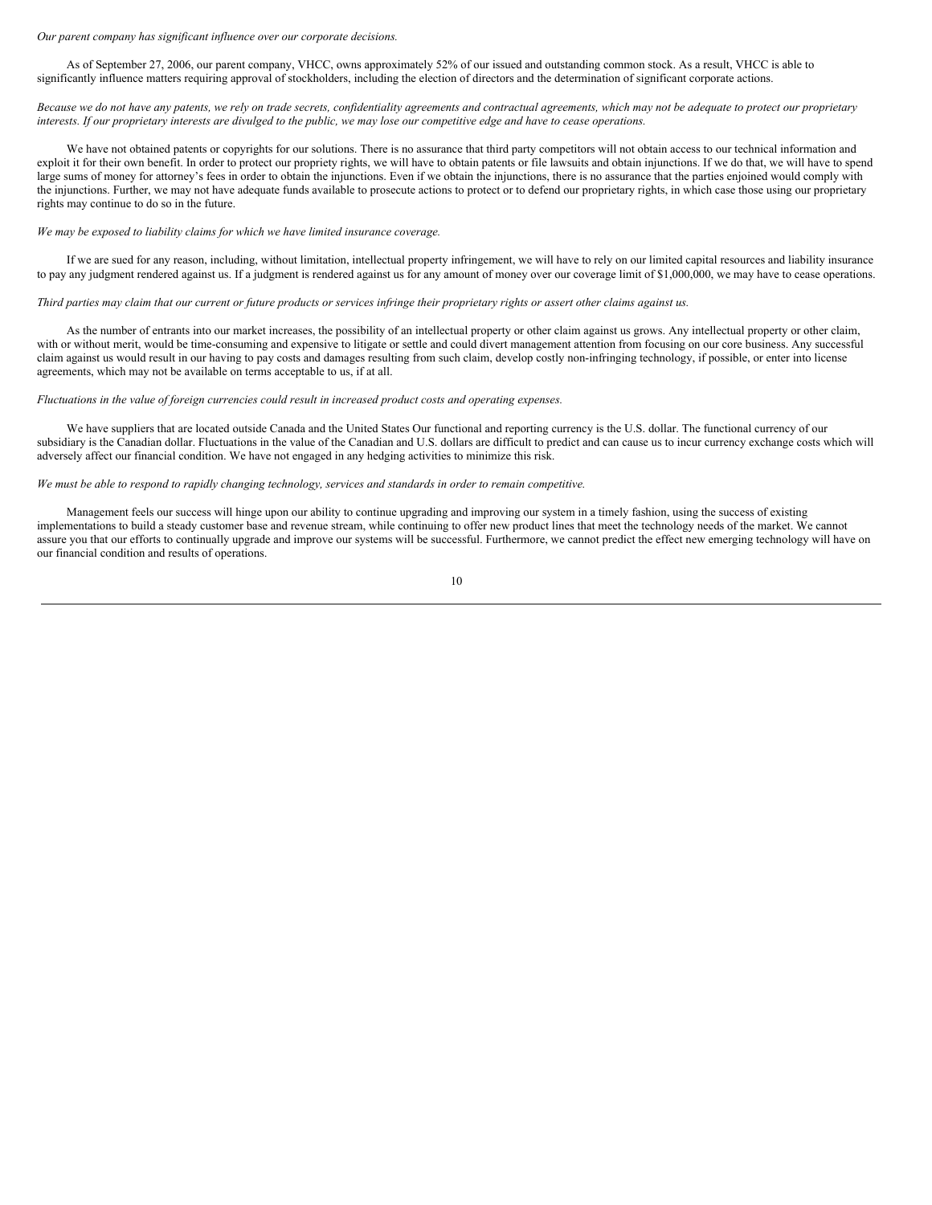*Our parent company has significant influence over our corporate decisions.*

As of September 27, 2006, our parent company, VHCC, owns approximately 52% of our issued and outstanding common stock. As a result, VHCC is able to significantly influence matters requiring approval of stockholders, including the election of directors and the determination of significant corporate actions.

*Because we do not have any patents, we rely on trade secrets, confidentiality agreements and contractual agreements, which may not be adequate to protect our proprietary interests. If our proprietary interests are divulged to the public, we may lose our competitive edge and have to cease operations.*

We have not obtained patents or copyrights for our solutions. There is no assurance that third party competitors will not obtain access to our technical information and exploit it for their own benefit. In order to protect our propriety rights, we will have to obtain patents or file lawsuits and obtain injunctions. If we do that, we will have to spend large sums of money for attorney's fees in order to obtain the injunctions. Even if we obtain the injunctions, there is no assurance that the parties enjoined would comply with the injunctions. Further, we may not have adequate funds available to prosecute actions to protect or to defend our proprietary rights, in which case those using our proprietary rights may continue to do so in the future.

*We may be exposed to liability claims for which we have limited insurance coverage.*

If we are sued for any reason, including, without limitation, intellectual property infringement, we will have to rely on our limited capital resources and liability insurance to pay any judgment rendered against us. If a judgment is rendered against us for any amount of money over our coverage limit of $1,000,000, we may have to cease operations.

*Third parties may claim that our current or future products or services infringe their proprietary rights or assert other claims against us.*

As the number of entrants into our market increases, the possibility of an intellectual property or other claim against us grows. Any intellectual property or other claim, with or without merit, would be time-consuming and expensive to litigate or settle and could divert management attention from focusing on our core business. Any successful claim against us would result in our having to pay costs and damages resulting from such claim, develop costly non-infringing technology, if possible, or enter into license agreements, which may not be available on terms acceptable to us, if at all.

*Fluctuations in the value of foreign currencies could result in increased product costs and operating expenses.*

We have suppliers that are located outside Canada and the United States Our functional and reporting currency is the U.S. dollar. The functional currency of our subsidiary is the Canadian dollar. Fluctuations in the value of the Canadian and U.S. dollars are difficult to predict and can cause us to incur currency exchange costs which will adversely affect our financial condition. We have not engaged in any hedging activities to minimize this risk.

*We must be able to respond to rapidly changing technology, services and standards in order to remain competitive.*

Management feels our success will hinge upon our ability to continue upgrading and improving our system in a timely fashion, using the success of existing implementations to build a steady customer base and revenue stream, while continuing to offer new product lines that meet the technology needs of the market. We cannot assure you that our efforts to continually upgrade and improve our systems will be successful. Furthermore, we cannot predict the effect new emerging technology will have on our financial condition and results of operations.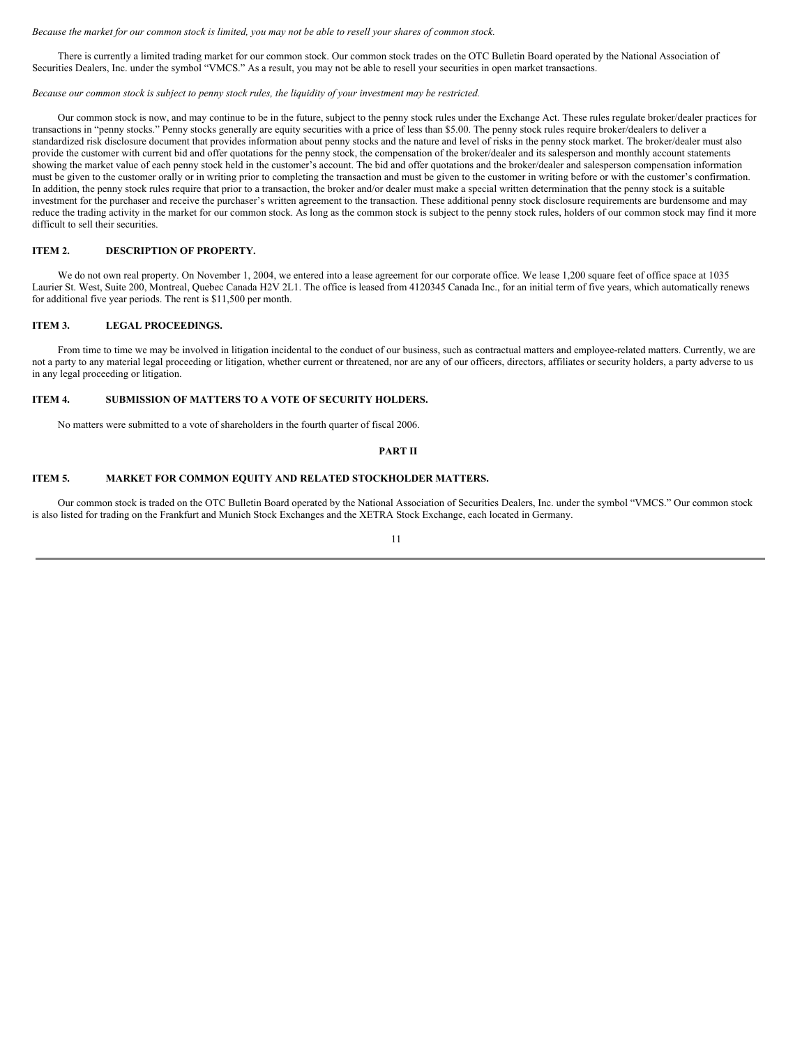*Because the market for our common stock is limited, you may not be able to resell your shares of common stock.*

There is currently a limited trading market for our common stock. Our common stock trades on the OTC Bulletin Board operated by the National Association of Securities Dealers, Inc. under the symbol "VMCS." As a result, you may not be able to resell your securities in open market transactions.

*Because our common stock is subject to penny stock rules, the liquidity of your investment may be restricted.*

Our common stock is now, and may continue to be in the future, subject to the penny stock rules under the Exchange Act. These rules regulate broker/dealer practices for transactions in "penny stocks." Penny stocks generally are equity securities with a price of less than $5.00. The penny stock rules require broker/dealers to deliver a standardized risk disclosure document that provides information about penny stocks and the nature and level of risks in the penny stock market. The broker/dealer must also provide the customer with current bid and offer quotations for the penny stock, the compensation of the broker/dealer and its salesperson and monthly account statements showing the market value of each penny stock held in the customer's account. The bid and offer quotations and the broker/dealer and salesperson compensation information must be given to the customer orally or in writing prior to completing the transaction and must be given to the customer in writing before or with the customer's confirmation. In addition, the penny stock rules require that prior to a transaction, the broker and/or dealer must make a special written determination that the penny stock is a suitable investment for the purchaser and receive the purchaser's written agreement to the transaction. These additional penny stock disclosure requirements are burdensome and may reduce the trading activity in the market for our common stock. As long as the common stock is subject to the penny stock rules, holders of our common stock may find it more difficult to sell their securities.

## ITEM 2. DESCRIPTION OF PROPERTY.

We do not own real property. On November 1, 2004, we entered into a lease agreement for our corporate office. We lease 1,200 square feet of office space at 1035 Laurier St. West, Suite 200, Montreal, Quebec Canada H2V 2L1. The office is leased from 4120345 Canada Inc., for an initial term of five years, which automatically renews for additional five year periods. The rent is $11,500 per month.

## ITEM 3. LEGAL PROCEEDINGS.

From time to time we may be involved in litigation incidental to the conduct of our business, such as contractual matters and employee-related matters. Currently, we are not a party to any material legal proceeding or litigation, whether current or threatened, nor are any of our officers, directors, affiliates or security holders, a party adverse to us in any legal proceeding or litigation.

## ITEM 4. SUBMISSION OF MATTERS TO A VOTE OF SECURITY HOLDERS.

No matters were submitted to a vote of shareholders in the fourth quarter of fiscal 2006.

# PART II

## ITEM 5. MARKET FOR COMMON EQUITY AND RELATED STOCKHOLDER MATTERS.

Our common stock is traded on the OTC Bulletin Board operated by the National Association of Securities Dealers, Inc. under the symbol "VMCS." Our common stock is also listed for trading on the Frankfurt and Munich Stock Exchanges and the XETRA Stock Exchange, each located in Germany.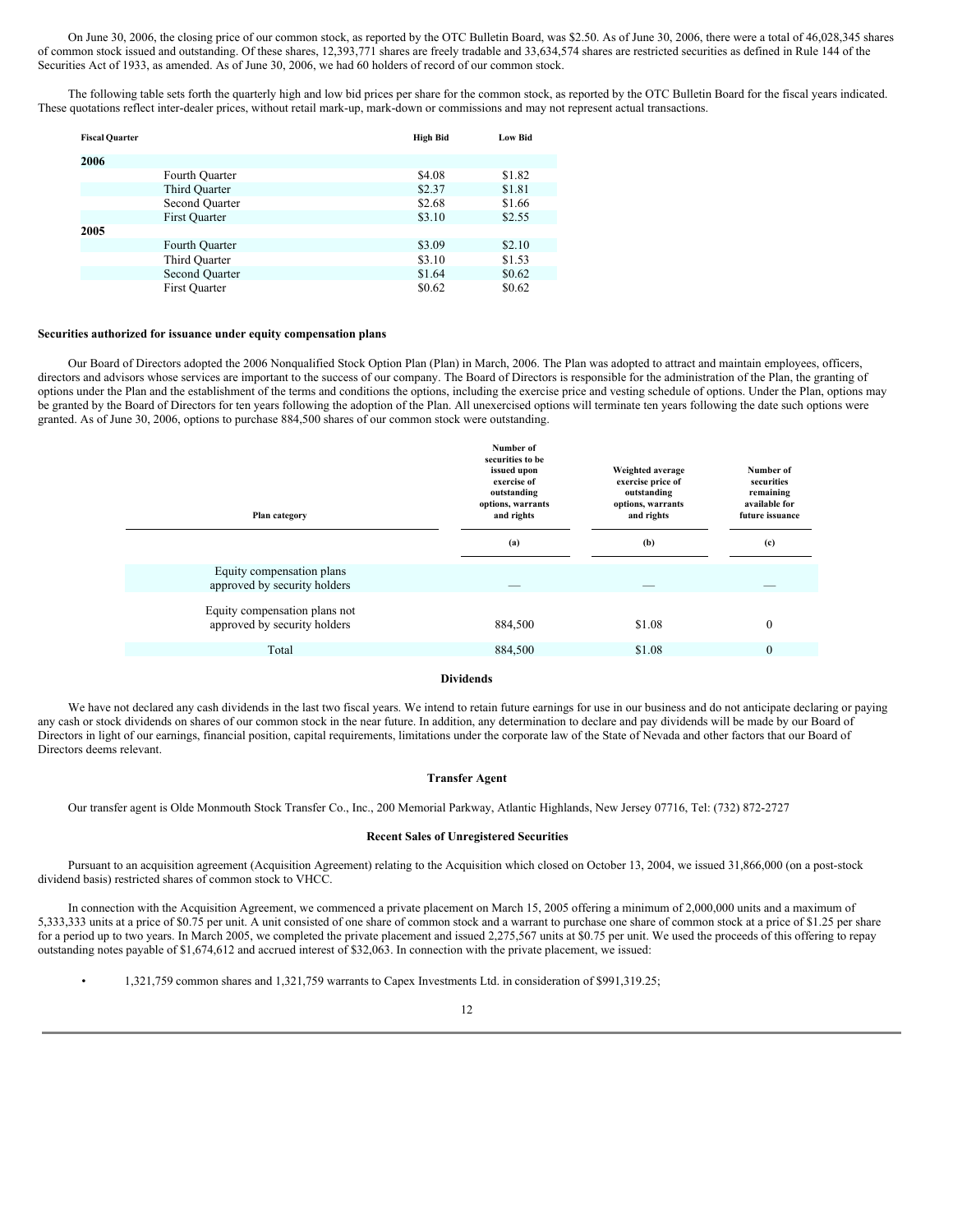On June 30, 2006, the closing price of our common stock, as reported by the OTC Bulletin Board, was $2.50. As of June 30, 2006, there were a total of 46,028,345 shares of common stock issued and outstanding. Of these shares, 12,393,771 shares are freely tradable and 33,634,574 shares are restricted securities as defined in Rule 144 of the Securities Act of 1933, as amended. As of June 30, 2006, we had 60 holders of record of our common stock.

The following table sets forth the quarterly high and low bid prices per share for the common stock, as reported by the OTC Bulletin Board for the fiscal years indicated. These quotations reflect inter-dealer prices, without retail mark-up, mark-down or commissions and may not represent actual transactions.

| Fiscal Quarter | | High Bid | Low Bid |
|---|---|---|---|
| **2006** | | | |
| | Fourth Quarter | $4.08 | $1.82 |
| | Third Quarter | $2.37 | $1.81 |
| | Second Quarter | $2.68 | $1.66 |
| | First Quarter | $3.10 | $2.55 |
| **2005** | | | |
| | Fourth Quarter | $3.09 | $2.10 |
| | Third Quarter | $3.10 | $1.53 |
| | Second Quarter | $1.64 | $0.62 |
| | First Quarter | $0.62 | $0.62 |

**Securities authorized for issuance under equity compensation plans**

Our Board of Directors adopted the 2006 Nonqualified Stock Option Plan (Plan) in March, 2006. The Plan was adopted to attract and maintain employees, officers, directors and advisors whose services are important to the success of our company. The Board of Directors is responsible for the administration of the Plan, the granting of options under the Plan and the establishment of the terms and conditions the options, including the exercise price and vesting schedule of options. Under the Plan, options may be granted by the Board of Directors for ten years following the adoption of the Plan. All unexercised options will terminate ten years following the date such options were granted. As of June 30, 2006, options to purchase 884,500 shares of our common stock were outstanding.

| Plan category | Number of securities to be issued upon exercise of outstanding options, warrants and rights | Weighted average exercise price of outstanding options, warrants and rights | Number of securities remaining available for future issuance |
|---|---|---|---|
| | (a) | (b) | (c) |
| Equity compensation plans approved by security holders | — | — | — |
| Equity compensation plans not approved by security holders | 884,500 | $1.08 | 0 |
| Total | 884,500 | $1.08 | 0 |

**Dividends**

We have not declared any cash dividends in the last two fiscal years. We intend to retain future earnings for use in our business and do not anticipate declaring or paying any cash or stock dividends on shares of our common stock in the near future. In addition, any determination to declare and pay dividends will be made by our Board of Directors in light of our earnings, financial position, capital requirements, limitations under the corporate law of the State of Nevada and other factors that our Board of Directors deems relevant.

**Transfer Agent**

Our transfer agent is Olde Monmouth Stock Transfer Co., Inc., 200 Memorial Parkway, Atlantic Highlands, New Jersey 07716, Tel: (732) 872-2727

**Recent Sales of Unregistered Securities**

Pursuant to an acquisition agreement (Acquisition Agreement) relating to the Acquisition which closed on October 13, 2004, we issued 31,866,000 (on a post-stock dividend basis) restricted shares of common stock to VHCC.

In connection with the Acquisition Agreement, we commenced a private placement on March 15, 2005 offering a minimum of 2,000,000 units and a maximum of 5,333,333 units at a price of $0.75 per unit. A unit consisted of one share of common stock and a warrant to purchase one share of common stock at a price of $1.25 per share for a period up to two years. In March 2005, we completed the private placement and issued 2,275,567 units at $0.75 per unit. We used the proceeds of this offering to repay outstanding notes payable of $1,674,612 and accrued interest of $32,063. In connection with the private placement, we issued:

- 1,321,759 common shares and 1,321,759 warrants to Capex Investments Ltd. in consideration of $991,319.25;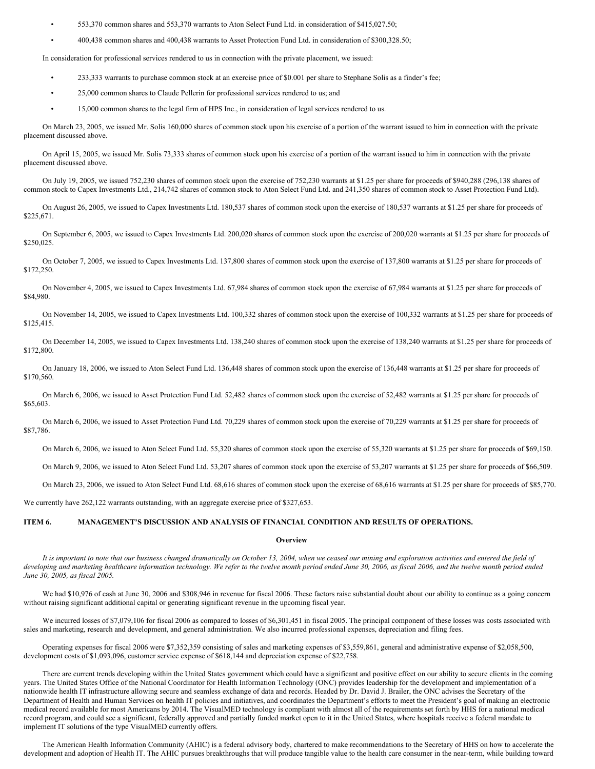- 553,370 common shares and 553,370 warrants to Aton Select Fund Ltd. in consideration of $415,027.50;
- 400,438 common shares and 400,438 warrants to Asset Protection Fund Ltd. in consideration of $300,328.50;

In consideration for professional services rendered to us in connection with the private placement, we issued:

- 233,333 warrants to purchase common stock at an exercise price of $0.001 per share to Stephane Solis as a finder's fee;
- 25,000 common shares to Claude Pellerin for professional services rendered to us; and
- 15,000 common shares to the legal firm of HPS Inc., in consideration of legal services rendered to us.

On March 23, 2005, we issued Mr. Solis 160,000 shares of common stock upon his exercise of a portion of the warrant issued to him in connection with the private placement discussed above.

On April 15, 2005, we issued Mr. Solis 73,333 shares of common stock upon his exercise of a portion of the warrant issued to him in connection with the private placement discussed above.

On July 19, 2005, we issued 752,230 shares of common stock upon the exercise of 752,230 warrants at $1.25 per share for proceeds of $940,288 (296,138 shares of common stock to Capex Investments Ltd., 214,742 shares of common stock to Aton Select Fund Ltd. and 241,350 shares of common stock to Asset Protection Fund Ltd).

On August 26, 2005, we issued to Capex Investments Ltd. 180,537 shares of common stock upon the exercise of 180,537 warrants at $1.25 per share for proceeds of $225,671.

On September 6, 2005, we issued to Capex Investments Ltd. 200,020 shares of common stock upon the exercise of 200,020 warrants at $1.25 per share for proceeds of $250,025.

On October 7, 2005, we issued to Capex Investments Ltd. 137,800 shares of common stock upon the exercise of 137,800 warrants at $1.25 per share for proceeds of $172,250.

On November 4, 2005, we issued to Capex Investments Ltd. 67,984 shares of common stock upon the exercise of 67,984 warrants at $1.25 per share for proceeds of $84,980.

On November 14, 2005, we issued to Capex Investments Ltd. 100,332 shares of common stock upon the exercise of 100,332 warrants at $1.25 per share for proceeds of $125,415.

On December 14, 2005, we issued to Capex Investments Ltd. 138,240 shares of common stock upon the exercise of 138,240 warrants at $1.25 per share for proceeds of $172,800.

On January 18, 2006, we issued to Aton Select Fund Ltd. 136,448 shares of common stock upon the exercise of 136,448 warrants at $1.25 per share for proceeds of $170,560.

On March 6, 2006, we issued to Asset Protection Fund Ltd. 52,482 shares of common stock upon the exercise of 52,482 warrants at $1.25 per share for proceeds of $65,603.

On March 6, 2006, we issued to Asset Protection Fund Ltd. 70,229 shares of common stock upon the exercise of 70,229 warrants at $1.25 per share for proceeds of $87,786.

On March 6, 2006, we issued to Aton Select Fund Ltd. 55,320 shares of common stock upon the exercise of 55,320 warrants at $1.25 per share for proceeds of $69,150.

On March 9, 2006, we issued to Aton Select Fund Ltd. 53,207 shares of common stock upon the exercise of 53,207 warrants at $1.25 per share for proceeds of $66,509.

On March 23, 2006, we issued to Aton Select Fund Ltd. 68,616 shares of common stock upon the exercise of 68,616 warrants at $1.25 per share for proceeds of $85,770.

We currently have 262,122 warrants outstanding, with an aggregate exercise price of $327,653.

## ITEM 6. MANAGEMENT'S DISCUSSION AND ANALYSIS OF FINANCIAL CONDITION AND RESULTS OF OPERATIONS.

### Overview

*It is important to note that our business changed dramatically on October 13, 2004, when we ceased our mining and exploration activities and entered the field of developing and marketing healthcare information technology. We refer to the twelve month period ended June 30, 2006, as fiscal 2006, and the twelve month period ended June 30, 2005, as fiscal 2005.*

We had $10,976 of cash at June 30, 2006 and $308,946 in revenue for fiscal 2006. These factors raise substantial doubt about our ability to continue as a going concern without raising significant additional capital or generating significant revenue in the upcoming fiscal year.

We incurred losses of $7,079,106 for fiscal 2006 as compared to losses of $6,301,451 in fiscal 2005. The principal component of these losses was costs associated with sales and marketing, research and development, and general administration. We also incurred professional expenses, depreciation and filing fees.

Operating expenses for fiscal 2006 were $7,352,359 consisting of sales and marketing expenses of $3,559,861, general and administrative expense of $2,058,500, development costs of $1,093,096, customer service expense of $618,144 and depreciation expense of $22,758.

There are current trends developing within the United States government which could have a significant and positive effect on our ability to secure clients in the coming years. The United States Office of the National Coordinator for Health Information Technology (ONC) provides leadership for the development and implementation of a nationwide health IT infrastructure allowing secure and seamless exchange of data and records. Headed by Dr. David J. Brailer, the ONC advises the Secretary of the Department of Health and Human Services on health IT policies and initiatives, and coordinates the Department's efforts to meet the President's goal of making an electronic medical record available for most Americans by 2014. The VisualMED technology is compliant with almost all of the requirements set forth by HHS for a national medical record program, and could see a significant, federally approved and partially funded market open to it in the United States, where hospitals receive a federal mandate to implement IT solutions of the type VisualMED currently offers.

The American Health Information Community (AHIC) is a federal advisory body, chartered to make recommendations to the Secretary of HHS on how to accelerate the development and adoption of Health IT. The AHIC pursues breakthroughs that will produce tangible value to the health care consumer in the near-term, while building toward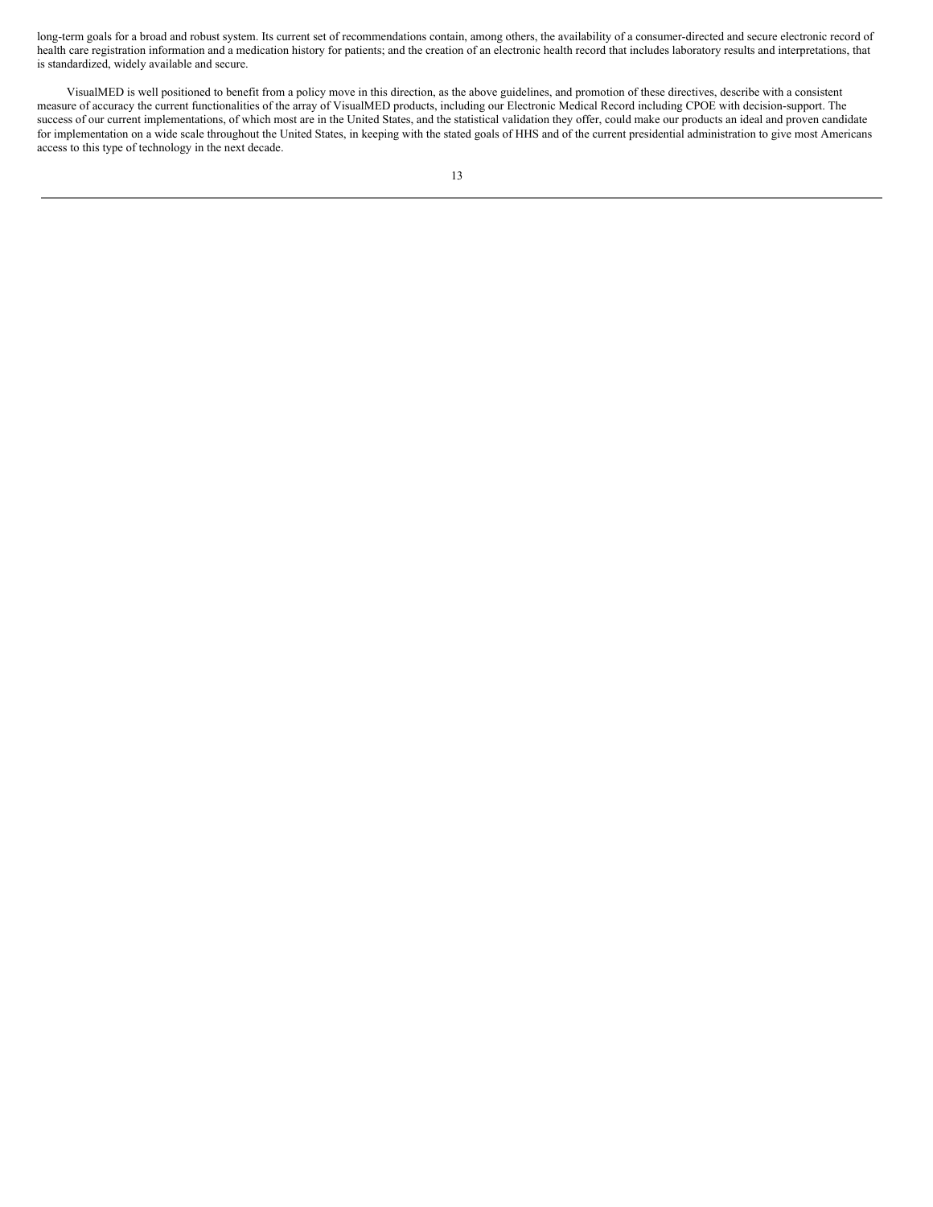long-term goals for a broad and robust system. Its current set of recommendations contain, among others, the availability of a consumer-directed and secure electronic record of health care registration information and a medication history for patients; and the creation of an electronic health record that includes laboratory results and interpretations, that is standardized, widely available and secure.

VisualMED is well positioned to benefit from a policy move in this direction, as the above guidelines, and promotion of these directives, describe with a consistent measure of accuracy the current functionalities of the array of VisualMED products, including our Electronic Medical Record including CPOE with decision-support. The success of our current implementations, of which most are in the United States, and the statistical validation they offer, could make our products an ideal and proven candidate for implementation on a wide scale throughout the United States, in keeping with the stated goals of HHS and of the current presidential administration to give most Americans access to this type of technology in the next decade.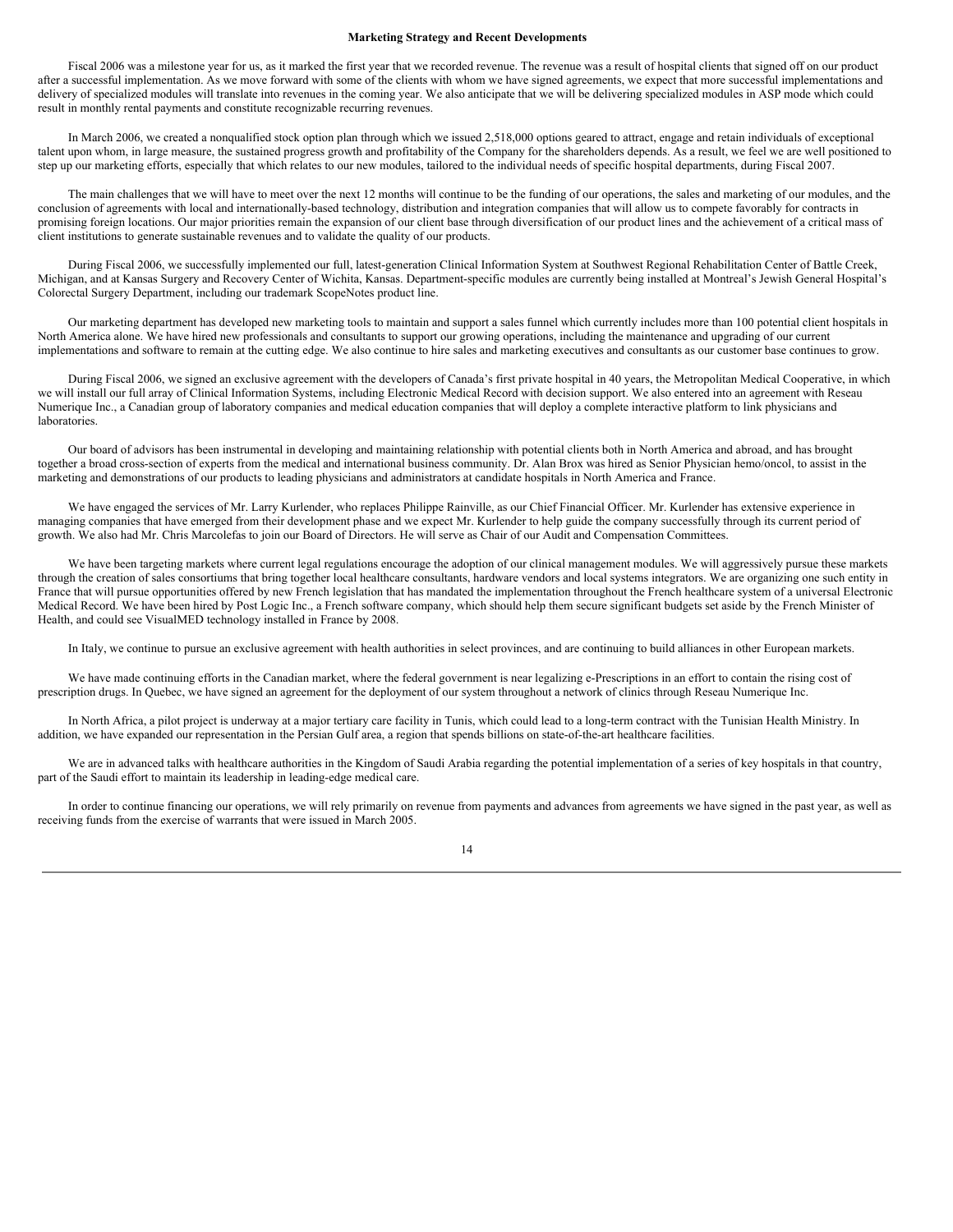## Marketing Strategy and Recent Developments

Fiscal 2006 was a milestone year for us, as it marked the first year that we recorded revenue. The revenue was a result of hospital clients that signed off on our product after a successful implementation. As we move forward with some of the clients with whom we have signed agreements, we expect that more successful implementations and delivery of specialized modules will translate into revenues in the coming year. We also anticipate that we will be delivering specialized modules in ASP mode which could result in monthly rental payments and constitute recognizable recurring revenues.

In March 2006, we created a nonqualified stock option plan through which we issued 2,518,000 options geared to attract, engage and retain individuals of exceptional talent upon whom, in large measure, the sustained progress growth and profitability of the Company for the shareholders depends. As a result, we feel we are well positioned to step up our marketing efforts, especially that which relates to our new modules, tailored to the individual needs of specific hospital departments, during Fiscal 2007.

The main challenges that we will have to meet over the next 12 months will continue to be the funding of our operations, the sales and marketing of our modules, and the conclusion of agreements with local and internationally-based technology, distribution and integration companies that will allow us to compete favorably for contracts in promising foreign locations. Our major priorities remain the expansion of our client base through diversification of our product lines and the achievement of a critical mass of client institutions to generate sustainable revenues and to validate the quality of our products.

During Fiscal 2006, we successfully implemented our full, latest-generation Clinical Information System at Southwest Regional Rehabilitation Center of Battle Creek, Michigan, and at Kansas Surgery and Recovery Center of Wichita, Kansas. Department-specific modules are currently being installed at Montreal's Jewish General Hospital's Colorectal Surgery Department, including our trademark ScopeNotes product line.

Our marketing department has developed new marketing tools to maintain and support a sales funnel which currently includes more than 100 potential client hospitals in North America alone. We have hired new professionals and consultants to support our growing operations, including the maintenance and upgrading of our current implementations and software to remain at the cutting edge. We also continue to hire sales and marketing executives and consultants as our customer base continues to grow.

During Fiscal 2006, we signed an exclusive agreement with the developers of Canada's first private hospital in 40 years, the Metropolitan Medical Cooperative, in which we will install our full array of Clinical Information Systems, including Electronic Medical Record with decision support. We also entered into an agreement with Reseau Numerique Inc., a Canadian group of laboratory companies and medical education companies that will deploy a complete interactive platform to link physicians and laboratories.

Our board of advisors has been instrumental in developing and maintaining relationship with potential clients both in North America and abroad, and has brought together a broad cross-section of experts from the medical and international business community. Dr. Alan Brox was hired as Senior Physician hemo/oncol, to assist in the marketing and demonstrations of our products to leading physicians and administrators at candidate hospitals in North America and France.

We have engaged the services of Mr. Larry Kurlender, who replaces Philippe Rainville, as our Chief Financial Officer. Mr. Kurlender has extensive experience in managing companies that have emerged from their development phase and we expect Mr. Kurlender to help guide the company successfully through its current period of growth. We also had Mr. Chris Marcolefas to join our Board of Directors. He will serve as Chair of our Audit and Compensation Committees.

We have been targeting markets where current legal regulations encourage the adoption of our clinical management modules. We will aggressively pursue these markets through the creation of sales consortiums that bring together local healthcare consultants, hardware vendors and local systems integrators. We are organizing one such entity in France that will pursue opportunities offered by new French legislation that has mandated the implementation throughout the French healthcare system of a universal Electronic Medical Record. We have been hired by Post Logic Inc., a French software company, which should help them secure significant budgets set aside by the French Minister of Health, and could see VisualMED technology installed in France by 2008.

In Italy, we continue to pursue an exclusive agreement with health authorities in select provinces, and are continuing to build alliances in other European markets.

We have made continuing efforts in the Canadian market, where the federal government is near legalizing e-Prescriptions in an effort to contain the rising cost of prescription drugs. In Quebec, we have signed an agreement for the deployment of our system throughout a network of clinics through Reseau Numerique Inc.

In North Africa, a pilot project is underway at a major tertiary care facility in Tunis, which could lead to a long-term contract with the Tunisian Health Ministry. In addition, we have expanded our representation in the Persian Gulf area, a region that spends billions on state-of-the-art healthcare facilities.

We are in advanced talks with healthcare authorities in the Kingdom of Saudi Arabia regarding the potential implementation of a series of key hospitals in that country, part of the Saudi effort to maintain its leadership in leading-edge medical care.

In order to continue financing our operations, we will rely primarily on revenue from payments and advances from agreements we have signed in the past year, as well as receiving funds from the exercise of warrants that were issued in March 2005.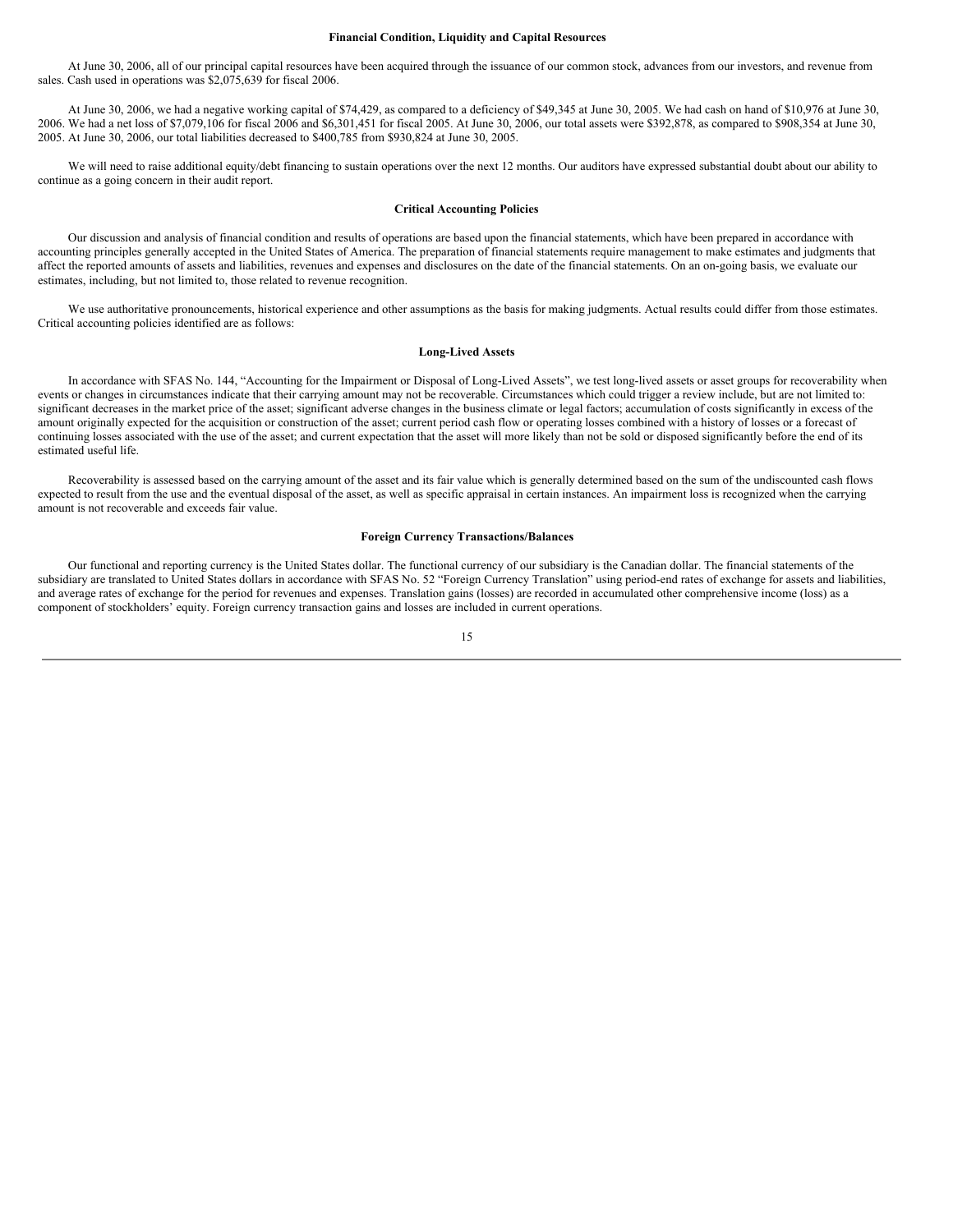## Financial Condition, Liquidity and Capital Resources

At June 30, 2006, all of our principal capital resources have been acquired through the issuance of our common stock, advances from our investors, and revenue from sales. Cash used in operations was $2,075,639 for fiscal 2006.

At June 30, 2006, we had a negative working capital of $74,429, as compared to a deficiency of $49,345 at June 30, 2005. We had cash on hand of $10,976 at June 30, 2006. We had a net loss of $7,079,106 for fiscal 2006 and $6,301,451 for fiscal 2005. At June 30, 2006, our total assets were $392,878, as compared to $908,354 at June 30, 2005. At June 30, 2006, our total liabilities decreased to $400,785 from $930,824 at June 30, 2005.

We will need to raise additional equity/debt financing to sustain operations over the next 12 months. Our auditors have expressed substantial doubt about our ability to continue as a going concern in their audit report.

## Critical Accounting Policies

Our discussion and analysis of financial condition and results of operations are based upon the financial statements, which have been prepared in accordance with accounting principles generally accepted in the United States of America. The preparation of financial statements require management to make estimates and judgments that affect the reported amounts of assets and liabilities, revenues and expenses and disclosures on the date of the financial statements. On an on-going basis, we evaluate our estimates, including, but not limited to, those related to revenue recognition.

We use authoritative pronouncements, historical experience and other assumptions as the basis for making judgments. Actual results could differ from those estimates. Critical accounting policies identified are as follows:

### Long-Lived Assets

In accordance with SFAS No. 144, "Accounting for the Impairment or Disposal of Long-Lived Assets", we test long-lived assets or asset groups for recoverability when events or changes in circumstances indicate that their carrying amount may not be recoverable. Circumstances which could trigger a review include, but are not limited to: significant decreases in the market price of the asset; significant adverse changes in the business climate or legal factors; accumulation of costs significantly in excess of the amount originally expected for the acquisition or construction of the asset; current period cash flow or operating losses combined with a history of losses or a forecast of continuing losses associated with the use of the asset; and current expectation that the asset will more likely than not be sold or disposed significantly before the end of its estimated useful life.

Recoverability is assessed based on the carrying amount of the asset and its fair value which is generally determined based on the sum of the undiscounted cash flows expected to result from the use and the eventual disposal of the asset, as well as specific appraisal in certain instances. An impairment loss is recognized when the carrying amount is not recoverable and exceeds fair value.

### Foreign Currency Transactions/Balances

Our functional and reporting currency is the United States dollar. The functional currency of our subsidiary is the Canadian dollar. The financial statements of the subsidiary are translated to United States dollars in accordance with SFAS No. 52 "Foreign Currency Translation" using period-end rates of exchange for assets and liabilities, and average rates of exchange for the period for revenues and expenses. Translation gains (losses) are recorded in accumulated other comprehensive income (loss) as a component of stockholders' equity. Foreign currency transaction gains and losses are included in current operations.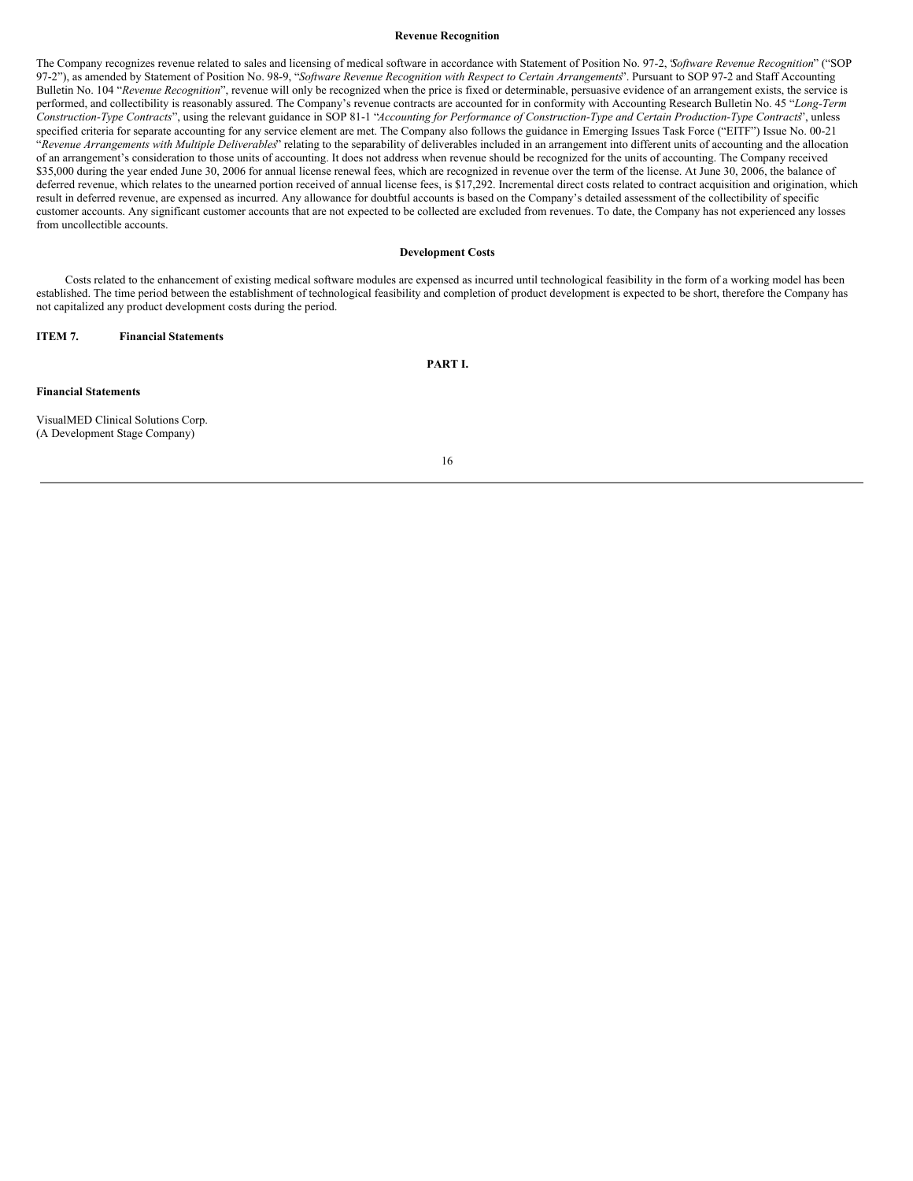**Revenue Recognition**

The Company recognizes revenue related to sales and licensing of medical software in accordance with Statement of Position No. 97-2, "*Software Revenue Recognition*" ("SOP 97-2"), as amended by Statement of Position No. 98-9, "*Software Revenue Recognition with Respect to Certain Arrangements*". Pursuant to SOP 97-2 and Staff Accounting Bulletin No. 104 "*Revenue Recognition*", revenue will only be recognized when the price is fixed or determinable, persuasive evidence of an arrangement exists, the service is performed, and collectibility is reasonably assured. The Company's revenue contracts are accounted for in conformity with Accounting Research Bulletin No. 45 "*Long-Term Construction-Type Contracts*", using the relevant guidance in SOP 81-1 "*Accounting for Performance of Construction-Type and Certain Production-Type Contracts*", unless specified criteria for separate accounting for any service element are met. The Company also follows the guidance in Emerging Issues Task Force ("EITF") Issue No. 00-21 "*Revenue Arrangements with Multiple Deliverables*" relating to the separability of deliverables included in an arrangement into different units of accounting and the allocation of an arrangement's consideration to those units of accounting. It does not address when revenue should be recognized for the units of accounting. The Company received $35,000 during the year ended June 30, 2006 for annual license renewal fees, which are recognized in revenue over the term of the license. At June 30, 2006, the balance of deferred revenue, which relates to the unearned portion received of annual license fees, is $17,292. Incremental direct costs related to contract acquisition and origination, which result in deferred revenue, are expensed as incurred. Any allowance for doubtful accounts is based on the Company's detailed assessment of the collectibility of specific customer accounts. Any significant customer accounts that are not expected to be collected are excluded from revenues. To date, the Company has not experienced any losses from uncollectible accounts.

**Development Costs**

Costs related to the enhancement of existing medical software modules are expensed as incurred until technological feasibility in the form of a working model has been established. The time period between the establishment of technological feasibility and completion of product development is expected to be short, therefore the Company has not capitalized any product development costs during the period.

**ITEM 7. Financial Statements**

**PART I.**

**Financial Statements**

VisualMED Clinical Solutions Corp.
(A Development Stage Company)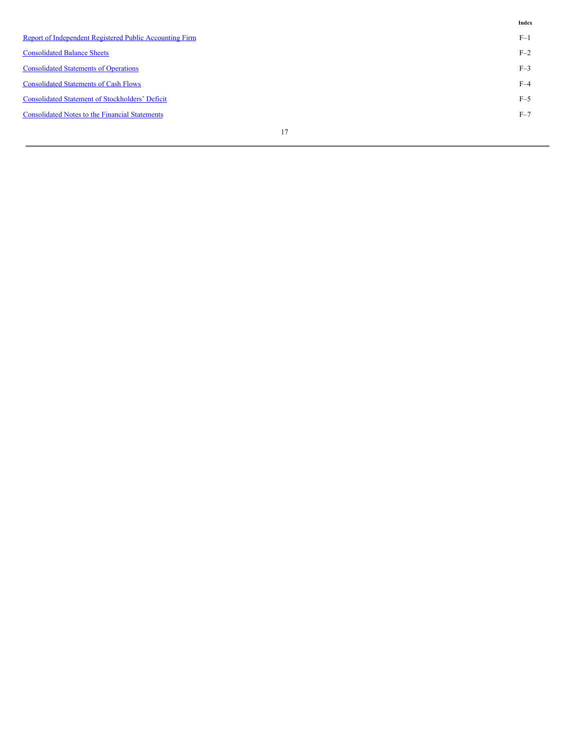| | Index |
|---|---|
| Report of Independent Registered Public Accounting Firm | F–1 |
| Consolidated Balance Sheets | F–2 |
| Consolidated Statements of Operations | F–3 |
| Consolidated Statements of Cash Flows | F–4 |
| Consolidated Statement of Stockholders' Deficit | F–5 |
| Consolidated Notes to the Financial Statements | F–7 |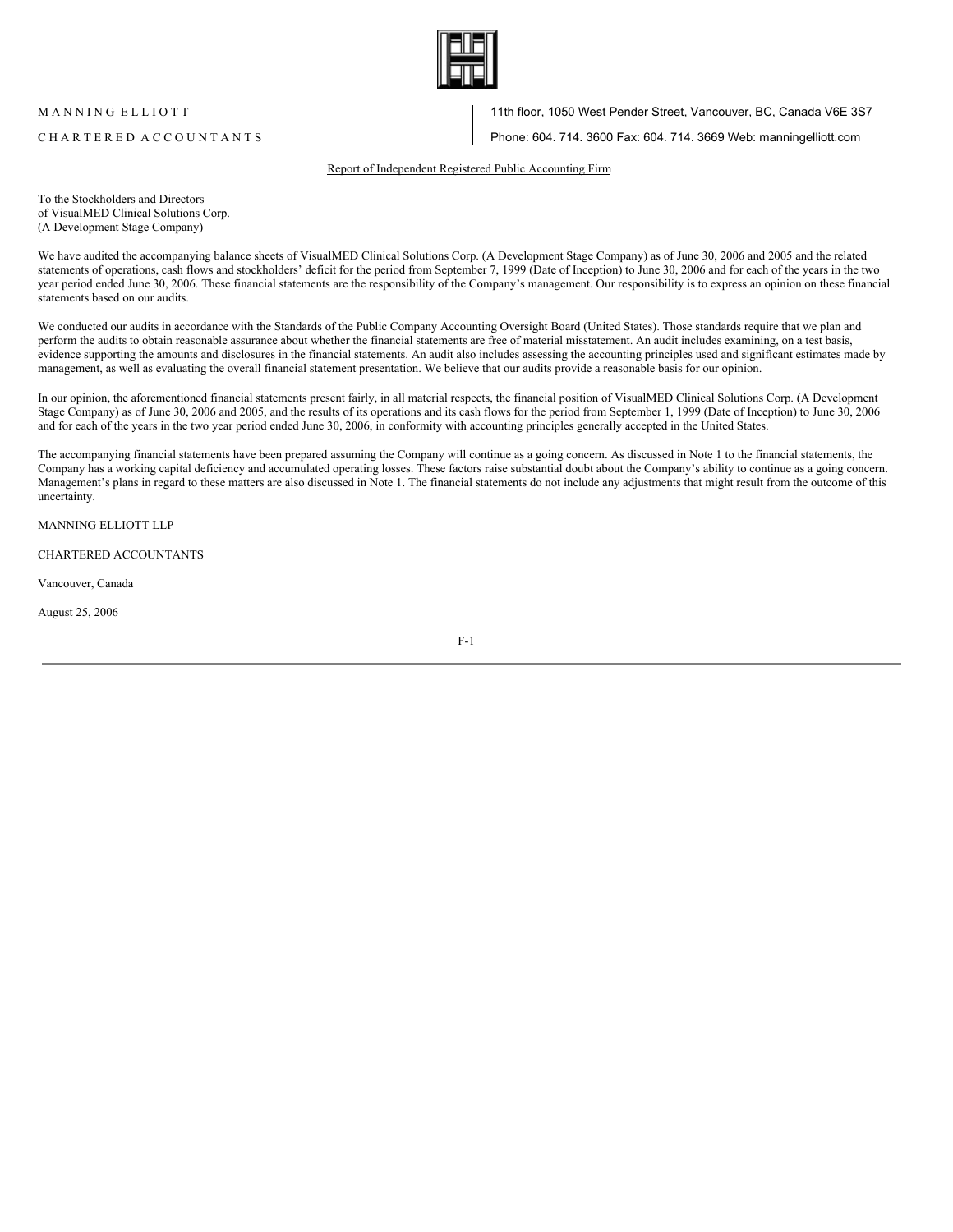MANNING ELLIOTT

CHARTERED ACCOUNTANTS

11th floor, 1050 West Pender Street, Vancouver, BC, Canada V6E 3S7

Phone: 604. 714. 3600 Fax: 604. 714. 3669 Web: manningelliott.com

## Report of Independent Registered Public Accounting Firm

To the Stockholders and Directors
of VisualMED Clinical Solutions Corp.
(A Development Stage Company)

We have audited the accompanying balance sheets of VisualMED Clinical Solutions Corp. (A Development Stage Company) as of June 30, 2006 and 2005 and the related statements of operations, cash flows and stockholders' deficit for the period from September 7, 1999 (Date of Inception) to June 30, 2006 and for each of the years in the two year period ended June 30, 2006. These financial statements are the responsibility of the Company's management. Our responsibility is to express an opinion on these financial statements based on our audits.

We conducted our audits in accordance with the Standards of the Public Company Accounting Oversight Board (United States). Those standards require that we plan and perform the audits to obtain reasonable assurance about whether the financial statements are free of material misstatement. An audit includes examining, on a test basis, evidence supporting the amounts and disclosures in the financial statements. An audit also includes assessing the accounting principles used and significant estimates made by management, as well as evaluating the overall financial statement presentation. We believe that our audits provide a reasonable basis for our opinion.

In our opinion, the aforementioned financial statements present fairly, in all material respects, the financial position of VisualMED Clinical Solutions Corp. (A Development Stage Company) as of June 30, 2006 and 2005, and the results of its operations and its cash flows for the period from September 1, 1999 (Date of Inception) to June 30, 2006 and for each of the years in the two year period ended June 30, 2006, in conformity with accounting principles generally accepted in the United States.

The accompanying financial statements have been prepared assuming the Company will continue as a going concern. As discussed in Note 1 to the financial statements, the Company has a working capital deficiency and accumulated operating losses. These factors raise substantial doubt about the Company's ability to continue as a going concern. Management's plans in regard to these matters are also discussed in Note 1. The financial statements do not include any adjustments that might result from the outcome of this uncertainty.

MANNING ELLIOTT LLP

CHARTERED ACCOUNTANTS

Vancouver, Canada

August 25, 2006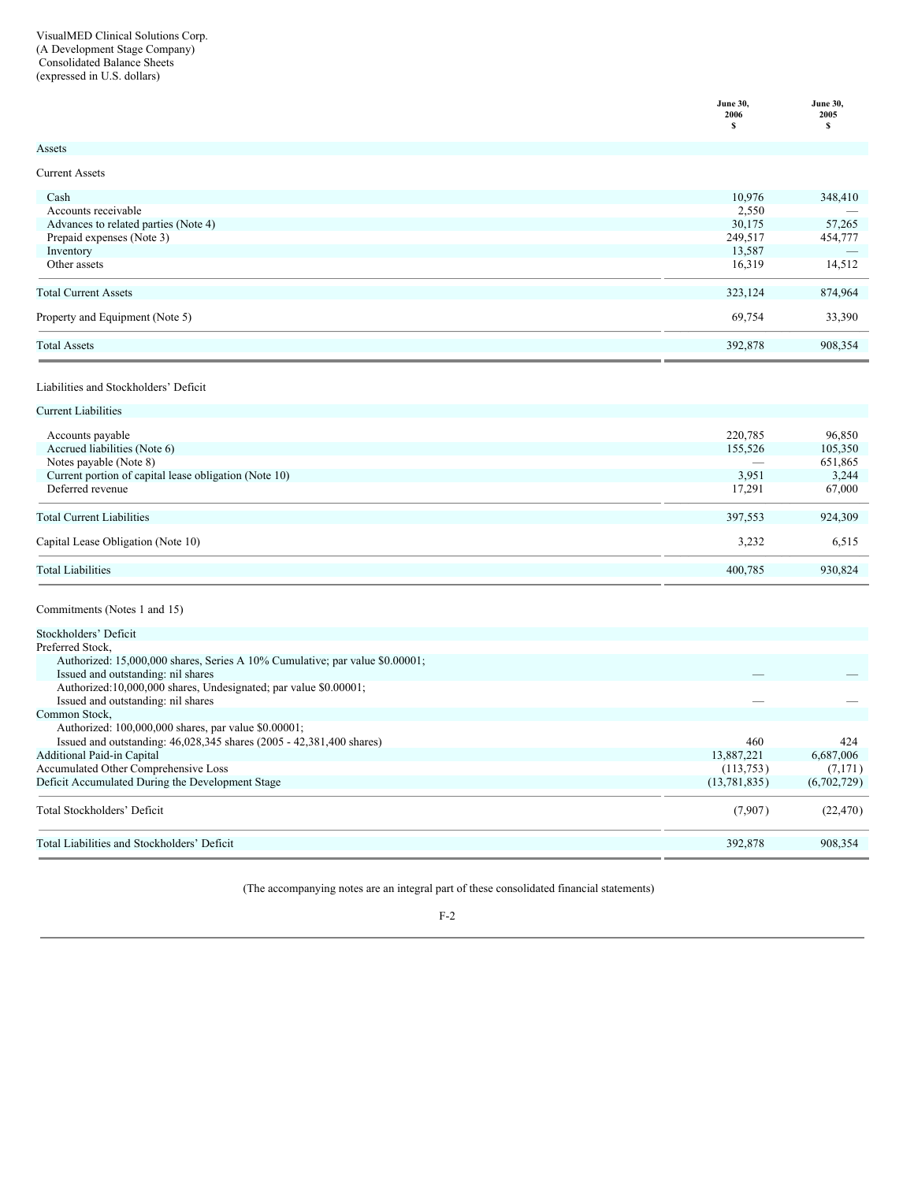VisualMED Clinical Solutions Corp.
(A Development Stage Company)
Consolidated Balance Sheets
(expressed in U.S. dollars)

| | June 30, 2006 $ | June 30, 2005 $ |
|---|---|---|
| **Assets** | | |
| Current Assets | | |
| Cash | 10,976 | 348,410 |
| Accounts receivable | 2,550 | — |
| Advances to related parties (Note 4) | 30,175 | 57,265 |
| Prepaid expenses (Note 3) | 249,517 | 454,777 |
| Inventory | 13,587 | — |
| Other assets | 16,319 | 14,512 |
| Total Current Assets | 323,124 | 874,964 |
| Property and Equipment (Note 5) | 69,754 | 33,390 |
| Total Assets | 392,878 | 908,354 |
| **Liabilities and Stockholders' Deficit** | | |
| Current Liabilities | | |
| Accounts payable | 220,785 | 96,850 |
| Accrued liabilities (Note 6) | 155,526 | 105,350 |
| Notes payable (Note 8) | — | 651,865 |
| Current portion of capital lease obligation (Note 10) | 3,951 | 3,244 |
| Deferred revenue | 17,291 | 67,000 |
| Total Current Liabilities | 397,553 | 924,309 |
| Capital Lease Obligation (Note 10) | 3,232 | 6,515 |
| Total Liabilities | 400,785 | 930,824 |
| Commitments (Notes 1 and 15) | | |
| Stockholders' Deficit | | |
| Preferred Stock, | | |
| Authorized: 15,000,000 shares, Series A 10% Cumulative; par value $0.00001; Issued and outstanding: nil shares | — | — |
| Authorized:10,000,000 shares, Undesignated; par value $0.00001; Issued and outstanding: nil shares | — | — |
| Common Stock, | | |
| Authorized: 100,000,000 shares, par value $0.00001; Issued and outstanding: 46,028,345 shares (2005 - 42,381,400 shares) | 460 | 424 |
| Additional Paid-in Capital | 13,887,221 | 6,687,006 |
| Accumulated Other Comprehensive Loss | (113,753) | (7,171) |
| Deficit Accumulated During the Development Stage | (13,781,835) | (6,702,729) |
| Total Stockholders' Deficit | (7,907) | (22,470) |
| Total Liabilities and Stockholders' Deficit | 392,878 | 908,354 |

(The accompanying notes are an integral part of these consolidated financial statements)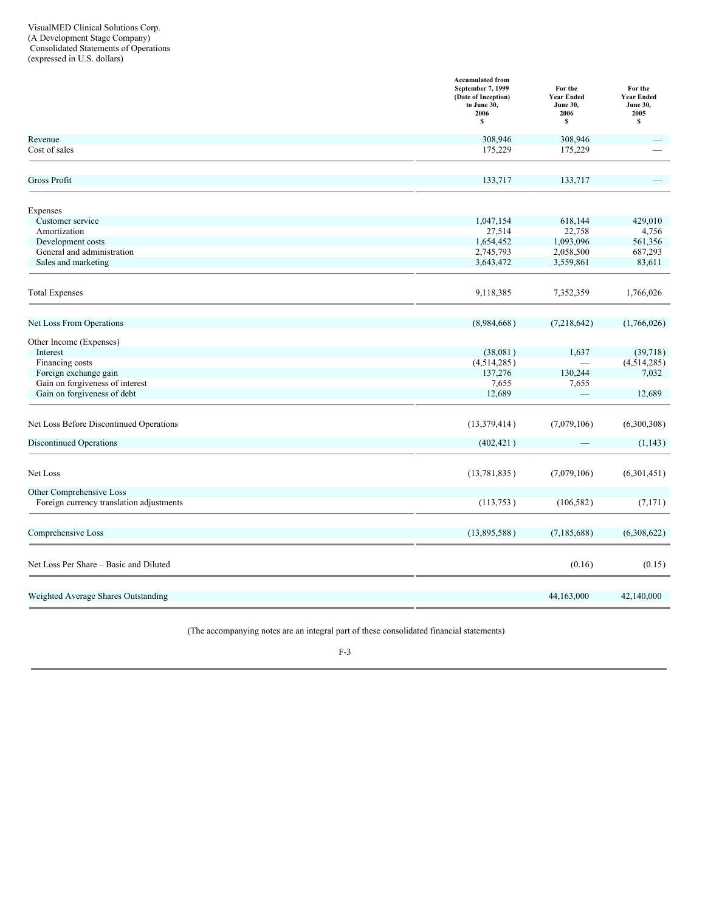VisualMED Clinical Solutions Corp.
(A Development Stage Company)
Consolidated Statements of Operations
(expressed in U.S. dollars)

| | Accumulated from September 7, 1999 (Date of Inception) to June 30, 2006 $ | For the Year Ended June 30, 2006 $ | For the Year Ended June 30, 2005 $ |
|---|---|---|---|
| Revenue | 308,946 | 308,946 | — |
| Cost of sales | 175,229 | 175,229 | — |
| Gross Profit | 133,717 | 133,717 | — |
| Expenses | | | |
| Customer service | 1,047,154 | 618,144 | 429,010 |
| Amortization | 27,514 | 22,758 | 4,756 |
| Development costs | 1,654,452 | 1,093,096 | 561,356 |
| General and administration | 2,745,793 | 2,058,500 | 687,293 |
| Sales and marketing | 3,643,472 | 3,559,861 | 83,611 |
| Total Expenses | 9,118,385 | 7,352,359 | 1,766,026 |
| Net Loss From Operations | (8,984,668) | (7,218,642) | (1,766,026) |
| Other Income (Expenses) | | | |
| Interest | (38,081) | 1,637 | (39,718) |
| Financing costs | (4,514,285) | — | (4,514,285) |
| Foreign exchange gain | 137,276 | 130,244 | 7,032 |
| Gain on forgiveness of interest | 7,655 | 7,655 | |
| Gain on forgiveness of debt | 12,689 | — | 12,689 |
| Net Loss Before Discontinued Operations | (13,379,414) | (7,079,106) | (6,300,308) |
| Discontinued Operations | (402,421) | — | (1,143) |
| Net Loss | (13,781,835) | (7,079,106) | (6,301,451) |
| Other Comprehensive Loss | | | |
| Foreign currency translation adjustments | (113,753) | (106,582) | (7,171) |
| Comprehensive Loss | (13,895,588) | (7,185,688) | (6,308,622) |
| Net Loss Per Share – Basic and Diluted | | (0.16) | (0.15) |
| Weighted Average Shares Outstanding | | 44,163,000 | 42,140,000 |

(The accompanying notes are an integral part of these consolidated financial statements)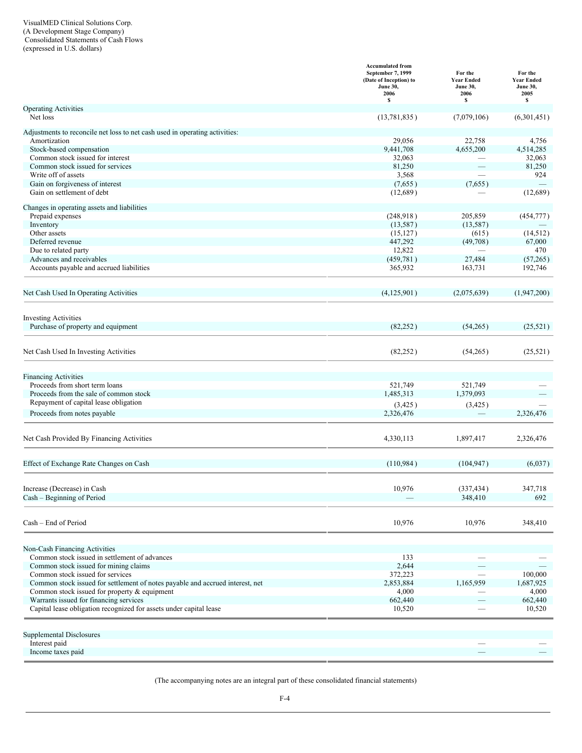VisualMED Clinical Solutions Corp.
(A Development Stage Company)
Consolidated Statements of Cash Flows
(expressed in U.S. dollars)

| | Accumulated from September 7, 1999 (Date of Inception) to June 30, 2006 $ | For the Year Ended June 30, 2006 $ | For the Year Ended June 30, 2005 $ |
|---|---|---|---|
| **Operating Activities** | | | |
| Net loss | (13,781,835) | (7,079,106) | (6,301,451) |
| **Adjustments to reconcile net loss to net cash used in operating activities:** | | | |
| Amortization | 29,056 | 22,758 | 4,756 |
| Stock-based compensation | 9,441,708 | 4,655,200 | 4,514,285 |
| Common stock issued for interest | 32,063 | — | 32,063 |
| Common stock issued for services | 81,250 | — | 81,250 |
| Write off of assets | 3,568 | — | 924 |
| Gain on forgiveness of interest | (7,655) | (7,655) | — |
| Gain on settlement of debt | (12,689) | — | (12,689) |
| **Changes in operating assets and liabilities** | | | |
| Prepaid expenses | (248,918) | 205,859 | (454,777) |
| Inventory | (13,587) | (13,587) | — |
| Other assets | (15,127) | (615) | (14,512) |
| Deferred revenue | 447,292 | (49,708) | 67,000 |
| Due to related party | 12,822 | — | 470 |
| Advances and receivables | (459,781) | 27,484 | (57,265) |
| Accounts payable and accrued liabilities | 365,932 | 163,731 | 192,746 |
| **Net Cash Used In Operating Activities** | (4,125,901) | (2,075,639) | (1,947,200) |
| **Investing Activities** | | | |
| Purchase of property and equipment | (82,252) | (54,265) | (25,521) |
| **Net Cash Used In Investing Activities** | (82,252) | (54,265) | (25,521) |
| **Financing Activities** | | | |
| Proceeds from short term loans | 521,749 | 521,749 | — |
| Proceeds from the sale of common stock | 1,485,313 | 1,379,093 | — |
| Repayment of capital lease obligation | (3,425) | (3,425) | — |
| Proceeds from notes payable | 2,326,476 | — | 2,326,476 |
| **Net Cash Provided By Financing Activities** | 4,330,113 | 1,897,417 | 2,326,476 |
| **Effect of Exchange Rate Changes on Cash** | (110,984) | (104,947) | (6,037) |
| Increase (Decrease) in Cash | 10,976 | (337,434) | 347,718 |
| Cash – Beginning of Period | — | 348,410 | 692 |
| **Cash – End of Period** | 10,976 | 10,976 | 348,410 |
| **Non-Cash Financing Activities** | | | |
| Common stock issued in settlement of advances | 133 | — | — |
| Common stock issued for mining claims | 2,644 | — | — |
| Common stock issued for services | 372,223 | — | 100,000 |
| Common stock issued for settlement of notes payable and accrued interest, net | 2,853,884 | 1,165,959 | 1,687,925 |
| Common stock issued for property & equipment | 4,000 | — | 4,000 |
| Warrants issued for financing services | 662,440 | — | 662,440 |
| Capital lease obligation recognized for assets under capital lease | 10,520 | — | 10,520 |
| **Supplemental Disclosures** | | | |
| Interest paid | | — | — |
| Income taxes paid | | — | — |

(The accompanying notes are an integral part of these consolidated financial statements)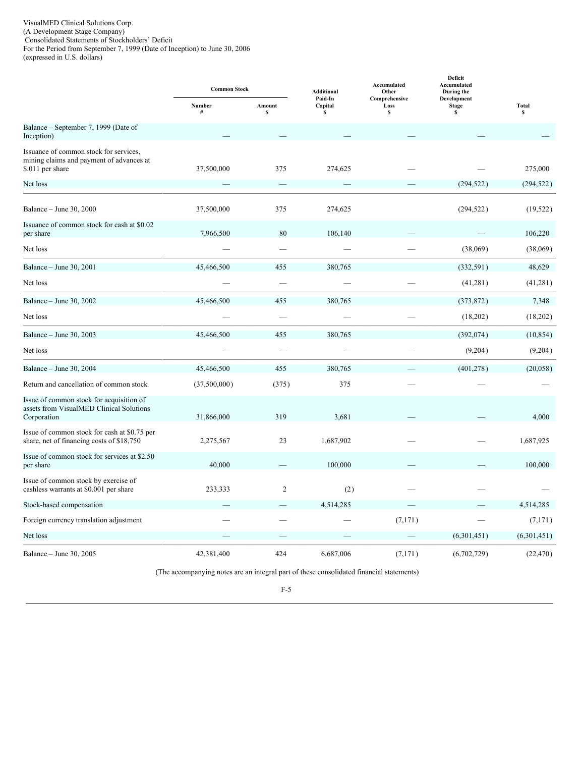VisualMED Clinical Solutions Corp.
(A Development Stage Company)
Consolidated Statements of Stockholders' Deficit
For the Period from September 7, 1999 (Date of Inception) to June 30, 2006
(expressed in U.S. dollars)

| | Common Stock | | Additional Paid-In Capital | Accumulated Other Comprehensive Loss | Deficit Accumulated During the Development Stage | Total |
|---|---|---|---|---|---|---|
| | Number # | Amount $ | $ | $ | $ | $ |
| Balance – September 7, 1999 (Date of Inception) | — | — | — | — | — | — |
| Issuance of common stock for services, mining claims and payment of advances at $.011 per share | 37,500,000 | 375 | 274,625 | — | — | 275,000 |
| Net loss | — | — | — | — | (294,522) | (294,522) |
| Balance – June 30, 2000 | 37,500,000 | 375 | 274,625 | | (294,522) | (19,522) |
| Issuance of common stock for cash at $0.02 per share | 7,966,500 | 80 | 106,140 | — | — | 106,220 |
| Net loss | — | — | — | — | (38,069) | (38,069) |
| Balance – June 30, 2001 | 45,466,500 | 455 | 380,765 | | (332,591) | 48,629 |
| Net loss | — | — | — | — | (41,281) | (41,281) |
| Balance – June 30, 2002 | 45,466,500 | 455 | 380,765 | | (373,872) | 7,348 |
| Net loss | — | — | — | — | (18,202) | (18,202) |
| Balance – June 30, 2003 | 45,466,500 | 455 | 380,765 | | (392,074) | (10,854) |
| Net loss | — | — | — | — | (9,204) | (9,204) |
| Balance – June 30, 2004 | 45,466,500 | 455 | 380,765 | — | (401,278) | (20,058) |
| Return and cancellation of common stock | (37,500,000) | (375) | 375 | — | — | — |
| Issue of common stock for acquisition of assets from VisualMED Clinical Solutions Corporation | 31,866,000 | 319 | 3,681 | — | — | 4,000 |
| Issue of common stock for cash at $0.75 per share, net of financing costs of $18,750 | 2,275,567 | 23 | 1,687,902 | — | — | 1,687,925 |
| Issue of common stock for services at $2.50 per share | 40,000 | — | 100,000 | — | — | 100,000 |
| Issue of common stock by exercise of cashless warrants at $0.001 per share | 233,333 | 2 | (2) | — | — | — |
| Stock-based compensation | — | — | 4,514,285 | — | — | 4,514,285 |
| Foreign currency translation adjustment | — | — | — | (7,171) | — | (7,171) |
| Net loss | — | — | — | — | (6,301,451) | (6,301,451) |
| Balance – June 30, 2005 | 42,381,400 | 424 | 6,687,006 | (7,171) | (6,702,729) | (22,470) |

(The accompanying notes are an integral part of these consolidated financial statements)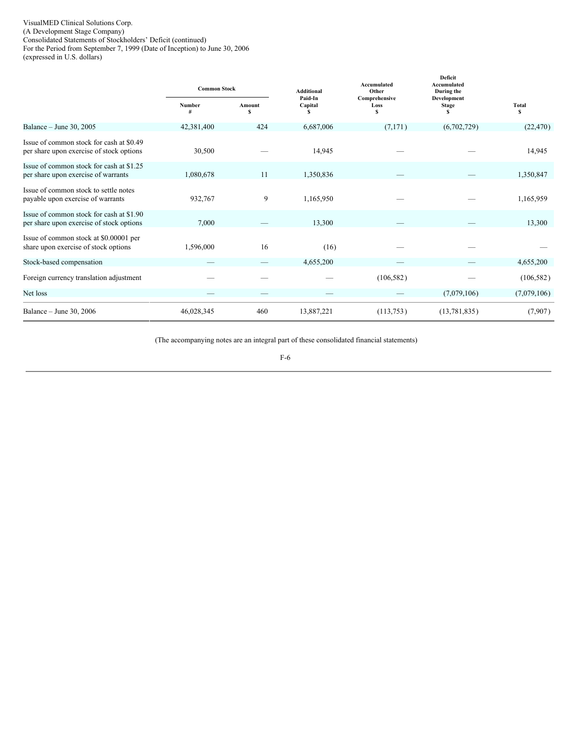VisualMED Clinical Solutions Corp.
(A Development Stage Company)
Consolidated Statements of Stockholders' Deficit (continued)
For the Period from September 7, 1999 (Date of Inception) to June 30, 2006
(expressed in U.S. dollars)

| | Common Stock | | Additional Paid-In Capital | Accumulated Other Comprehensive Loss | Deficit Accumulated During the Development Stage | Total |
|---|---|---|---|---|---|---|
| | Number # | Amount $ | $ | $ | $ | $ |
| Balance – June 30, 2005 | 42,381,400 | 424 | 6,687,006 | (7,171) | (6,702,729) | (22,470) |
| Issue of common stock for cash at $0.49 per share upon exercise of stock options | 30,500 | — | 14,945 | — | — | 14,945 |
| Issue of common stock for cash at $1.25 per share upon exercise of warrants | 1,080,678 | 11 | 1,350,836 | — | — | 1,350,847 |
| Issue of common stock to settle notes payable upon exercise of warrants | 932,767 | 9 | 1,165,950 | — | — | 1,165,959 |
| Issue of common stock for cash at $1.90 per share upon exercise of stock options | 7,000 | — | 13,300 | — | — | 13,300 |
| Issue of common stock at $0.00001 per share upon exercise of stock options | 1,596,000 | 16 | (16) | — | — | — |
| Stock-based compensation | — | — | 4,655,200 | — | — | 4,655,200 |
| Foreign currency translation adjustment | — | — | — | (106,582) | — | (106,582) |
| Net loss | — | — | — | — | (7,079,106) | (7,079,106) |
| Balance – June 30, 2006 | 46,028,345 | 460 | 13,887,221 | (113,753) | (13,781,835) | (7,907) |

(The accompanying notes are an integral part of these consolidated financial statements)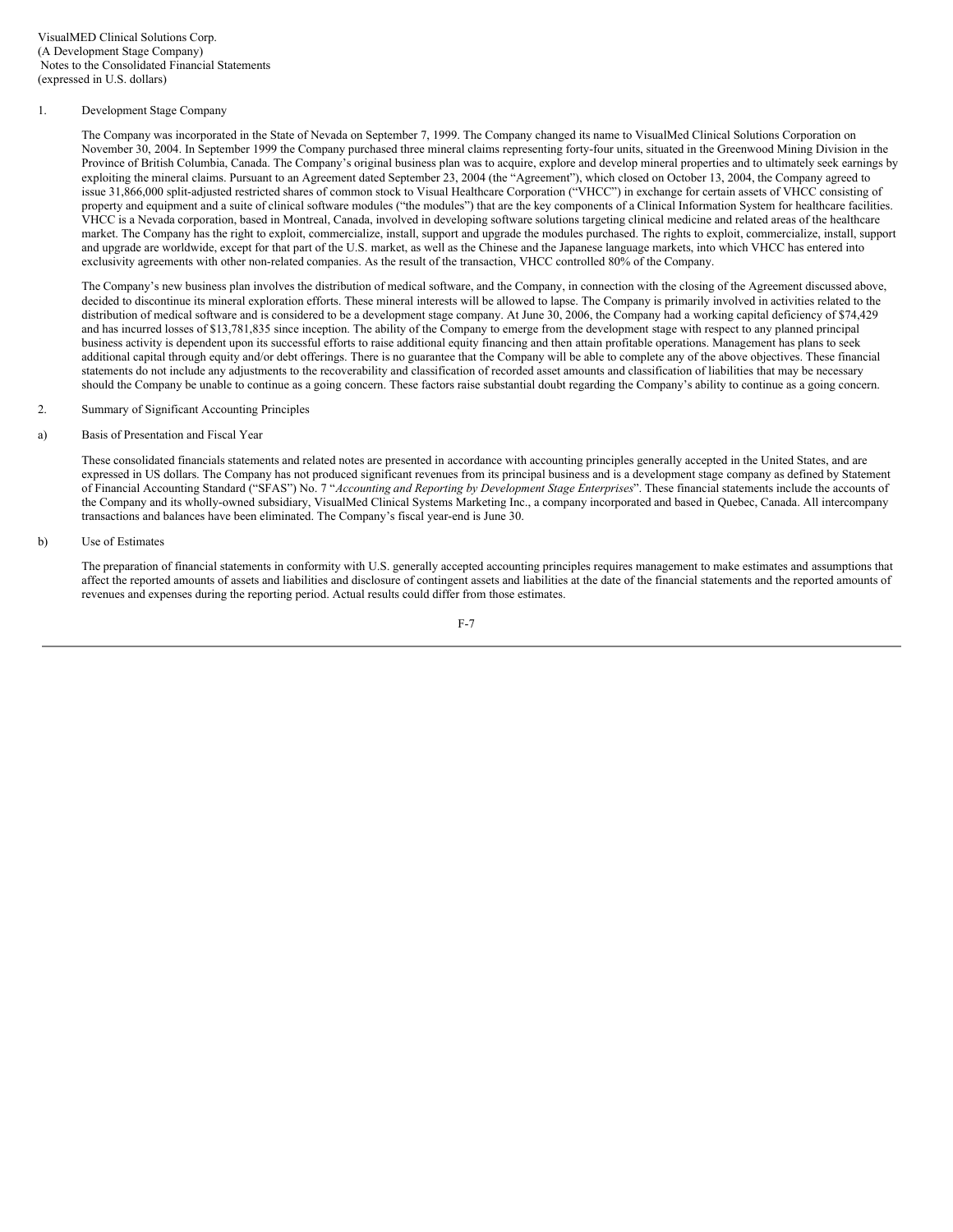VisualMED Clinical Solutions Corp.
(A Development Stage Company)
Notes to the Consolidated Financial Statements
(expressed in U.S. dollars)

1. Development Stage Company

The Company was incorporated in the State of Nevada on September 7, 1999. The Company changed its name to VisualMed Clinical Solutions Corporation on November 30, 2004. In September 1999 the Company purchased three mineral claims representing forty-four units, situated in the Greenwood Mining Division in the Province of British Columbia, Canada. The Company's original business plan was to acquire, explore and develop mineral properties and to ultimately seek earnings by exploiting the mineral claims. Pursuant to an Agreement dated September 23, 2004 (the "Agreement"), which closed on October 13, 2004, the Company agreed to issue 31,866,000 split-adjusted restricted shares of common stock to Visual Healthcare Corporation ("VHCC") in exchange for certain assets of VHCC consisting of property and equipment and a suite of clinical software modules ("the modules") that are the key components of a Clinical Information System for healthcare facilities. VHCC is a Nevada corporation, based in Montreal, Canada, involved in developing software solutions targeting clinical medicine and related areas of the healthcare market. The Company has the right to exploit, commercialize, install, support and upgrade the modules purchased. The rights to exploit, commercialize, install, support and upgrade are worldwide, except for that part of the U.S. market, as well as the Chinese and the Japanese language markets, into which VHCC has entered into exclusivity agreements with other non-related companies. As the result of the transaction, VHCC controlled 80% of the Company.

The Company's new business plan involves the distribution of medical software, and the Company, in connection with the closing of the Agreement discussed above, decided to discontinue its mineral exploration efforts. These mineral interests will be allowed to lapse. The Company is primarily involved in activities related to the distribution of medical software and is considered to be a development stage company. At June 30, 2006, the Company had a working capital deficiency of $74,429 and has incurred losses of $13,781,835 since inception. The ability of the Company to emerge from the development stage with respect to any planned principal business activity is dependent upon its successful efforts to raise additional equity financing and then attain profitable operations. Management has plans to seek additional capital through equity and/or debt offerings. There is no guarantee that the Company will be able to complete any of the above objectives. These financial statements do not include any adjustments to the recoverability and classification of recorded asset amounts and classification of liabilities that may be necessary should the Company be unable to continue as a going concern. These factors raise substantial doubt regarding the Company's ability to continue as a going concern.

2. Summary of Significant Accounting Principles

a) Basis of Presentation and Fiscal Year

These consolidated financials statements and related notes are presented in accordance with accounting principles generally accepted in the United States, and are expressed in US dollars. The Company has not produced significant revenues from its principal business and is a development stage company as defined by Statement of Financial Accounting Standard ("SFAS") No. 7 "*Accounting and Reporting by Development Stage Enterprises*". These financial statements include the accounts of the Company and its wholly-owned subsidiary, VisualMed Clinical Systems Marketing Inc., a company incorporated and based in Quebec, Canada. All intercompany transactions and balances have been eliminated. The Company's fiscal year-end is June 30.

b) Use of Estimates

The preparation of financial statements in conformity with U.S. generally accepted accounting principles requires management to make estimates and assumptions that affect the reported amounts of assets and liabilities and disclosure of contingent assets and liabilities at the date of the financial statements and the reported amounts of revenues and expenses during the reporting period. Actual results could differ from those estimates.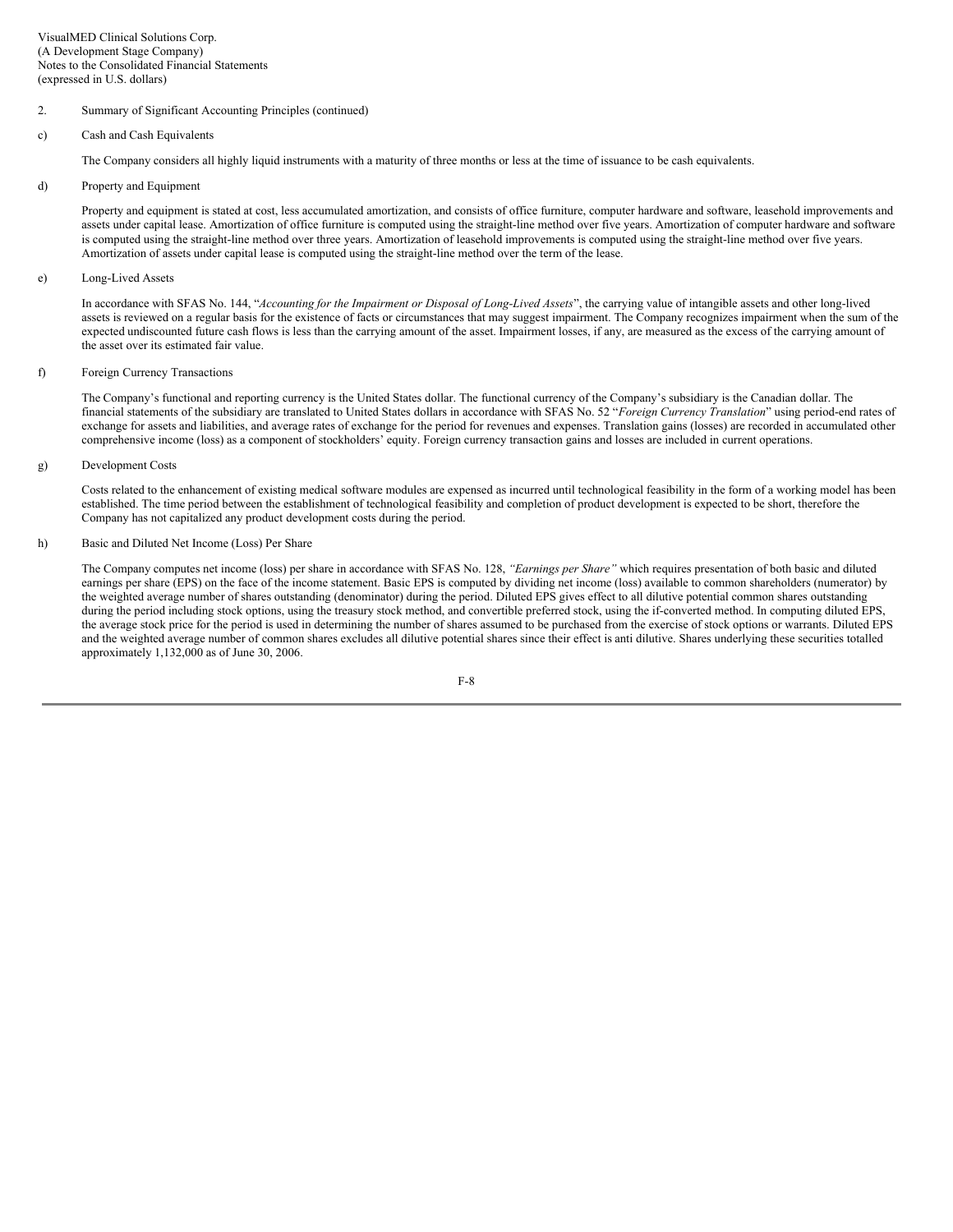VisualMED Clinical Solutions Corp.
(A Development Stage Company)
Notes to the Consolidated Financial Statements
(expressed in U.S. dollars)

2. Summary of Significant Accounting Principles (continued)

c) Cash and Cash Equivalents

The Company considers all highly liquid instruments with a maturity of three months or less at the time of issuance to be cash equivalents.

d) Property and Equipment

Property and equipment is stated at cost, less accumulated amortization, and consists of office furniture, computer hardware and software, leasehold improvements and assets under capital lease. Amortization of office furniture is computed using the straight-line method over five years. Amortization of computer hardware and software is computed using the straight-line method over three years. Amortization of leasehold improvements is computed using the straight-line method over five years. Amortization of assets under capital lease is computed using the straight-line method over the term of the lease.

e) Long-Lived Assets

In accordance with SFAS No. 144, "*Accounting for the Impairment or Disposal of Long-Lived Assets*", the carrying value of intangible assets and other long-lived assets is reviewed on a regular basis for the existence of facts or circumstances that may suggest impairment. The Company recognizes impairment when the sum of the expected undiscounted future cash flows is less than the carrying amount of the asset. Impairment losses, if any, are measured as the excess of the carrying amount of the asset over its estimated fair value.

f) Foreign Currency Transactions

The Company's functional and reporting currency is the United States dollar. The functional currency of the Company's subsidiary is the Canadian dollar. The financial statements of the subsidiary are translated to United States dollars in accordance with SFAS No. 52 "*Foreign Currency Translation*" using period-end rates of exchange for assets and liabilities, and average rates of exchange for the period for revenues and expenses. Translation gains (losses) are recorded in accumulated other comprehensive income (loss) as a component of stockholders' equity. Foreign currency transaction gains and losses are included in current operations.

g) Development Costs

Costs related to the enhancement of existing medical software modules are expensed as incurred until technological feasibility in the form of a working model has been established. The time period between the establishment of technological feasibility and completion of product development is expected to be short, therefore the Company has not capitalized any product development costs during the period.

h) Basic and Diluted Net Income (Loss) Per Share

The Company computes net income (loss) per share in accordance with SFAS No. 128, *"Earnings per Share"* which requires presentation of both basic and diluted earnings per share (EPS) on the face of the income statement. Basic EPS is computed by dividing net income (loss) available to common shareholders (numerator) by the weighted average number of shares outstanding (denominator) during the period. Diluted EPS gives effect to all dilutive potential common shares outstanding during the period including stock options, using the treasury stock method, and convertible preferred stock, using the if-converted method. In computing diluted EPS, the average stock price for the period is used in determining the number of shares assumed to be purchased from the exercise of stock options or warrants. Diluted EPS and the weighted average number of common shares excludes all dilutive potential shares since their effect is anti dilutive. Shares underlying these securities totalled approximately 1,132,000 as of June 30, 2006.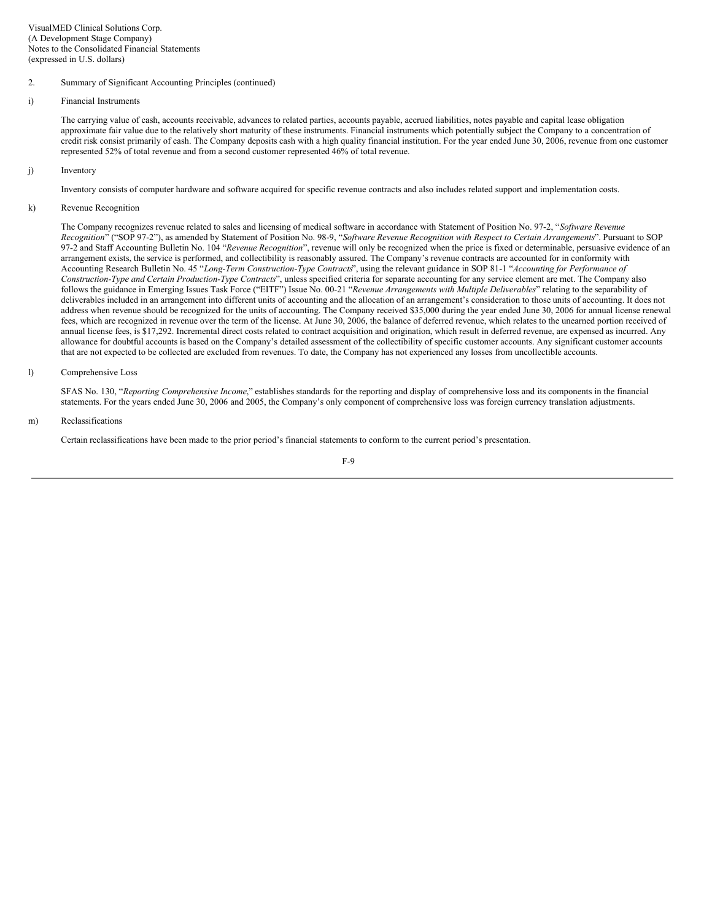VisualMED Clinical Solutions Corp.
(A Development Stage Company)
Notes to the Consolidated Financial Statements
(expressed in U.S. dollars)

2. Summary of Significant Accounting Principles (continued)

i) Financial Instruments

The carrying value of cash, accounts receivable, advances to related parties, accounts payable, accrued liabilities, notes payable and capital lease obligation approximate fair value due to the relatively short maturity of these instruments. Financial instruments which potentially subject the Company to a concentration of credit risk consist primarily of cash. The Company deposits cash with a high quality financial institution. For the year ended June 30, 2006, revenue from one customer represented 52% of total revenue and from a second customer represented 46% of total revenue.

j) Inventory

Inventory consists of computer hardware and software acquired for specific revenue contracts and also includes related support and implementation costs.

k) Revenue Recognition

The Company recognizes revenue related to sales and licensing of medical software in accordance with Statement of Position No. 97-2, "*Software Revenue Recognition*" ("SOP 97-2"), as amended by Statement of Position No. 98-9, "*Software Revenue Recognition with Respect to Certain Arrangements*". Pursuant to SOP 97-2 and Staff Accounting Bulletin No. 104 "*Revenue Recognition*", revenue will only be recognized when the price is fixed or determinable, persuasive evidence of an arrangement exists, the service is performed, and collectibility is reasonably assured. The Company's revenue contracts are accounted for in conformity with Accounting Research Bulletin No. 45 "*Long-Term Construction-Type Contracts*", using the relevant guidance in SOP 81-1 "*Accounting for Performance of Construction-Type and Certain Production-Type Contracts*", unless specified criteria for separate accounting for any service element are met. The Company also follows the guidance in Emerging Issues Task Force ("EITF") Issue No. 00-21 "*Revenue Arrangements with Multiple Deliverables*" relating to the separability of deliverables included in an arrangement into different units of accounting and the allocation of an arrangement's consideration to those units of accounting. It does not address when revenue should be recognized for the units of accounting. The Company received $35,000 during the year ended June 30, 2006 for annual license renewal fees, which are recognized in revenue over the term of the license. At June 30, 2006, the balance of deferred revenue, which relates to the unearned portion received of annual license fees, is $17,292. Incremental direct costs related to contract acquisition and origination, which result in deferred revenue, are expensed as incurred. Any allowance for doubtful accounts is based on the Company's detailed assessment of the collectibility of specific customer accounts. Any significant customer accounts that are not expected to be collected are excluded from revenues. To date, the Company has not experienced any losses from uncollectible accounts.

l) Comprehensive Loss

SFAS No. 130, "*Reporting Comprehensive Income*," establishes standards for the reporting and display of comprehensive loss and its components in the financial statements. For the years ended June 30, 2006 and 2005, the Company's only component of comprehensive loss was foreign currency translation adjustments.

m) Reclassifications

Certain reclassifications have been made to the prior period's financial statements to conform to the current period's presentation.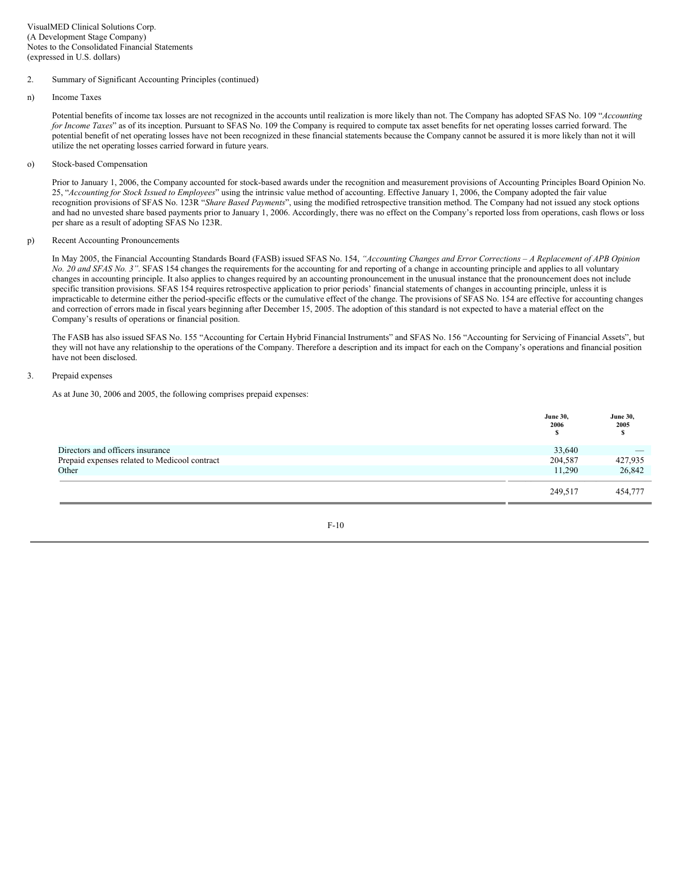VisualMED Clinical Solutions Corp.
(A Development Stage Company)
Notes to the Consolidated Financial Statements
(expressed in U.S. dollars)

2. Summary of Significant Accounting Principles (continued)

n) Income Taxes

Potential benefits of income tax losses are not recognized in the accounts until realization is more likely than not. The Company has adopted SFAS No. 109 "*Accounting for Income Taxes*" as of its inception. Pursuant to SFAS No. 109 the Company is required to compute tax asset benefits for net operating losses carried forward. The potential benefit of net operating losses have not been recognized in these financial statements because the Company cannot be assured it is more likely than not it will utilize the net operating losses carried forward in future years.

o) Stock-based Compensation

Prior to January 1, 2006, the Company accounted for stock-based awards under the recognition and measurement provisions of Accounting Principles Board Opinion No. 25, "*Accounting for Stock Issued to Employees*" using the intrinsic value method of accounting. Effective January 1, 2006, the Company adopted the fair value recognition provisions of SFAS No. 123R "*Share Based Payments*", using the modified retrospective transition method. The Company had not issued any stock options and had no unvested share based payments prior to January 1, 2006. Accordingly, there was no effect on the Company's reported loss from operations, cash flows or loss per share as a result of adopting SFAS No 123R.

p) Recent Accounting Pronouncements

In May 2005, the Financial Accounting Standards Board (FASB) issued SFAS No. 154, *"Accounting Changes and Error Corrections – A Replacement of APB Opinion No. 20 and SFAS No. 3"*. SFAS 154 changes the requirements for the accounting for and reporting of a change in accounting principle and applies to all voluntary changes in accounting principle. It also applies to changes required by an accounting pronouncement in the unusual instance that the pronouncement does not include specific transition provisions. SFAS 154 requires retrospective application to prior periods' financial statements of changes in accounting principle, unless it is impracticable to determine either the period-specific effects or the cumulative effect of the change. The provisions of SFAS No. 154 are effective for accounting changes and correction of errors made in fiscal years beginning after December 15, 2005. The adoption of this standard is not expected to have a material effect on the Company's results of operations or financial position.

The FASB has also issued SFAS No. 155 "Accounting for Certain Hybrid Financial Instruments" and SFAS No. 156 "Accounting for Servicing of Financial Assets", but they will not have any relationship to the operations of the Company. Therefore a description and its impact for each on the Company's operations and financial position have not been disclosed.

3. Prepaid expenses

As at June 30, 2006 and 2005, the following comprises prepaid expenses:

| | June 30, 2006 $ | June 30, 2005 $ |
|---|---|---|
| Directors and officers insurance | 33,640 | — |
| Prepaid expenses related to Medicool contract | 204,587 | 427,935 |
| Other | 11,290 | 26,842 |
| | 249,517 | 454,777 |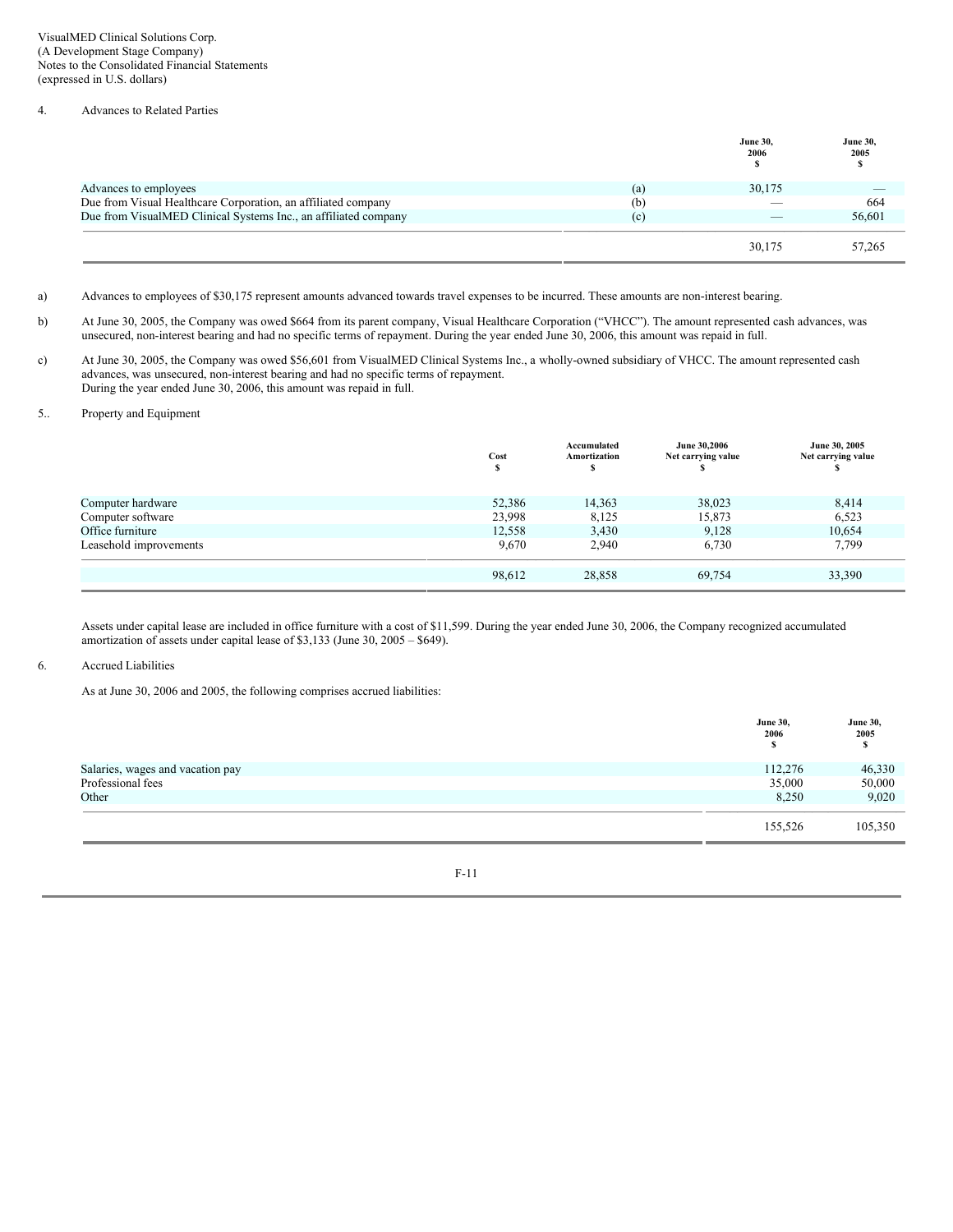VisualMED Clinical Solutions Corp.
(A Development Stage Company)
Notes to the Consolidated Financial Statements
(expressed in U.S. dollars)

4. Advances to Related Parties

| | | June 30, 2006 $ | June 30, 2005 $ |
|---|---|---|---|
| Advances to employees | (a) | 30,175 | — |
| Due from Visual Healthcare Corporation, an affiliated company | (b) | — | 664 |
| Due from VisualMED Clinical Systems Inc., an affiliated company | (c) | — | 56,601 |
| | | 30,175 | 57,265 |

a) Advances to employees of $30,175 represent amounts advanced towards travel expenses to be incurred. These amounts are non-interest bearing.

b) At June 30, 2005, the Company was owed $664 from its parent company, Visual Healthcare Corporation ("VHCC"). The amount represented cash advances, was unsecured, non-interest bearing and had no specific terms of repayment. During the year ended June 30, 2006, this amount was repaid in full.

c) At June 30, 2005, the Company was owed $56,601 from VisualMED Clinical Systems Inc., a wholly-owned subsidiary of VHCC. The amount represented cash advances, was unsecured, non-interest bearing and had no specific terms of repayment.
During the year ended June 30, 2006, this amount was repaid in full.

5.. Property and Equipment

| | Cost $ | Accumulated Amortization $ | June 30,2006 Net carrying value $ | June 30, 2005 Net carrying value $ |
|---|---|---|---|---|
| Computer hardware | 52,386 | 14,363 | 38,023 | 8,414 |
| Computer software | 23,998 | 8,125 | 15,873 | 6,523 |
| Office furniture | 12,558 | 3,430 | 9,128 | 10,654 |
| Leasehold improvements | 9,670 | 2,940 | 6,730 | 7,799 |
| | 98,612 | 28,858 | 69,754 | 33,390 |

Assets under capital lease are included in office furniture with a cost of $11,599. During the year ended June 30, 2006, the Company recognized accumulated amortization of assets under capital lease of $3,133 (June 30, 2005 – $649).

6. Accrued Liabilities

As at June 30, 2006 and 2005, the following comprises accrued liabilities:

| | June 30, 2006 $ | June 30, 2005 $ |
|---|---|---|
| Salaries, wages and vacation pay | 112,276 | 46,330 |
| Professional fees | 35,000 | 50,000 |
| Other | 8,250 | 9,020 |
| | 155,526 | 105,350 |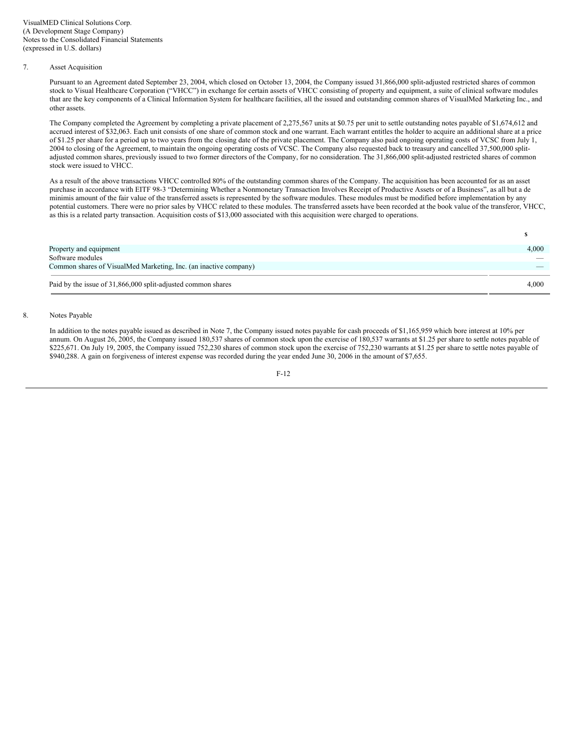VisualMED Clinical Solutions Corp.
(A Development Stage Company)
Notes to the Consolidated Financial Statements
(expressed in U.S. dollars)

## 7. Asset Acquisition

Pursuant to an Agreement dated September 23, 2004, which closed on October 13, 2004, the Company issued 31,866,000 split-adjusted restricted shares of common stock to Visual Healthcare Corporation ("VHCC") in exchange for certain assets of VHCC consisting of property and equipment, a suite of clinical software modules that are the key components of a Clinical Information System for healthcare facilities, all the issued and outstanding common shares of VisualMed Marketing Inc., and other assets.

The Company completed the Agreement by completing a private placement of 2,275,567 units at $0.75 per unit to settle outstanding notes payable of $1,674,612 and accrued interest of $32,063. Each unit consists of one share of common stock and one warrant. Each warrant entitles the holder to acquire an additional share at a price of $1.25 per share for a period up to two years from the closing date of the private placement. The Company also paid ongoing operating costs of VCSC from July 1, 2004 to closing of the Agreement, to maintain the ongoing operating costs of VCSC. The Company also requested back to treasury and cancelled 37,500,000 split-adjusted common shares, previously issued to two former directors of the Company, for no consideration. The 31,866,000 split-adjusted restricted shares of common stock were issued to VHCC.

As a result of the above transactions VHCC controlled 80% of the outstanding common shares of the Company. The acquisition has been accounted for as an asset purchase in accordance with EITF 98-3 "Determining Whether a Nonmonetary Transaction Involves Receipt of Productive Assets or of a Business", as all but a de minimis amount of the fair value of the transferred assets is represented by the software modules. These modules must be modified before implementation by any potential customers. There were no prior sales by VHCC related to these modules. The transferred assets have been recorded at the book value of the transferor, VHCC, as this is a related party transaction. Acquisition costs of $13,000 associated with this acquisition were charged to operations.

| | $ |
|---|---|
| Property and equipment | 4,000 |
| Software modules | — |
| Common shares of VisualMed Marketing, Inc. (an inactive company) | — |
| Paid by the issue of 31,866,000 split-adjusted common shares | 4,000 |

## 8. Notes Payable

In addition to the notes payable issued as described in Note 7, the Company issued notes payable for cash proceeds of $1,165,959 which bore interest at 10% per annum. On August 26, 2005, the Company issued 180,537 shares of common stock upon the exercise of 180,537 warrants at $1.25 per share to settle notes payable of $225,671. On July 19, 2005, the Company issued 752,230 shares of common stock upon the exercise of 752,230 warrants at $1.25 per share to settle notes payable of $940,288. A gain on forgiveness of interest expense was recorded during the year ended June 30, 2006 in the amount of $7,655.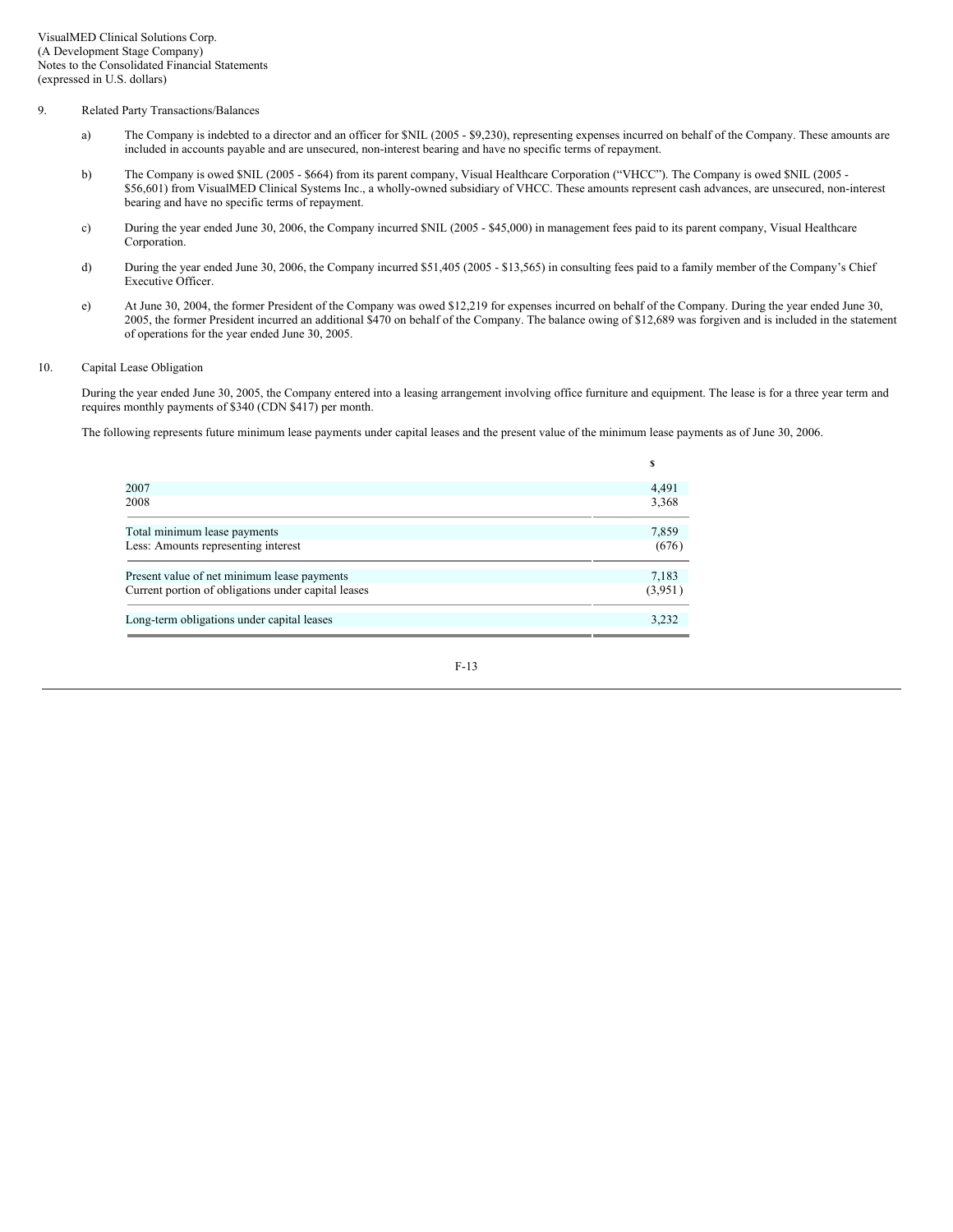VisualMED Clinical Solutions Corp.
(A Development Stage Company)
Notes to the Consolidated Financial Statements
(expressed in U.S. dollars)

9. Related Party Transactions/Balances

a) The Company is indebted to a director and an officer for $NIL (2005 - $9,230), representing expenses incurred on behalf of the Company. These amounts are included in accounts payable and are unsecured, non-interest bearing and have no specific terms of repayment.

b) The Company is owed $NIL (2005 - $664) from its parent company, Visual Healthcare Corporation ("VHCC"). The Company is owed $NIL (2005 - $56,601) from VisualMED Clinical Systems Inc., a wholly-owned subsidiary of VHCC. These amounts represent cash advances, are unsecured, non-interest bearing and have no specific terms of repayment.

c) During the year ended June 30, 2006, the Company incurred $NIL (2005 - $45,000) in management fees paid to its parent company, Visual Healthcare Corporation.

d) During the year ended June 30, 2006, the Company incurred $51,405 (2005 - $13,565) in consulting fees paid to a family member of the Company's Chief Executive Officer.

e) At June 30, 2004, the former President of the Company was owed $12,219 for expenses incurred on behalf of the Company. During the year ended June 30, 2005, the former President incurred an additional $470 on behalf of the Company. The balance owing of $12,689 was forgiven and is included in the statement of operations for the year ended June 30, 2005.

10. Capital Lease Obligation

During the year ended June 30, 2005, the Company entered into a leasing arrangement involving office furniture and equipment. The lease is for a three year term and requires monthly payments of $340 (CDN $417) per month.

The following represents future minimum lease payments under capital leases and the present value of the minimum lease payments as of June 30, 2006.

| | $ |
|---|---|
| 2007 | 4,491 |
| 2008 | 3,368 |
| Total minimum lease payments | 7,859 |
| Less: Amounts representing interest | (676) |
| Present value of net minimum lease payments | 7,183 |
| Current portion of obligations under capital leases | (3,951) |
| Long-term obligations under capital leases | 3,232 |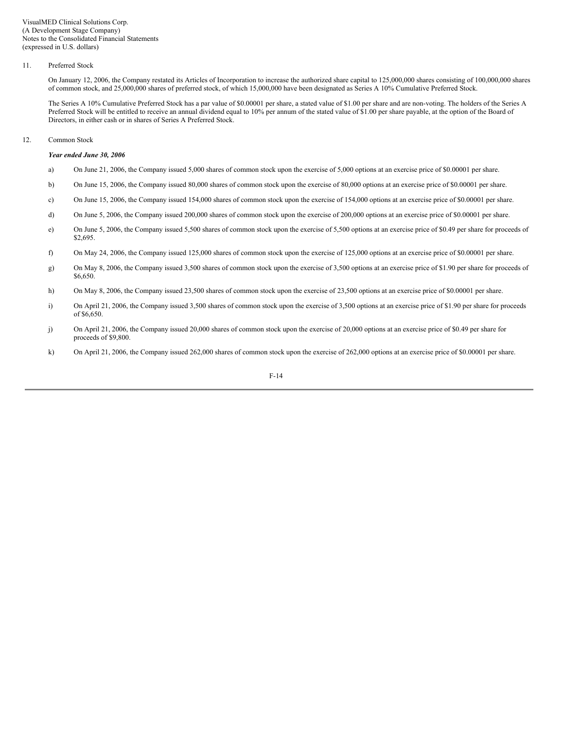VisualMED Clinical Solutions Corp.
(A Development Stage Company)
Notes to the Consolidated Financial Statements
(expressed in U.S. dollars)

11. Preferred Stock

On January 12, 2006, the Company restated its Articles of Incorporation to increase the authorized share capital to 125,000,000 shares consisting of 100,000,000 shares of common stock, and 25,000,000 shares of preferred stock, of which 15,000,000 have been designated as Series A 10% Cumulative Preferred Stock.

The Series A 10% Cumulative Preferred Stock has a par value of $0.00001 per share, a stated value of $1.00 per share and are non-voting. The holders of the Series A Preferred Stock will be entitled to receive an annual dividend equal to 10% per annum of the stated value of $1.00 per share payable, at the option of the Board of Directors, in either cash or in shares of Series A Preferred Stock.

12. Common Stock

***Year ended June 30, 2006***

a) On June 21, 2006, the Company issued 5,000 shares of common stock upon the exercise of 5,000 options at an exercise price of $0.00001 per share.

b) On June 15, 2006, the Company issued 80,000 shares of common stock upon the exercise of 80,000 options at an exercise price of $0.00001 per share.

c) On June 15, 2006, the Company issued 154,000 shares of common stock upon the exercise of 154,000 options at an exercise price of $0.00001 per share.

d) On June 5, 2006, the Company issued 200,000 shares of common stock upon the exercise of 200,000 options at an exercise price of $0.00001 per share.

e) On June 5, 2006, the Company issued 5,500 shares of common stock upon the exercise of 5,500 options at an exercise price of $0.49 per share for proceeds of $2,695.

f) On May 24, 2006, the Company issued 125,000 shares of common stock upon the exercise of 125,000 options at an exercise price of $0.00001 per share.

g) On May 8, 2006, the Company issued 3,500 shares of common stock upon the exercise of 3,500 options at an exercise price of $1.90 per share for proceeds of $6,650.

h) On May 8, 2006, the Company issued 23,500 shares of common stock upon the exercise of 23,500 options at an exercise price of $0.00001 per share.

i) On April 21, 2006, the Company issued 3,500 shares of common stock upon the exercise of 3,500 options at an exercise price of $1.90 per share for proceeds of $6,650.

j) On April 21, 2006, the Company issued 20,000 shares of common stock upon the exercise of 20,000 options at an exercise price of $0.49 per share for proceeds of $9,800.

k) On April 21, 2006, the Company issued 262,000 shares of common stock upon the exercise of 262,000 options at an exercise price of $0.00001 per share.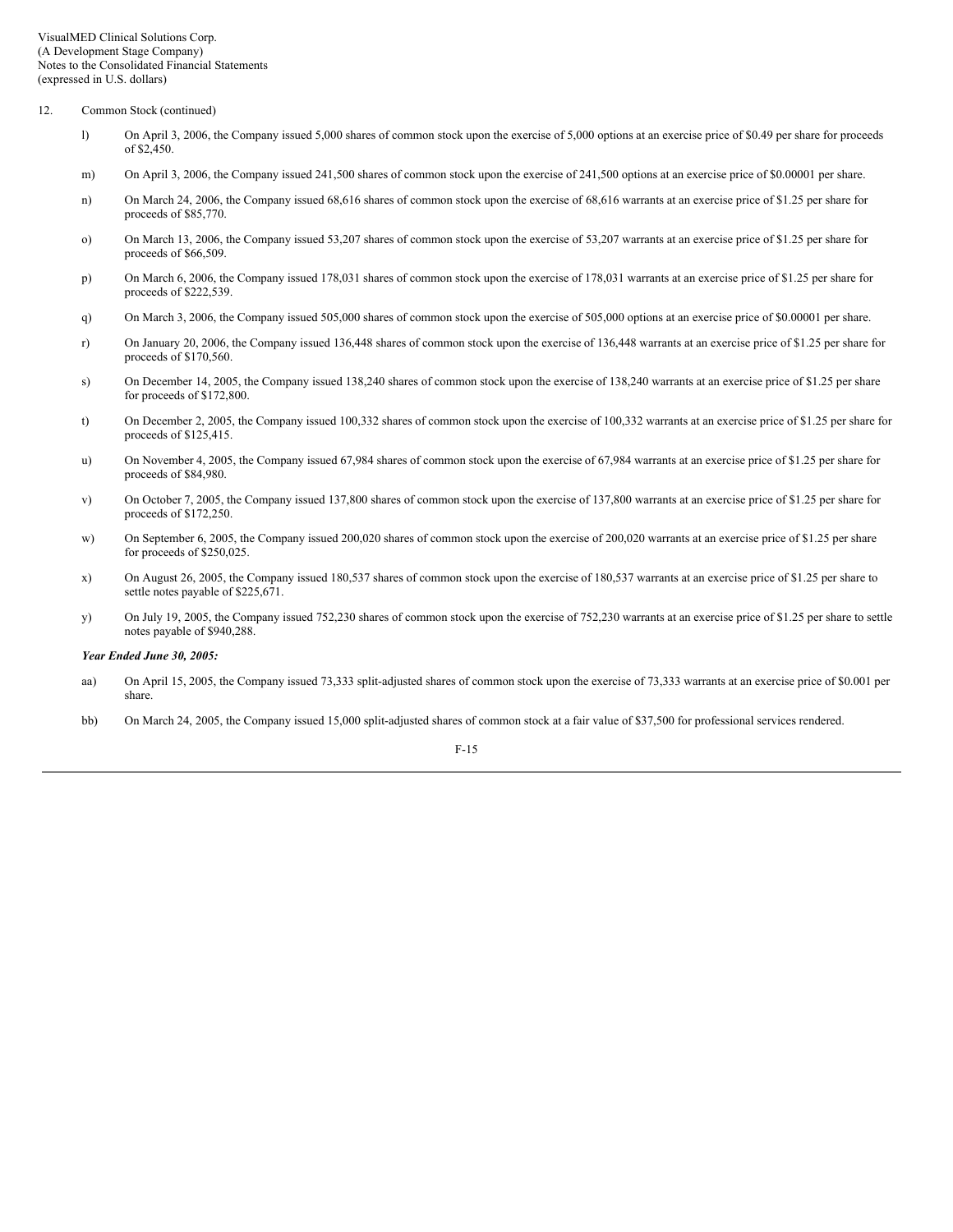VisualMED Clinical Solutions Corp.
(A Development Stage Company)
Notes to the Consolidated Financial Statements
(expressed in U.S. dollars)

12. Common Stock (continued)

l) On April 3, 2006, the Company issued 5,000 shares of common stock upon the exercise of 5,000 options at an exercise price of $0.49 per share for proceeds of $2,450.

m) On April 3, 2006, the Company issued 241,500 shares of common stock upon the exercise of 241,500 options at an exercise price of $0.00001 per share.

n) On March 24, 2006, the Company issued 68,616 shares of common stock upon the exercise of 68,616 warrants at an exercise price of $1.25 per share for proceeds of $85,770.

o) On March 13, 2006, the Company issued 53,207 shares of common stock upon the exercise of 53,207 warrants at an exercise price of $1.25 per share for proceeds of $66,509.

p) On March 6, 2006, the Company issued 178,031 shares of common stock upon the exercise of 178,031 warrants at an exercise price of $1.25 per share for proceeds of $222,539.

q) On March 3, 2006, the Company issued 505,000 shares of common stock upon the exercise of 505,000 options at an exercise price of $0.00001 per share.

r) On January 20, 2006, the Company issued 136,448 shares of common stock upon the exercise of 136,448 warrants at an exercise price of $1.25 per share for proceeds of $170,560.

s) On December 14, 2005, the Company issued 138,240 shares of common stock upon the exercise of 138,240 warrants at an exercise price of $1.25 per share for proceeds of $172,800.

t) On December 2, 2005, the Company issued 100,332 shares of common stock upon the exercise of 100,332 warrants at an exercise price of $1.25 per share for proceeds of $125,415.

u) On November 4, 2005, the Company issued 67,984 shares of common stock upon the exercise of 67,984 warrants at an exercise price of $1.25 per share for proceeds of $84,980.

v) On October 7, 2005, the Company issued 137,800 shares of common stock upon the exercise of 137,800 warrants at an exercise price of $1.25 per share for proceeds of $172,250.

w) On September 6, 2005, the Company issued 200,020 shares of common stock upon the exercise of 200,020 warrants at an exercise price of $1.25 per share for proceeds of $250,025.

x) On August 26, 2005, the Company issued 180,537 shares of common stock upon the exercise of 180,537 warrants at an exercise price of $1.25 per share to settle notes payable of $225,671.

y) On July 19, 2005, the Company issued 752,230 shares of common stock upon the exercise of 752,230 warrants at an exercise price of $1.25 per share to settle notes payable of $940,288.

***Year Ended June 30, 2005:***

aa) On April 15, 2005, the Company issued 73,333 split-adjusted shares of common stock upon the exercise of 73,333 warrants at an exercise price of $0.001 per share.

bb) On March 24, 2005, the Company issued 15,000 split-adjusted shares of common stock at a fair value of $37,500 for professional services rendered.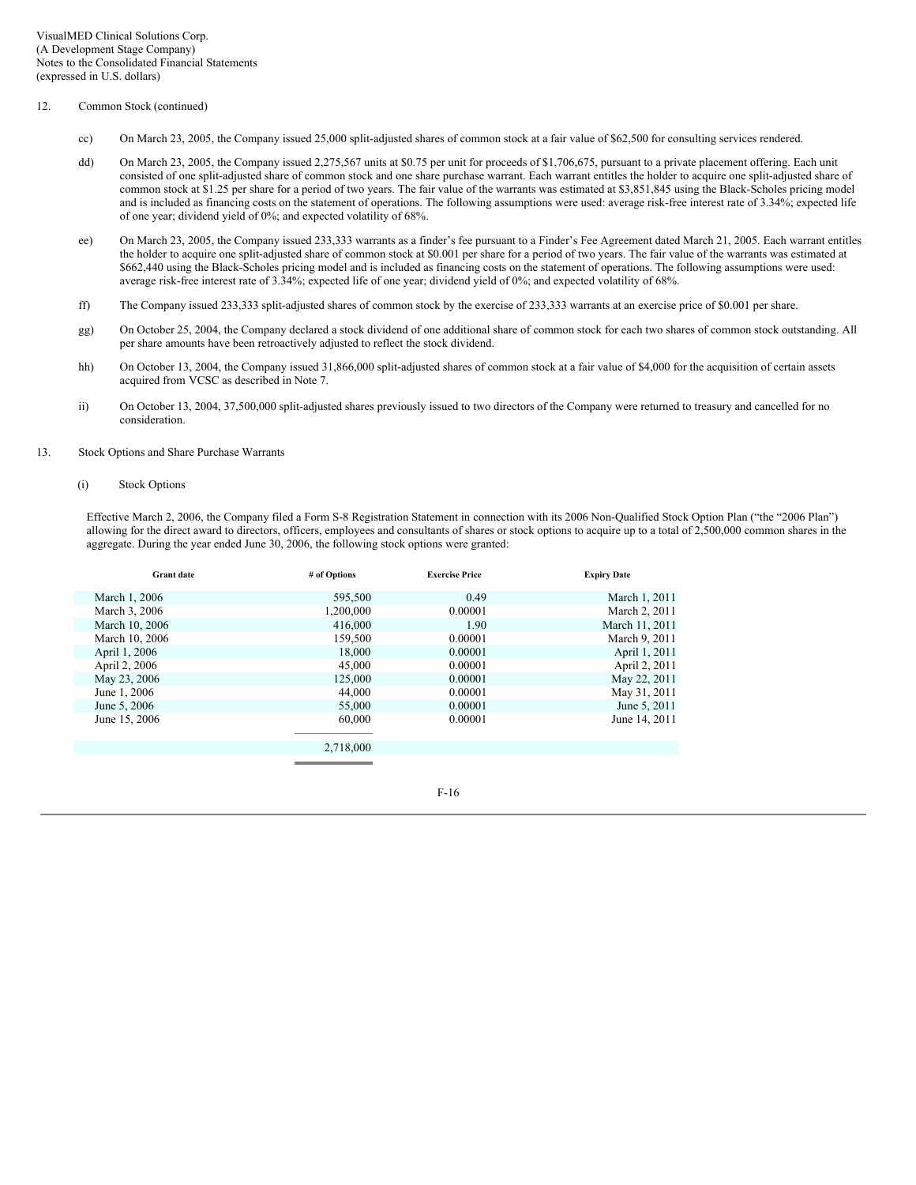VisualMED Clinical Solutions Corp.
(A Development Stage Company)
Notes to the Consolidated Financial Statements
(expressed in U.S. dollars)

12. Common Stock (continued)

cc) On March 23, 2005, the Company issued 25,000 split-adjusted shares of common stock at a fair value of $62,500 for consulting services rendered.

dd) On March 23, 2005, the Company issued 2,275,567 units at $0.75 per unit for proceeds of $1,706,675, pursuant to a private placement offering. Each unit consisted of one split-adjusted share of common stock and one share purchase warrant. Each warrant entitles the holder to acquire one split-adjusted share of common stock at $1.25 per share for a period of two years. The fair value of the warrants was estimated at $3,851,845 using the Black-Scholes pricing model and is included as financing costs on the statement of operations. The following assumptions were used: average risk-free interest rate of 3.34%; expected life of one year; dividend yield of 0%; and expected volatility of 68%.

ee) On March 23, 2005, the Company issued 233,333 warrants as a finder's fee pursuant to a Finder's Fee Agreement dated March 21, 2005. Each warrant entitles the holder to acquire one split-adjusted share of common stock at $0.001 per share for a period of two years. The fair value of the warrants was estimated at $662,440 using the Black-Scholes pricing model and is included as financing costs on the statement of operations. The following assumptions were used: average risk-free interest rate of 3.34%; expected life of one year; dividend yield of 0%; and expected volatility of 68%.

ff) The Company issued 233,333 split-adjusted shares of common stock by the exercise of 233,333 warrants at an exercise price of $0.001 per share.

gg) On October 25, 2004, the Company declared a stock dividend of one additional share of common stock for each two shares of common stock outstanding. All per share amounts have been retroactively adjusted to reflect the stock dividend.

hh) On October 13, 2004, the Company issued 31,866,000 split-adjusted shares of common stock at a fair value of $4,000 for the acquisition of certain assets acquired from VCSC as described in Note 7.

ii) On October 13, 2004, 37,500,000 split-adjusted shares previously issued to two directors of the Company were returned to treasury and cancelled for no consideration.

13. Stock Options and Share Purchase Warrants

(i) Stock Options

Effective March 2, 2006, the Company filed a Form S-8 Registration Statement in connection with its 2006 Non-Qualified Stock Option Plan ("the "2006 Plan") allowing for the direct award to directors, officers, employees and consultants of shares or stock options to acquire up to a total of 2,500,000 common shares in the aggregate. During the year ended June 30, 2006, the following stock options were granted:

| Grant date | # of Options | Exercise Price | Expiry Date |
|---|---|---|---|
| March 1, 2006 | 595,500 | 0.49 | March 1, 2011 |
| March 3, 2006 | 1,200,000 | 0.00001 | March 2, 2011 |
| March 10, 2006 | 416,000 | 1.90 | March 11, 2011 |
| March 10, 2006 | 159,500 | 0.00001 | March 9, 2011 |
| April 1, 2006 | 18,000 | 0.00001 | April 1, 2011 |
| April 2, 2006 | 45,000 | 0.00001 | April 2, 2011 |
| May 23, 2006 | 125,000 | 0.00001 | May 22, 2011 |
| June 1, 2006 | 44,000 | 0.00001 | May 31, 2011 |
| June 5, 2006 | 55,000 | 0.00001 | June 5, 2011 |
| June 15, 2006 | 60,000 | 0.00001 | June 14, 2011 |
| | 2,718,000 | | |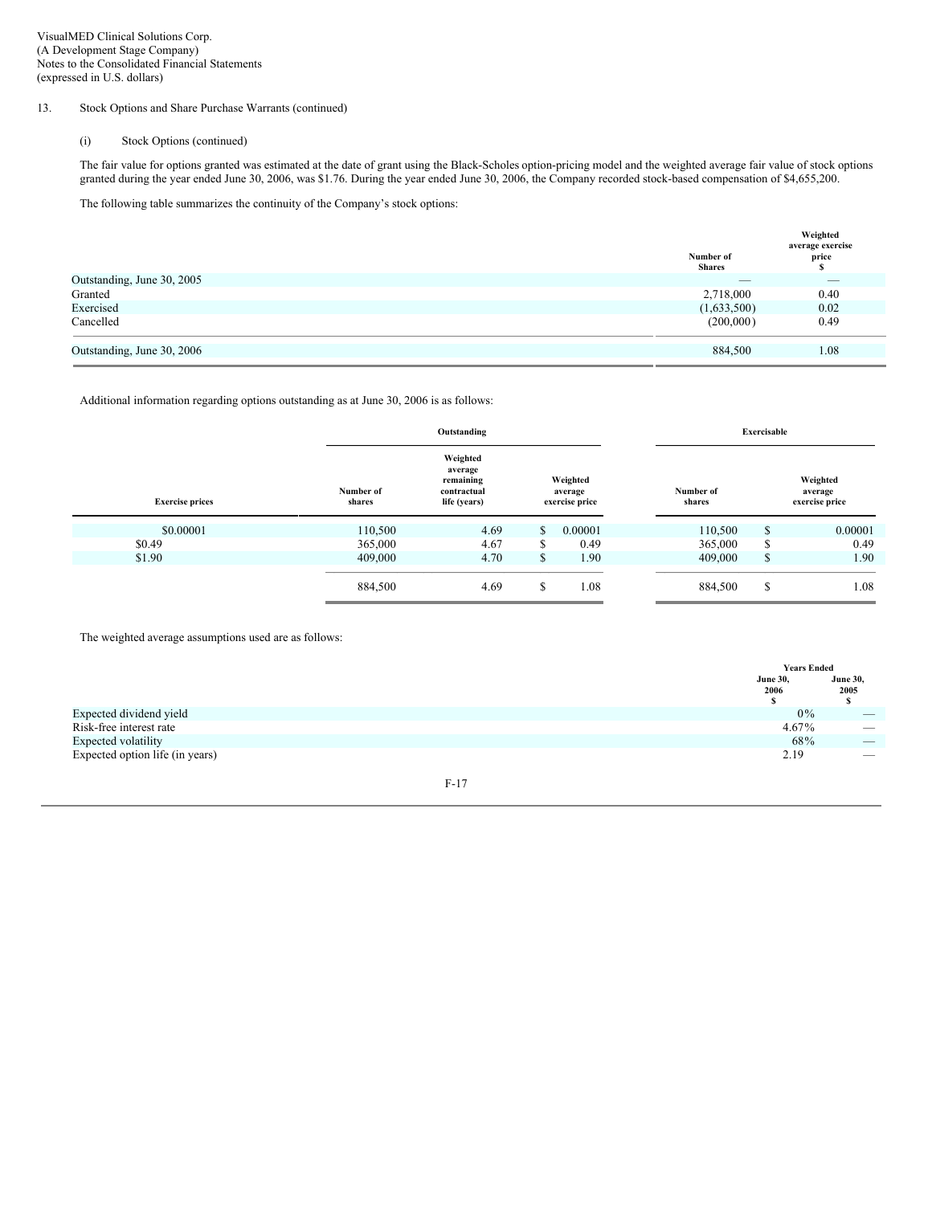VisualMED Clinical Solutions Corp.
(A Development Stage Company)
Notes to the Consolidated Financial Statements
(expressed in U.S. dollars)

13. Stock Options and Share Purchase Warrants (continued)

(i) Stock Options (continued)

The fair value for options granted was estimated at the date of grant using the Black-Scholes option-pricing model and the weighted average fair value of stock options granted during the year ended June 30, 2006, was $1.76. During the year ended June 30, 2006, the Company recorded stock-based compensation of $4,655,200.

The following table summarizes the continuity of the Company's stock options:

| | Number of Shares | Weighted average exercise price $ |
|---|---|---|
| Outstanding, June 30, 2005 | — | — |
| Granted | 2,718,000 | 0.40 |
| Exercised | (1,633,500) | 0.02 |
| Cancelled | (200,000) | 0.49 |
| Outstanding, June 30, 2006 | 884,500 | 1.08 |

Additional information regarding options outstanding as at June 30, 2006 is as follows:

| | Outstanding | | | Exercisable | |
|---|---|---|---|---|---|
| Exercise prices | Number of shares | Weighted average remaining contractual life (years) | Weighted average exercise price | Number of shares | Weighted average exercise price |
| $0.00001 | 110,500 | 4.69 | $ 0.00001 | 110,500 | $ 0.00001 |
| $0.49 | 365,000 | 4.67 | $ 0.49 | 365,000 | $ 0.49 |
| $1.90 | 409,000 | 4.70 | $ 1.90 | 409,000 | $ 1.90 |
| | 884,500 | 4.69 | $ 1.08 | 884,500 | $ 1.08 |

The weighted average assumptions used are as follows:

| | Years Ended June 30, 2006 $ | June 30, 2005 $ |
|---|---|---|
| Expected dividend yield | 0% | — |
| Risk-free interest rate | 4.67% | — |
| Expected volatility | 68% | — |
| Expected option life (in years) | 2.19 | — |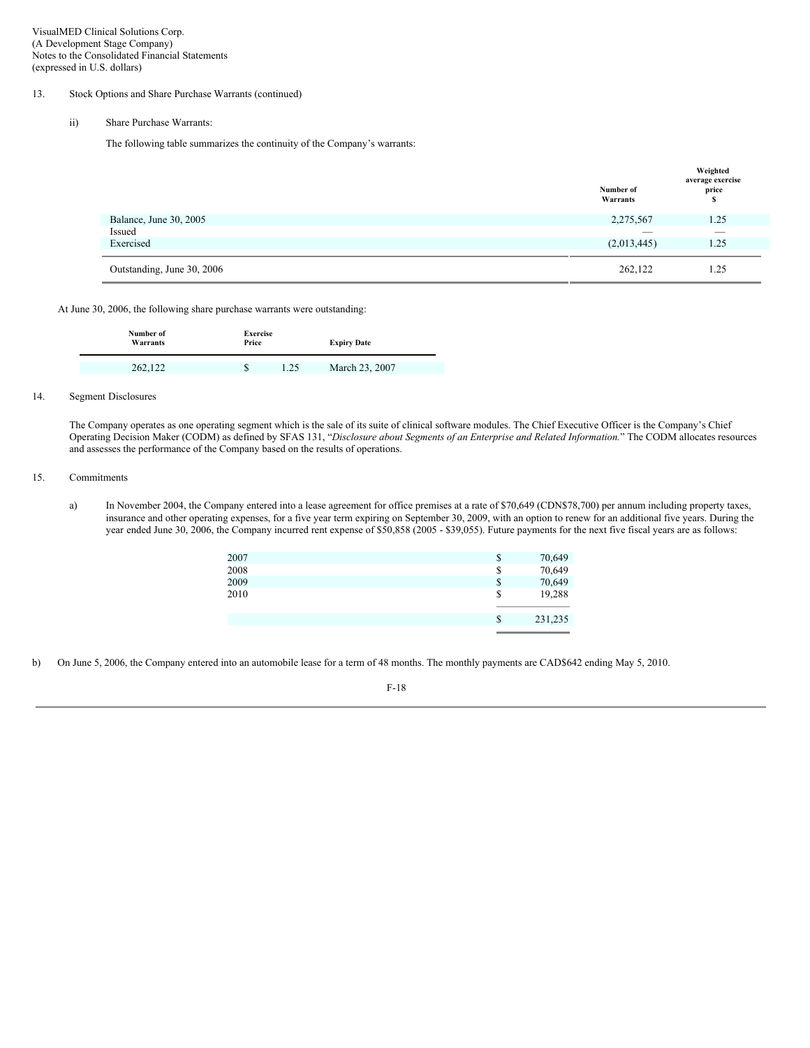VisualMED Clinical Solutions Corp.
(A Development Stage Company)
Notes to the Consolidated Financial Statements
(expressed in U.S. dollars)

13. Stock Options and Share Purchase Warrants (continued)

ii) Share Purchase Warrants:

The following table summarizes the continuity of the Company's warrants:

| | Number of Warrants | Weighted average exercise price $ |
|---|---|---|
| Balance, June 30, 2005 | 2,275,567 | 1.25 |
| Issued | — | — |
| Exercised | (2,013,445) | 1.25 |
| Outstanding, June 30, 2006 | 262,122 | 1.25 |

At June 30, 2006, the following share purchase warrants were outstanding:

| Number of Warrants | Exercise Price | Expiry Date |
|---|---|---|
| 262,122 | $ 1.25 | March 23, 2007 |

14. Segment Disclosures

The Company operates as one operating segment which is the sale of its suite of clinical software modules. The Chief Executive Officer is the Company's Chief Operating Decision Maker (CODM) as defined by SFAS 131, "*Disclosure about Segments of an Enterprise and Related Information.*" The CODM allocates resources and assesses the performance of the Company based on the results of operations.

15. Commitments

a) In November 2004, the Company entered into a lease agreement for office premises at a rate of $70,649 (CDN$78,700) per annum including property taxes, insurance and other operating expenses, for a five year term expiring on September 30, 2009, with an option to renew for an additional five years. During the year ended June 30, 2006, the Company incurred rent expense of $50,858 (2005 - $39,055). Future payments for the next five fiscal years are as follows:

| | |
|---|---|
| 2007 | $ 70,649 |
| 2008 | $ 70,649 |
| 2009 | $ 70,649 |
| 2010 | $ 19,288 |
| | $ 231,235 |

b) On June 5, 2006, the Company entered into an automobile lease for a term of 48 months. The monthly payments are CAD$642 ending May 5, 2010.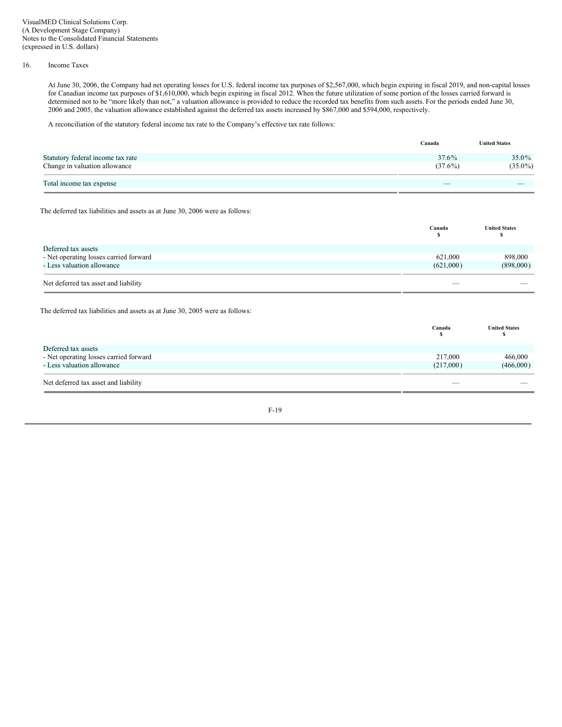VisualMED Clinical Solutions Corp.
(A Development Stage Company)
Notes to the Consolidated Financial Statements
(expressed in U.S. dollars)

16. Income Taxes

At June 30, 2006, the Company had net operating losses for U.S. federal income tax purposes of $2,567,000, which begin expiring in fiscal 2019, and non-capital losses for Canadian income tax purposes of $1,610,000, which begin expiring in fiscal 2012. When the future utilization of some portion of the losses carried forward is determined not to be "more likely than not," a valuation allowance is provided to reduce the recorded tax benefits from such assets. For the periods ended June 30, 2006 and 2005, the valuation allowance established against the deferred tax assets increased by $867,000 and $594,000, respectively.

A reconciliation of the statutory federal income tax rate to the Company's effective tax rate follows:

| | Canada | United States |
|---|---|---|
| Statutory federal income tax rate | 37.6% | 35.0% |
| Change in valuation allowance | (37.6%) | (35.0%) |
| Total income tax expense | — | — |

The deferred tax liabilities and assets as at June 30, 2006 were as follows:

| | Canada<br>$ | United States<br>$ |
|---|---|---|
| Deferred tax assets | | |
| - Net operating losses carried forward | 621,000 | 898,000 |
| - Less valuation allowance | (621,000) | (898,000) |
| Net deferred tax asset and liability | — | — |

The deferred tax liabilities and assets as at June 30, 2005 were as follows:

| | Canada<br>$ | United States<br>$ |
|---|---|---|
| Deferred tax assets | | |
| - Net operating losses carried forward | 217,000 | 466,000 |
| - Less valuation allowance | (217,000) | (466,000) |
| Net deferred tax asset and liability | — | — |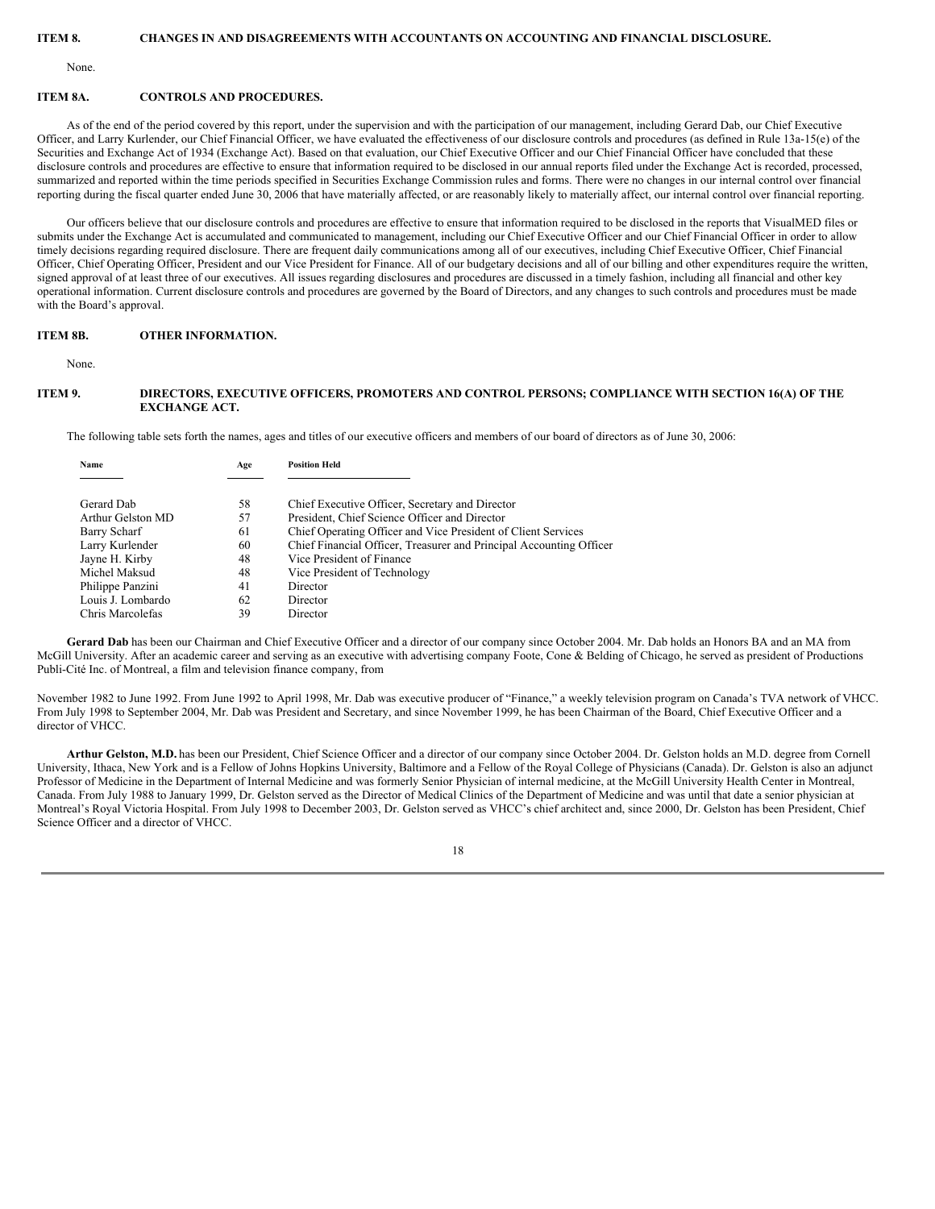## ITEM 8. CHANGES IN AND DISAGREEMENTS WITH ACCOUNTANTS ON ACCOUNTING AND FINANCIAL DISCLOSURE.

None.

## ITEM 8A. CONTROLS AND PROCEDURES.

As of the end of the period covered by this report, under the supervision and with the participation of our management, including Gerard Dab, our Chief Executive Officer, and Larry Kurlender, our Chief Financial Officer, we have evaluated the effectiveness of our disclosure controls and procedures (as defined in Rule 13a-15(e) of the Securities and Exchange Act of 1934 (Exchange Act). Based on that evaluation, our Chief Executive Officer and our Chief Financial Officer have concluded that these disclosure controls and procedures are effective to ensure that information required to be disclosed in our annual reports filed under the Exchange Act is recorded, processed, summarized and reported within the time periods specified in Securities Exchange Commission rules and forms. There were no changes in our internal control over financial reporting during the fiscal quarter ended June 30, 2006 that have materially affected, or are reasonably likely to materially affect, our internal control over financial reporting.

Our officers believe that our disclosure controls and procedures are effective to ensure that information required to be disclosed in the reports that VisualMED files or submits under the Exchange Act is accumulated and communicated to management, including our Chief Executive Officer and our Chief Financial Officer in order to allow timely decisions regarding required disclosure. There are frequent daily communications among all of our executives, including Chief Executive Officer, Chief Financial Officer, Chief Operating Officer, President and our Vice President for Finance. All of our budgetary decisions and all of our billing and other expenditures require the written, signed approval of at least three of our executives. All issues regarding disclosures and procedures are discussed in a timely fashion, including all financial and other key operational information. Current disclosure controls and procedures are governed by the Board of Directors, and any changes to such controls and procedures must be made with the Board's approval.

## ITEM 8B. OTHER INFORMATION.

None.

## ITEM 9. DIRECTORS, EXECUTIVE OFFICERS, PROMOTERS AND CONTROL PERSONS; COMPLIANCE WITH SECTION 16(A) OF THE EXCHANGE ACT.

The following table sets forth the names, ages and titles of our executive officers and members of our board of directors as of June 30, 2006:

| Name | Age | Position Held |
|---|---|---|
| Gerard Dab | 58 | Chief Executive Officer, Secretary and Director |
| Arthur Gelston MD | 57 | President, Chief Science Officer and Director |
| Barry Scharf | 61 | Chief Operating Officer and Vice President of Client Services |
| Larry Kurlender | 60 | Chief Financial Officer, Treasurer and Principal Accounting Officer |
| Jayne H. Kirby | 48 | Vice President of Finance |
| Michel Maksud | 48 | Vice President of Technology |
| Philippe Panzini | 41 | Director |
| Louis J. Lombardo | 62 | Director |
| Chris Marcolefas | 39 | Director |

**Gerard Dab** has been our Chairman and Chief Executive Officer and a director of our company since October 2004. Mr. Dab holds an Honors BA and an MA from McGill University. After an academic career and serving as an executive with advertising company Foote, Cone & Belding of Chicago, he served as president of Productions Publi-Cité Inc. of Montreal, a film and television finance company, from November 1982 to June 1992. From June 1992 to April 1998, Mr. Dab was executive producer of "Finance," a weekly television program on Canada's TVA network of VHCC. From July 1998 to September 2004, Mr. Dab was President and Secretary, and since November 1999, he has been Chairman of the Board, Chief Executive Officer and a director of VHCC.

**Arthur Gelston, M.D.** has been our President, Chief Science Officer and a director of our company since October 2004. Dr. Gelston holds an M.D. degree from Cornell University, Ithaca, New York and is a Fellow of Johns Hopkins University, Baltimore and a Fellow of the Royal College of Physicians (Canada). Dr. Gelston is also an adjunct Professor of Medicine in the Department of Internal Medicine and was formerly Senior Physician of internal medicine, at the McGill University Health Center in Montreal, Canada. From July 1988 to January 1999, Dr. Gelston served as the Director of Medical Clinics of the Department of Medicine and was until that date a senior physician at Montreal's Royal Victoria Hospital. From July 1998 to December 2003, Dr. Gelston served as VHCC's chief architect and, since 2000, Dr. Gelston has been President, Chief Science Officer and a director of VHCC.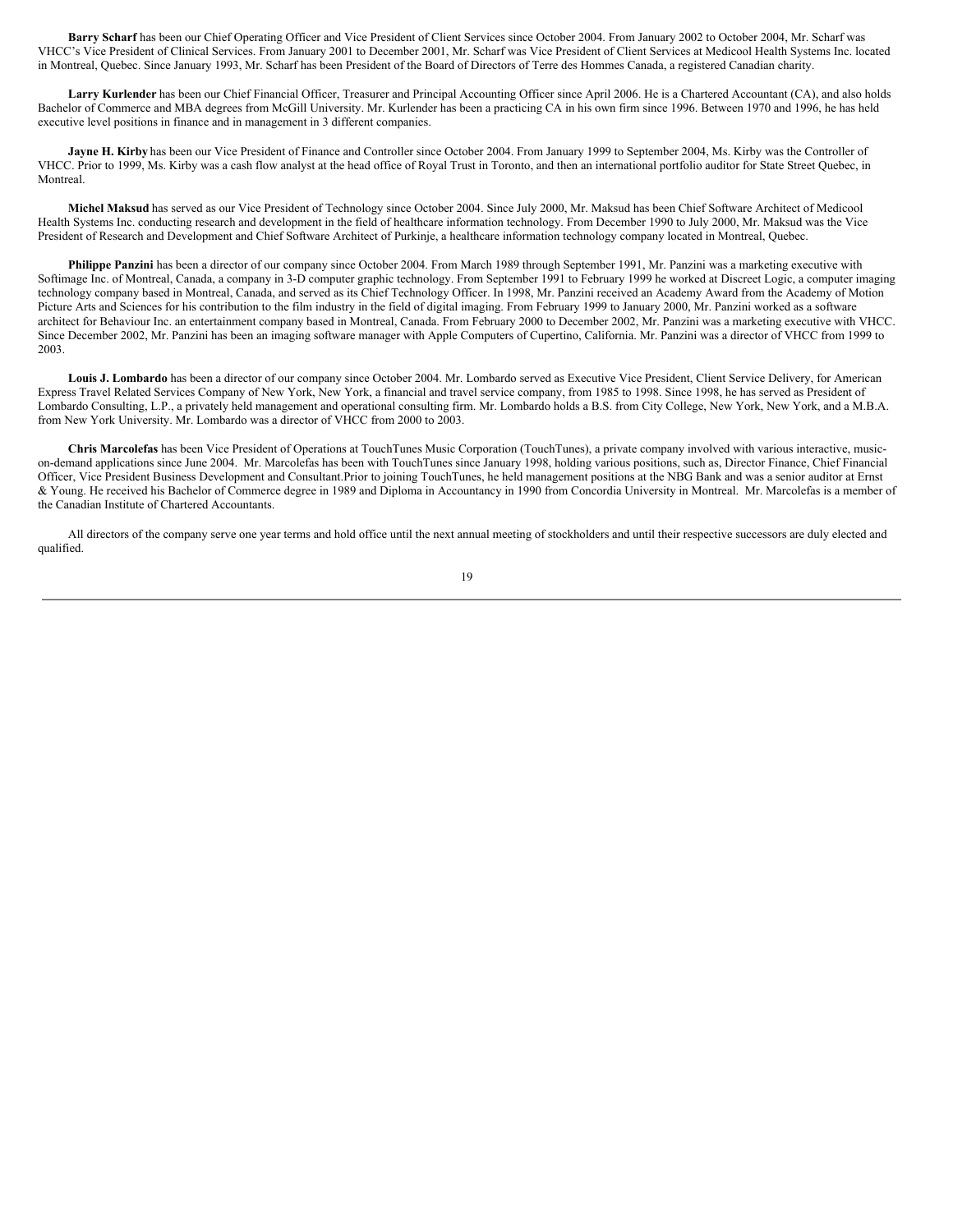**Barry Scharf** has been our Chief Operating Officer and Vice President of Client Services since October 2004. From January 2002 to October 2004, Mr. Scharf was VHCC's Vice President of Clinical Services. From January 2001 to December 2001, Mr. Scharf was Vice President of Client Services at Medicool Health Systems Inc. located in Montreal, Quebec. Since January 1993, Mr. Scharf has been President of the Board of Directors of Terre des Hommes Canada, a registered Canadian charity.

**Larry Kurlender** has been our Chief Financial Officer, Treasurer and Principal Accounting Officer since April 2006. He is a Chartered Accountant (CA), and also holds Bachelor of Commerce and MBA degrees from McGill University. Mr. Kurlender has been a practicing CA in his own firm since 1996. Between 1970 and 1996, he has held executive level positions in finance and in management in 3 different companies.

**Jayne H. Kirby** has been our Vice President of Finance and Controller since October 2004. From January 1999 to September 2004, Ms. Kirby was the Controller of VHCC. Prior to 1999, Ms. Kirby was a cash flow analyst at the head office of Royal Trust in Toronto, and then an international portfolio auditor for State Street Quebec, in Montreal.

**Michel Maksud** has served as our Vice President of Technology since October 2004. Since July 2000, Mr. Maksud has been Chief Software Architect of Medicool Health Systems Inc. conducting research and development in the field of healthcare information technology. From December 1990 to July 2000, Mr. Maksud was the Vice President of Research and Development and Chief Software Architect of Purkinje, a healthcare information technology company located in Montreal, Quebec.

**Philippe Panzini** has been a director of our company since October 2004. From March 1989 through September 1991, Mr. Panzini was a marketing executive with Softimage Inc. of Montreal, Canada, a company in 3-D computer graphic technology. From September 1991 to February 1999 he worked at Discreet Logic, a computer imaging technology company based in Montreal, Canada, and served as its Chief Technology Officer. In 1998, Mr. Panzini received an Academy Award from the Academy of Motion Picture Arts and Sciences for his contribution to the film industry in the field of digital imaging. From February 1999 to January 2000, Mr. Panzini worked as a software architect for Behaviour Inc. an entertainment company based in Montreal, Canada. From February 2000 to December 2002, Mr. Panzini was a marketing executive with VHCC. Since December 2002, Mr. Panzini has been an imaging software manager with Apple Computers of Cupertino, California. Mr. Panzini was a director of VHCC from 1999 to 2003.

**Louis J. Lombardo** has been a director of our company since October 2004. Mr. Lombardo served as Executive Vice President, Client Service Delivery, for American Express Travel Related Services Company of New York, New York, a financial and travel service company, from 1985 to 1998. Since 1998, he has served as President of Lombardo Consulting, L.P., a privately held management and operational consulting firm. Mr. Lombardo holds a B.S. from City College, New York, New York, and a M.B.A. from New York University. Mr. Lombardo was a director of VHCC from 2000 to 2003.

**Chris Marcolefas** has been Vice President of Operations at TouchTunes Music Corporation (TouchTunes), a private company involved with various interactive, music-on-demand applications since June 2004. Mr. Marcolefas has been with TouchTunes since January 1998, holding various positions, such as, Director Finance, Chief Financial Officer, Vice President Business Development and Consultant.Prior to joining TouchTunes, he held management positions at the NBG Bank and was a senior auditor at Ernst & Young. He received his Bachelor of Commerce degree in 1989 and Diploma in Accountancy in 1990 from Concordia University in Montreal. Mr. Marcolefas is a member of the Canadian Institute of Chartered Accountants.

All directors of the company serve one year terms and hold office until the next annual meeting of stockholders and until their respective successors are duly elected and qualified.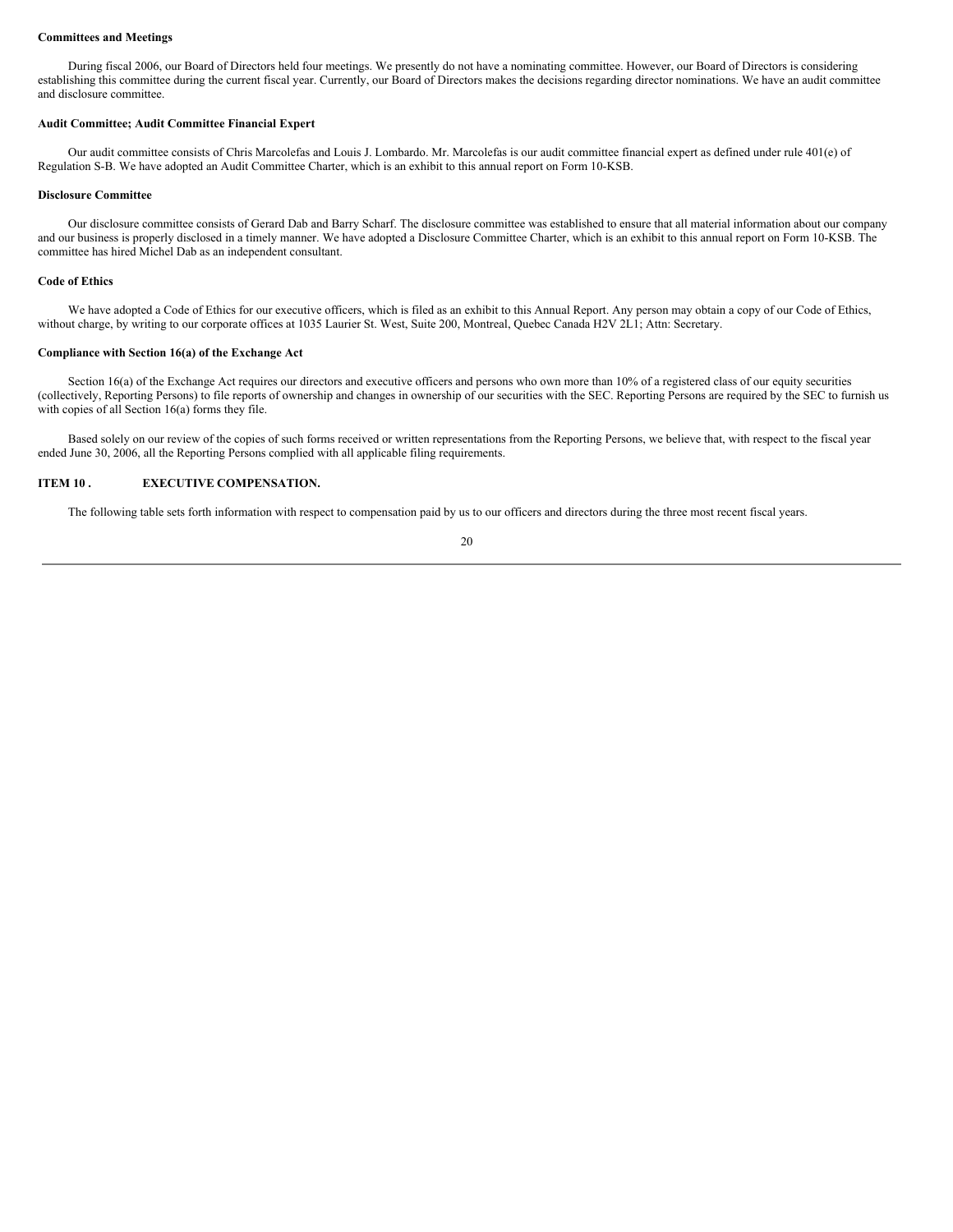**Committees and Meetings**

During fiscal 2006, our Board of Directors held four meetings. We presently do not have a nominating committee. However, our Board of Directors is considering establishing this committee during the current fiscal year. Currently, our Board of Directors makes the decisions regarding director nominations. We have an audit committee and disclosure committee.

**Audit Committee; Audit Committee Financial Expert**

Our audit committee consists of Chris Marcolefas and Louis J. Lombardo. Mr. Marcolefas is our audit committee financial expert as defined under rule 401(e) of Regulation S-B. We have adopted an Audit Committee Charter, which is an exhibit to this annual report on Form 10-KSB.

**Disclosure Committee**

Our disclosure committee consists of Gerard Dab and Barry Scharf. The disclosure committee was established to ensure that all material information about our company and our business is properly disclosed in a timely manner. We have adopted a Disclosure Committee Charter, which is an exhibit to this annual report on Form 10-KSB. The committee has hired Michel Dab as an independent consultant.

**Code of Ethics**

We have adopted a Code of Ethics for our executive officers, which is filed as an exhibit to this Annual Report. Any person may obtain a copy of our Code of Ethics, without charge, by writing to our corporate offices at 1035 Laurier St. West, Suite 200, Montreal, Quebec Canada H2V 2L1; Attn: Secretary.

**Compliance with Section 16(a) of the Exchange Act**

Section 16(a) of the Exchange Act requires our directors and executive officers and persons who own more than 10% of a registered class of our equity securities (collectively, Reporting Persons) to file reports of ownership and changes in ownership of our securities with the SEC. Reporting Persons are required by the SEC to furnish us with copies of all Section 16(a) forms they file.

Based solely on our review of the copies of such forms received or written representations from the Reporting Persons, we believe that, with respect to the fiscal year ended June 30, 2006, all the Reporting Persons complied with all applicable filing requirements.

**ITEM 10 . EXECUTIVE COMPENSATION.**

The following table sets forth information with respect to compensation paid by us to our officers and directors during the three most recent fiscal years.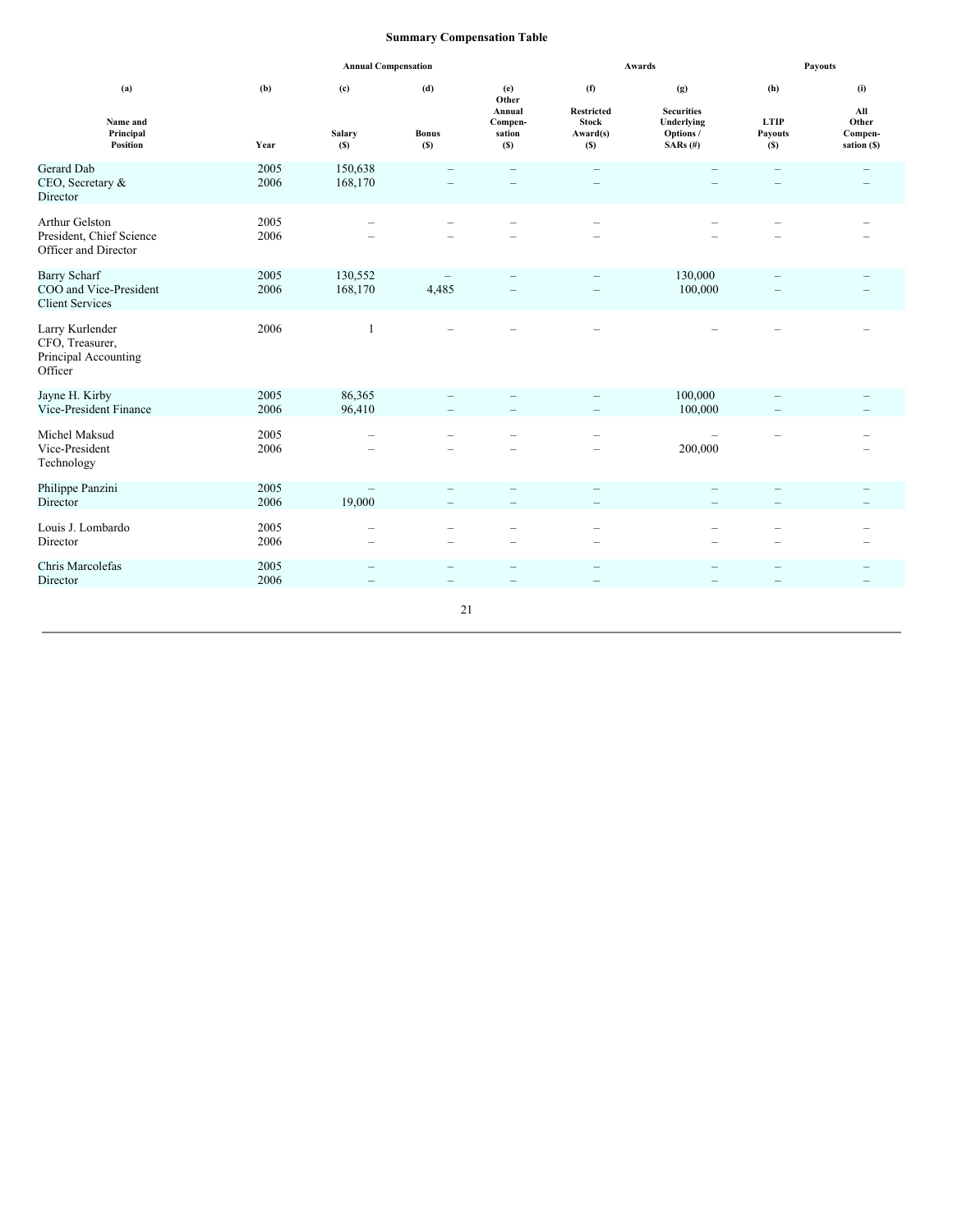## Summary Compensation Table

| | | Annual Compensation | | | Awards | | Payouts | |
|---|---|---|---|---|---|---|---|---|
| (a) | (b) | (c) | (d) | (e) | (f) | (g) | (h) | (i) |
| Name and Principal Position | Year | Salary ($) | Bonus ($) | Other Annual Compen-sation ($) | Restricted Stock Award(s) ($) | Securities Underlying Options / SARs (#) | LTIP Payouts ($) | All Other Compen-sation ($) |
| Gerard Dab<br>CEO, Secretary & Director | 2005 | 150,638 | – | – | – | – | – | – |
| | 2006 | 168,170 | – | – | – | – | – | – |
| Arthur Gelston<br>President, Chief Science Officer and Director | 2005 | – | – | – | – | – | – | – |
| | 2006 | – | – | – | – | – | – | – |
| Barry Scharf<br>COO and Vice-President Client Services | 2005 | 130,552 | – | – | – | 130,000 | – | – |
| | 2006 | 168,170 | 4,485 | – | – | 100,000 | – | – |
| Larry Kurlender<br>CFO, Treasurer, Principal Accounting Officer | 2006 | 1 | – | – | – | – | – | – |
| Jayne H. Kirby<br>Vice-President Finance | 2005 | 86,365 | – | – | – | 100,000 | – | – |
| | 2006 | 96,410 | – | – | – | 100,000 | – | – |
| Michel Maksud<br>Vice-President Technology | 2005 | – | – | – | – | – | – | – |
| | 2006 | – | – | – | – | 200,000 | | – |
| Philippe Panzini<br>Director | 2005 | – | – | – | – | – | – | – |
| | 2006 | 19,000 | – | – | – | – | – | – |
| Louis J. Lombardo<br>Director | 2005 | – | – | – | – | – | – | – |
| | 2006 | – | – | – | – | – | – | – |
| Chris Marcolefas<br>Director | 2005 | – | – | – | – | – | – | – |
| | 2006 | – | – | – | – | – | – | – |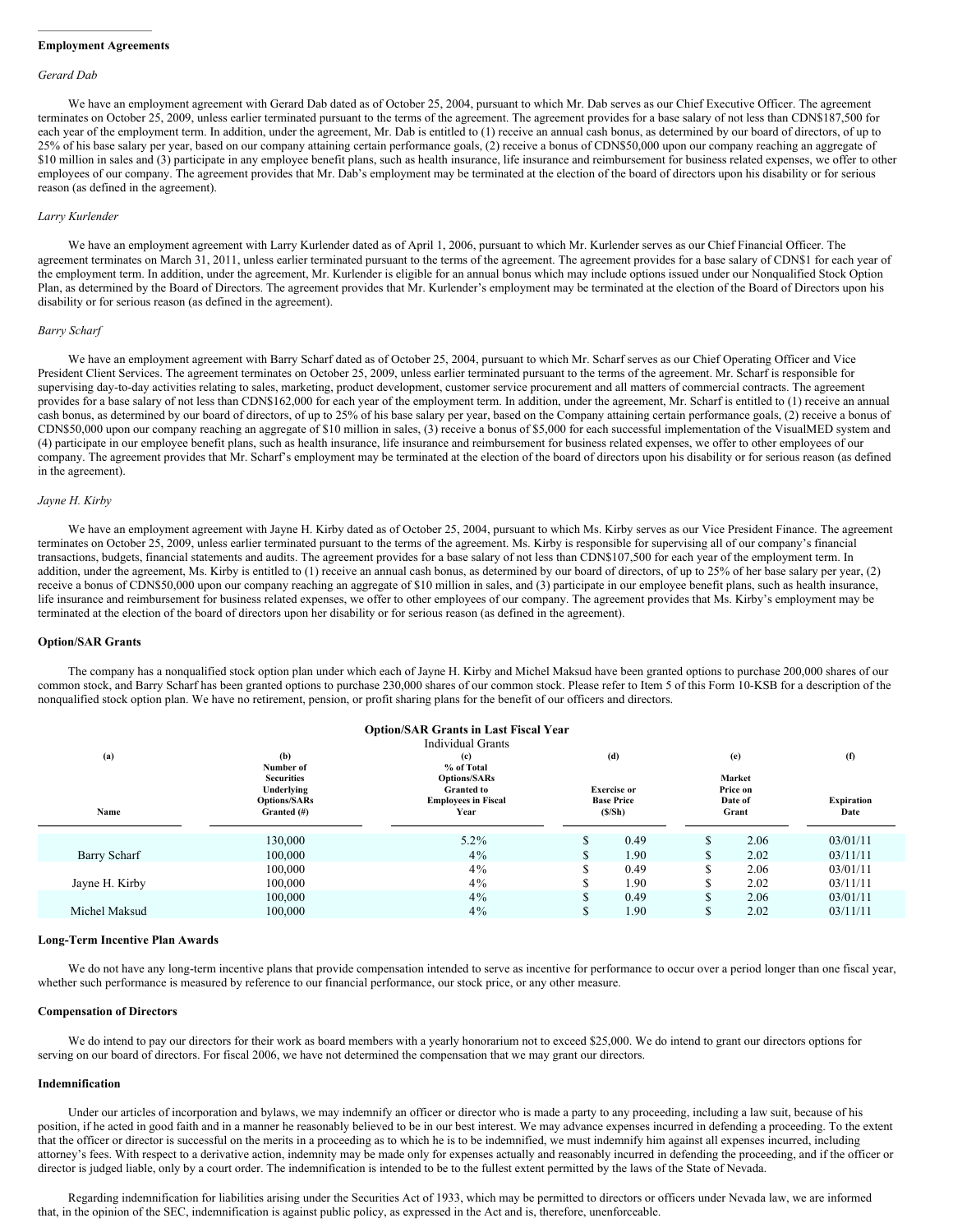## Employment Agreements

*Gerard Dab*

We have an employment agreement with Gerard Dab dated as of October 25, 2004, pursuant to which Mr. Dab serves as our Chief Executive Officer. The agreement terminates on October 25, 2009, unless earlier terminated pursuant to the terms of the agreement. The agreement provides for a base salary of not less than CDN$187,500 for each year of the employment term. In addition, under the agreement, Mr. Dab is entitled to (1) receive an annual cash bonus, as determined by our board of directors, of up to 25% of his base salary per year, based on our company attaining certain performance goals, (2) receive a bonus of CDN$50,000 upon our company reaching an aggregate of $10 million in sales and (3) participate in any employee benefit plans, such as health insurance, life insurance and reimbursement for business related expenses, we offer to other employees of our company. The agreement provides that Mr. Dab's employment may be terminated at the election of the board of directors upon his disability or for serious reason (as defined in the agreement).

*Larry Kurlender*

We have an employment agreement with Larry Kurlender dated as of April 1, 2006, pursuant to which Mr. Kurlender serves as our Chief Financial Officer. The agreement terminates on March 31, 2011, unless earlier terminated pursuant to the terms of the agreement. The agreement provides for a base salary of CDN$1 for each year of the employment term. In addition, under the agreement, Mr. Kurlender is eligible for an annual bonus which may include options issued under our Nonqualified Stock Option Plan, as determined by the Board of Directors. The agreement provides that Mr. Kurlender's employment may be terminated at the election of the Board of Directors upon his disability or for serious reason (as defined in the agreement).

*Barry Scharf*

We have an employment agreement with Barry Scharf dated as of October 25, 2004, pursuant to which Mr. Scharf serves as our Chief Operating Officer and Vice President Client Services. The agreement terminates on October 25, 2009, unless earlier terminated pursuant to the terms of the agreement. Mr. Scharf is responsible for supervising day-to-day activities relating to sales, marketing, product development, customer service procurement and all matters of commercial contracts. The agreement provides for a base salary of not less than CDN$162,000 for each year of the employment term. In addition, under the agreement, Mr. Scharf is entitled to (1) receive an annual cash bonus, as determined by our board of directors, of up to 25% of his base salary per year, based on the Company attaining certain performance goals, (2) receive a bonus of CDN$50,000 upon our company reaching an aggregate of $10 million in sales, (3) receive a bonus of $5,000 for each successful implementation of the VisualMED system and (4) participate in our employee benefit plans, such as health insurance, life insurance and reimbursement for business related expenses, we offer to other employees of our company. The agreement provides that Mr. Scharf's employment may be terminated at the election of the board of directors upon his disability or for serious reason (as defined in the agreement).

*Jayne H. Kirby*

We have an employment agreement with Jayne H. Kirby dated as of October 25, 2004, pursuant to which Ms. Kirby serves as our Vice President Finance. The agreement terminates on October 25, 2009, unless earlier terminated pursuant to the terms of the agreement. Ms. Kirby is responsible for supervising all of our company's financial transactions, budgets, financial statements and audits. The agreement provides for a base salary of not less than CDN$107,500 for each year of the employment term. In addition, under the agreement, Ms. Kirby is entitled to (1) receive an annual cash bonus, as determined by our board of directors, of up to 25% of her base salary per year, (2) receive a bonus of CDN$50,000 upon our company reaching an aggregate of $10 million in sales, and (3) participate in our employee benefit plans, such as health insurance, life insurance and reimbursement for business related expenses, we offer to other employees of our company. The agreement provides that Ms. Kirby's employment may be terminated at the election of the board of directors upon her disability or for serious reason (as defined in the agreement).

## Option/SAR Grants

The company has a nonqualified stock option plan under which each of Jayne H. Kirby and Michel Maksud have been granted options to purchase 200,000 shares of our common stock, and Barry Scharf has been granted options to purchase 230,000 shares of our common stock. Please refer to Item 5 of this Form 10-KSB for a description of the nonqualified stock option plan. We have no retirement, pension, or profit sharing plans for the benefit of our officers and directors.

**Option/SAR Grants in Last Fiscal Year**

Individual Grants

| (a) Name | (b) Number of Securities Underlying Options/SARs Granted (#) | (c) % of Total Options/SARs Granted to Employees in Fiscal Year | (d) Exercise or Base Price ($/Sh) | (e) Market Price on Date of Grant | (f) Expiration Date |
|---|---|---|---|---|---|
| | 130,000 | 5.2% | $ 0.49 | $ 2.06 | 03/01/11 |
| Barry Scharf | 100,000 | 4% | $ 1.90 | $ 2.02 | 03/11/11 |
| | 100,000 | 4% | $ 0.49 | $ 2.06 | 03/01/11 |
| Jayne H. Kirby | 100,000 | 4% | $ 1.90 | $ 2.02 | 03/11/11 |
| | 100,000 | 4% | $ 0.49 | $ 2.06 | 03/01/11 |
| Michel Maksud | 100,000 | 4% | $ 1.90 | $ 2.02 | 03/11/11 |

## Long-Term Incentive Plan Awards

We do not have any long-term incentive plans that provide compensation intended to serve as incentive for performance to occur over a period longer than one fiscal year, whether such performance is measured by reference to our financial performance, our stock price, or any other measure.

## Compensation of Directors

We do intend to pay our directors for their work as board members with a yearly honorarium not to exceed $25,000. We do intend to grant our directors options for serving on our board of directors. For fiscal 2006, we have not determined the compensation that we may grant our directors.

## Indemnification

Under our articles of incorporation and bylaws, we may indemnify an officer or director who is made a party to any proceeding, including a law suit, because of his position, if he acted in good faith and in a manner he reasonably believed to be in our best interest. We may advance expenses incurred in defending a proceeding. To the extent that the officer or director is successful on the merits in a proceeding as to which he is to be indemnified, we must indemnify him against all expenses incurred, including attorney's fees. With respect to a derivative action, indemnity may be made only for expenses actually and reasonably incurred in defending the proceeding, and if the officer or director is judged liable, only by a court order. The indemnification is intended to be to the fullest extent permitted by the laws of the State of Nevada.

Regarding indemnification for liabilities arising under the Securities Act of 1933, which may be permitted to directors or officers under Nevada law, we are informed that, in the opinion of the SEC, indemnification is against public policy, as expressed in the Act and is, therefore, unenforceable.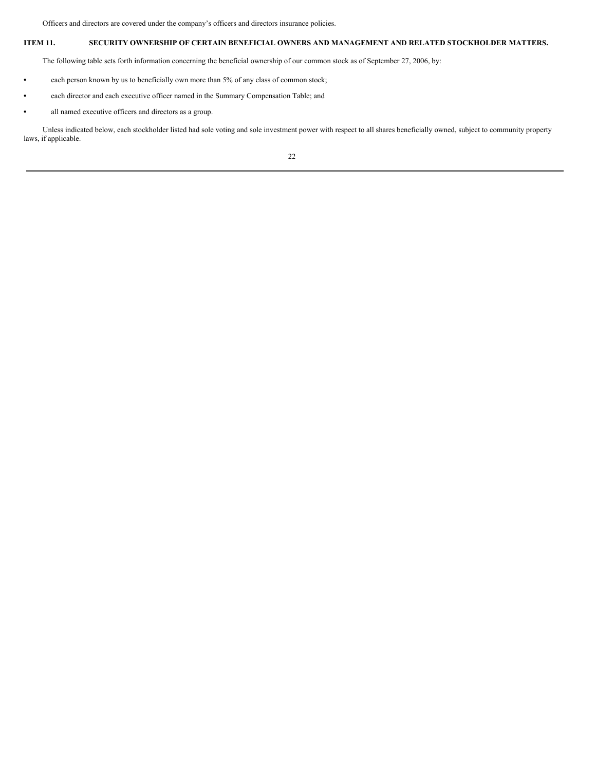Officers and directors are covered under the company's officers and directors insurance policies.

## ITEM 11. SECURITY OWNERSHIP OF CERTAIN BENEFICIAL OWNERS AND MANAGEMENT AND RELATED STOCKHOLDER MATTERS.

The following table sets forth information concerning the beneficial ownership of our common stock as of September 27, 2006, by:

- each person known by us to beneficially own more than 5% of any class of common stock;
- each director and each executive officer named in the Summary Compensation Table; and
- all named executive officers and directors as a group.

Unless indicated below, each stockholder listed had sole voting and sole investment power with respect to all shares beneficially owned, subject to community property laws, if applicable.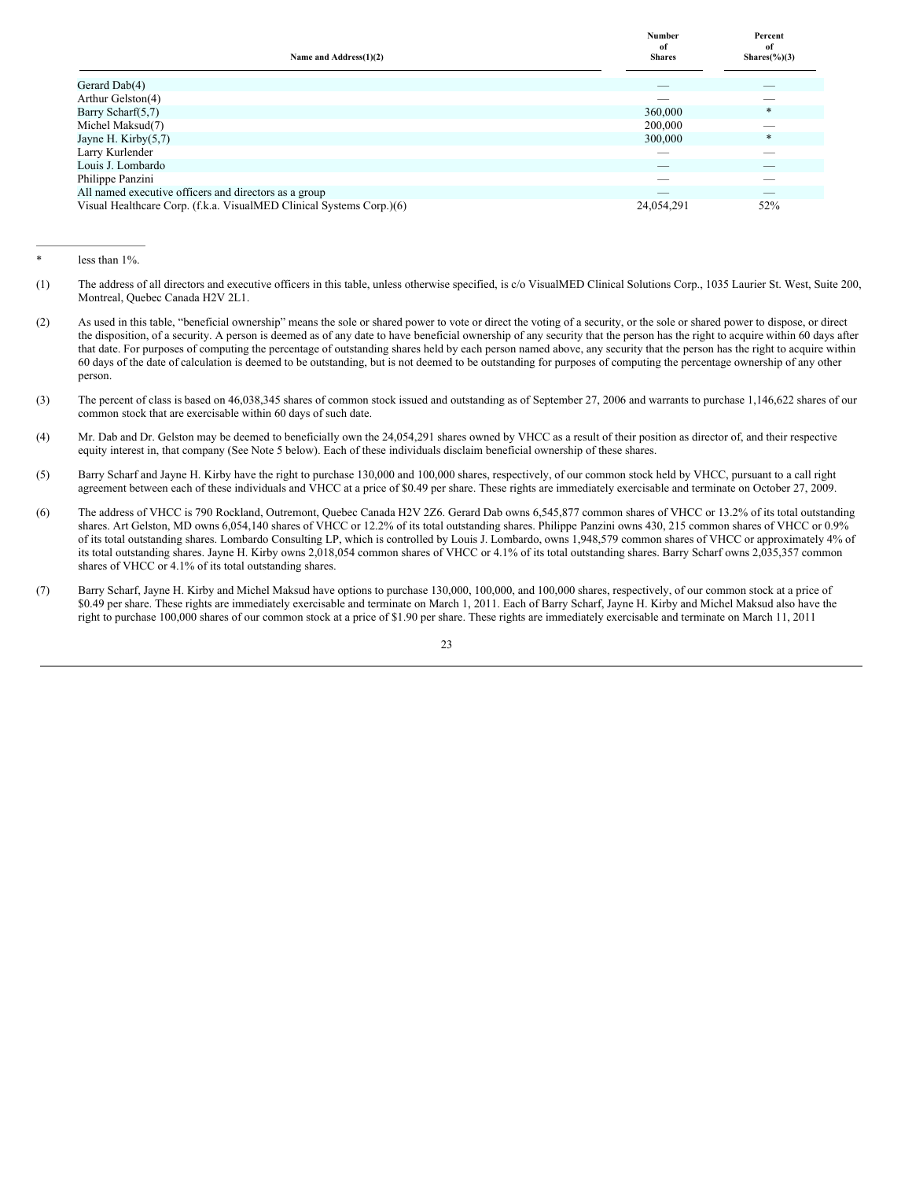| Name and Address(1)(2) | Number of Shares | Percent of Shares(%)(3) |
|---|---|---|
| Gerard Dab(4) | — | — |
| Arthur Gelston(4) | — | — |
| Barry Scharf(5,7) | 360,000 | * |
| Michel Maksud(7) | 200,000 | — |
| Jayne H. Kirby(5,7) | 300,000 | * |
| Larry Kurlender | — | — |
| Louis J. Lombardo | — | — |
| Philippe Panzini | — | — |
| All named executive officers and directors as a group | — | — |
| Visual Healthcare Corp. (f.k.a. VisualMED Clinical Systems Corp.)(6) | 24,054,291 | 52% |

\* less than 1%.

(1) The address of all directors and executive officers in this table, unless otherwise specified, is c/o VisualMED Clinical Solutions Corp., 1035 Laurier St. West, Suite 200, Montreal, Quebec Canada H2V 2L1.

(2) As used in this table, "beneficial ownership" means the sole or shared power to vote or direct the voting of a security, or the sole or shared power to dispose, or direct the disposition, of a security. A person is deemed as of any date to have beneficial ownership of any security that the person has the right to acquire within 60 days after that date. For purposes of computing the percentage of outstanding shares held by each person named above, any security that the person has the right to acquire within 60 days of the date of calculation is deemed to be outstanding, but is not deemed to be outstanding for purposes of computing the percentage ownership of any other person.

(3) The percent of class is based on 46,038,345 shares of common stock issued and outstanding as of September 27, 2006 and warrants to purchase 1,146,622 shares of our common stock that are exercisable within 60 days of such date.

(4) Mr. Dab and Dr. Gelston may be deemed to beneficially own the 24,054,291 shares owned by VHCC as a result of their position as director of, and their respective equity interest in, that company (See Note 5 below). Each of these individuals disclaim beneficial ownership of these shares.

(5) Barry Scharf and Jayne H. Kirby have the right to purchase 130,000 and 100,000 shares, respectively, of our common stock held by VHCC, pursuant to a call right agreement between each of these individuals and VHCC at a price of $0.49 per share. These rights are immediately exercisable and terminate on October 27, 2009.

(6) The address of VHCC is 790 Rockland, Outremont, Quebec Canada H2V 2Z6. Gerard Dab owns 6,545,877 common shares of VHCC or 13.2% of its total outstanding shares. Art Gelston, MD owns 6,054,140 shares of VHCC or 12.2% of its total outstanding shares. Philippe Panzini owns 430, 215 common shares of VHCC or 0.9% of its total outstanding shares. Lombardo Consulting LP, which is controlled by Louis J. Lombardo, owns 1,948,579 common shares of VHCC or approximately 4% of its total outstanding shares. Jayne H. Kirby owns 2,018,054 common shares of VHCC or 4.1% of its total outstanding shares. Barry Scharf owns 2,035,357 common shares of VHCC or 4.1% of its total outstanding shares.

(7) Barry Scharf, Jayne H. Kirby and Michel Maksud have options to purchase 130,000, 100,000, and 100,000 shares, respectively, of our common stock at a price of $0.49 per share. These rights are immediately exercisable and terminate on March 1, 2011. Each of Barry Scharf, Jayne H. Kirby and Michel Maksud also have the right to purchase 100,000 shares of our common stock at a price of $1.90 per share. These rights are immediately exercisable and terminate on March 11, 2011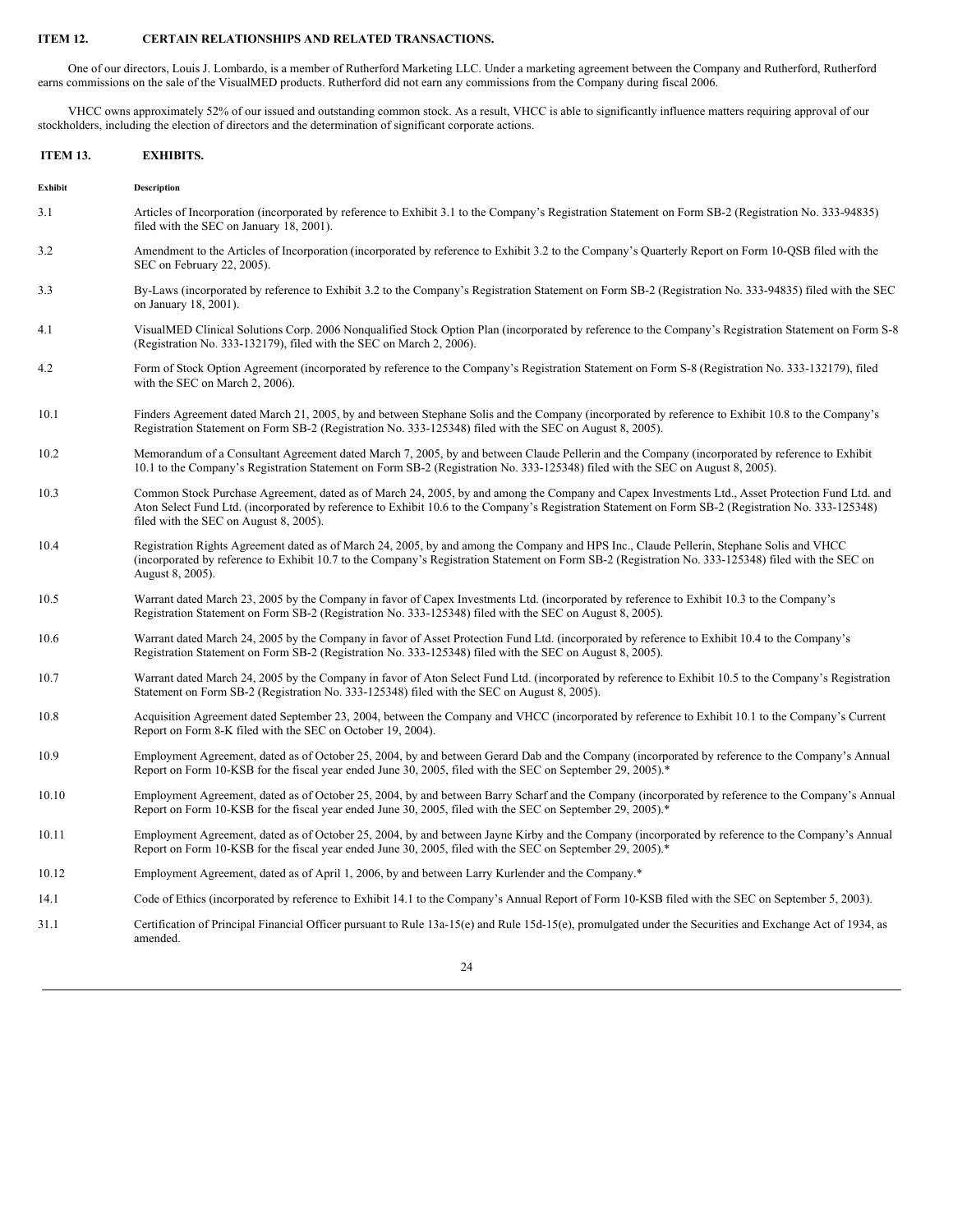**ITEM 12. CERTAIN RELATIONSHIPS AND RELATED TRANSACTIONS.**

One of our directors, Louis J. Lombardo, is a member of Rutherford Marketing LLC. Under a marketing agreement between the Company and Rutherford, Rutherford earns commissions on the sale of the VisualMED products. Rutherford did not earn any commissions from the Company during fiscal 2006.

VHCC owns approximately 52% of our issued and outstanding common stock. As a result, VHCC is able to significantly influence matters requiring approval of our stockholders, including the election of directors and the determination of significant corporate actions.

**ITEM 13. EXHIBITS.**

| Exhibit | Description |
|---|---|
| 3.1 | Articles of Incorporation (incorporated by reference to Exhibit 3.1 to the Company's Registration Statement on Form SB-2 (Registration No. 333-94835) filed with the SEC on January 18, 2001). |
| 3.2 | Amendment to the Articles of Incorporation (incorporated by reference to Exhibit 3.2 to the Company's Quarterly Report on Form 10-QSB filed with the SEC on February 22, 2005). |
| 3.3 | By-Laws (incorporated by reference to Exhibit 3.2 to the Company's Registration Statement on Form SB-2 (Registration No. 333-94835) filed with the SEC on January 18, 2001). |
| 4.1 | VisualMED Clinical Solutions Corp. 2006 Nonqualified Stock Option Plan (incorporated by reference to the Company's Registration Statement on Form S-8 (Registration No. 333-132179), filed with the SEC on March 2, 2006). |
| 4.2 | Form of Stock Option Agreement (incorporated by reference to the Company's Registration Statement on Form S-8 (Registration No. 333-132179), filed with the SEC on March 2, 2006). |
| 10.1 | Finders Agreement dated March 21, 2005, by and between Stephane Solis and the Company (incorporated by reference to Exhibit 10.8 to the Company's Registration Statement on Form SB-2 (Registration No. 333-125348) filed with the SEC on August 8, 2005). |
| 10.2 | Memorandum of a Consultant Agreement dated March 7, 2005, by and between Claude Pellerin and the Company (incorporated by reference to Exhibit 10.1 to the Company's Registration Statement on Form SB-2 (Registration No. 333-125348) filed with the SEC on August 8, 2005). |
| 10.3 | Common Stock Purchase Agreement, dated as of March 24, 2005, by and among the Company and Capex Investments Ltd., Asset Protection Fund Ltd. and Aton Select Fund Ltd. (incorporated by reference to Exhibit 10.6 to the Company's Registration Statement on Form SB-2 (Registration No. 333-125348) filed with the SEC on August 8, 2005). |
| 10.4 | Registration Rights Agreement dated as of March 24, 2005, by and among the Company and HPS Inc., Claude Pellerin, Stephane Solis and VHCC (incorporated by reference to Exhibit 10.7 to the Company's Registration Statement on Form SB-2 (Registration No. 333-125348) filed with the SEC on August 8, 2005). |
| 10.5 | Warrant dated March 23, 2005 by the Company in favor of Capex Investments Ltd. (incorporated by reference to Exhibit 10.3 to the Company's Registration Statement on Form SB-2 (Registration No. 333-125348) filed with the SEC on August 8, 2005). |
| 10.6 | Warrant dated March 24, 2005 by the Company in favor of Asset Protection Fund Ltd. (incorporated by reference to Exhibit 10.4 to the Company's Registration Statement on Form SB-2 (Registration No. 333-125348) filed with the SEC on August 8, 2005). |
| 10.7 | Warrant dated March 24, 2005 by the Company in favor of Aton Select Fund Ltd. (incorporated by reference to Exhibit 10.5 to the Company's Registration Statement on Form SB-2 (Registration No. 333-125348) filed with the SEC on August 8, 2005). |
| 10.8 | Acquisition Agreement dated September 23, 2004, between the Company and VHCC (incorporated by reference to Exhibit 10.1 to the Company's Current Report on Form 8-K filed with the SEC on October 19, 2004). |
| 10.9 | Employment Agreement, dated as of October 25, 2004, by and between Gerard Dab and the Company (incorporated by reference to the Company's Annual Report on Form 10-KSB for the fiscal year ended June 30, 2005, filed with the SEC on September 29, 2005).* |
| 10.10 | Employment Agreement, dated as of October 25, 2004, by and between Barry Scharf and the Company (incorporated by reference to the Company's Annual Report on Form 10-KSB for the fiscal year ended June 30, 2005, filed with the SEC on September 29, 2005).* |
| 10.11 | Employment Agreement, dated as of October 25, 2004, by and between Jayne Kirby and the Company (incorporated by reference to the Company's Annual Report on Form 10-KSB for the fiscal year ended June 30, 2005, filed with the SEC on September 29, 2005).* |
| 10.12 | Employment Agreement, dated as of April 1, 2006, by and between Larry Kurlender and the Company.* |
| 14.1 | Code of Ethics (incorporated by reference to Exhibit 14.1 to the Company's Annual Report of Form 10-KSB filed with the SEC on September 5, 2003). |
| 31.1 | Certification of Principal Financial Officer pursuant to Rule 13a-15(e) and Rule 15d-15(e), promulgated under the Securities and Exchange Act of 1934, as amended. |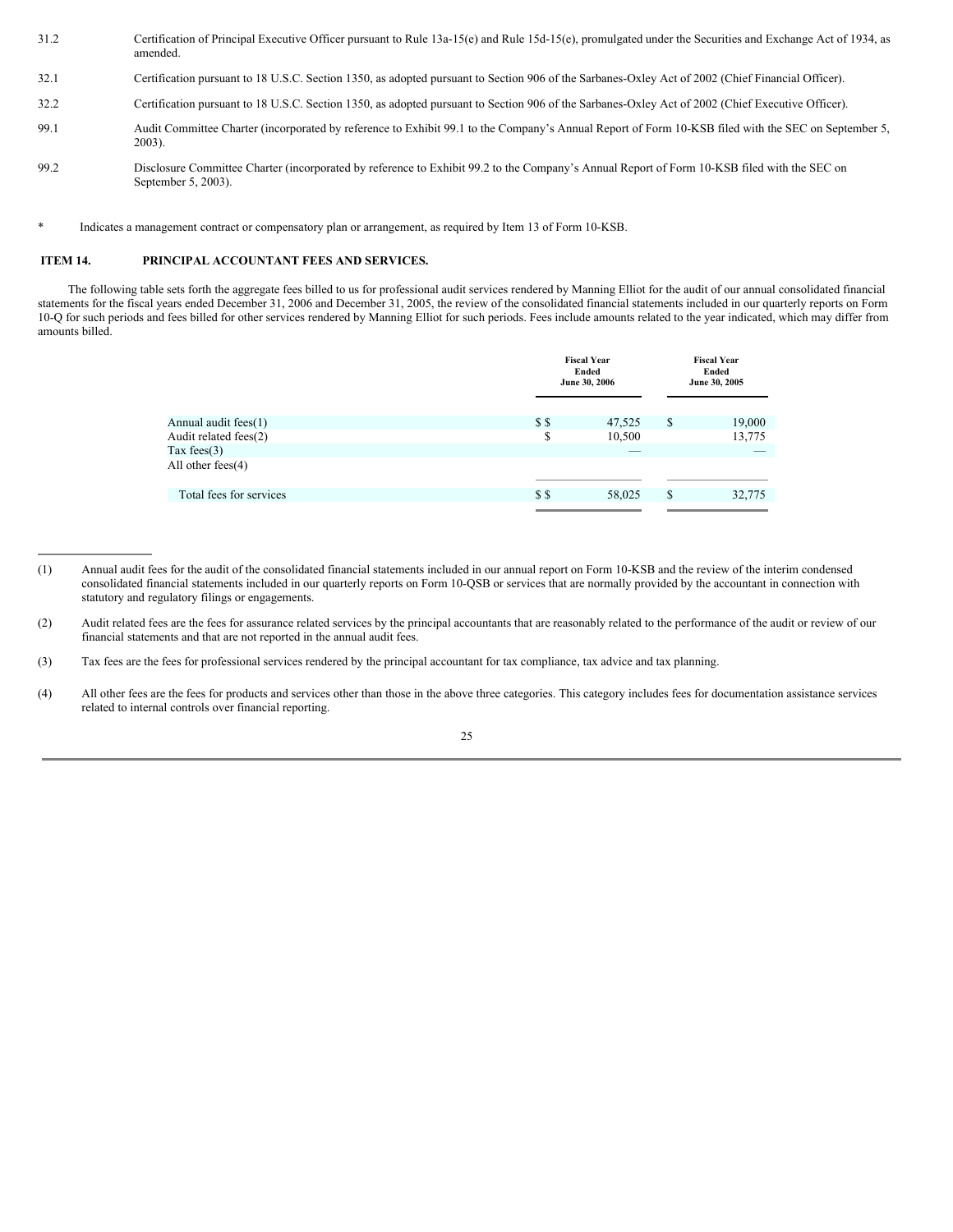| 31.2 | Certification of Principal Executive Officer pursuant to Rule 13a-15(e) and Rule 15d-15(e), promulgated under the Securities and Exchange Act of 1934, as amended. |
|---|---|
| 32.1 | Certification pursuant to 18 U.S.C. Section 1350, as adopted pursuant to Section 906 of the Sarbanes-Oxley Act of 2002 (Chief Financial Officer). |
| 32.2 | Certification pursuant to 18 U.S.C. Section 1350, as adopted pursuant to Section 906 of the Sarbanes-Oxley Act of 2002 (Chief Executive Officer). |
| 99.1 | Audit Committee Charter (incorporated by reference to Exhibit 99.1 to the Company's Annual Report of Form 10-KSB filed with the SEC on September 5, 2003). |
| 99.2 | Disclosure Committee Charter (incorporated by reference to Exhibit 99.2 to the Company's Annual Report of Form 10-KSB filed with the SEC on September 5, 2003). |

\* Indicates a management contract or compensatory plan or arrangement, as required by Item 13 of Form 10-KSB.

## ITEM 14. PRINCIPAL ACCOUNTANT FEES AND SERVICES.

The following table sets forth the aggregate fees billed to us for professional audit services rendered by Manning Elliot for the audit of our annual consolidated financial statements for the fiscal years ended December 31, 2006 and December 31, 2005, the review of the consolidated financial statements included in our quarterly reports on Form 10-Q for such periods and fees billed for other services rendered by Manning Elliot for such periods. Fees include amounts related to the year indicated, which may differ from amounts billed.

| | Fiscal Year Ended June 30, 2006 | Fiscal Year Ended June 30, 2005 |
|---|---|---|
| Annual audit fees(1) | $ $ 47,525 | $ 19,000 |
| Audit related fees(2) | $ 10,500 | 13,775 |
| Tax fees(3) | — | — |
| All other fees(4) | | |
| Total fees for services | $ $ 58,025 | $ 32,775 |

(1) Annual audit fees for the audit of the consolidated financial statements included in our annual report on Form 10-KSB and the review of the interim condensed consolidated financial statements included in our quarterly reports on Form 10-QSB or services that are normally provided by the accountant in connection with statutory and regulatory filings or engagements.

(2) Audit related fees are the fees for assurance related services by the principal accountants that are reasonably related to the performance of the audit or review of our financial statements and that are not reported in the annual audit fees.

(3) Tax fees are the fees for professional services rendered by the principal accountant for tax compliance, tax advice and tax planning.

(4) All other fees are the fees for products and services other than those in the above three categories. This category includes fees for documentation assistance services related to internal controls over financial reporting.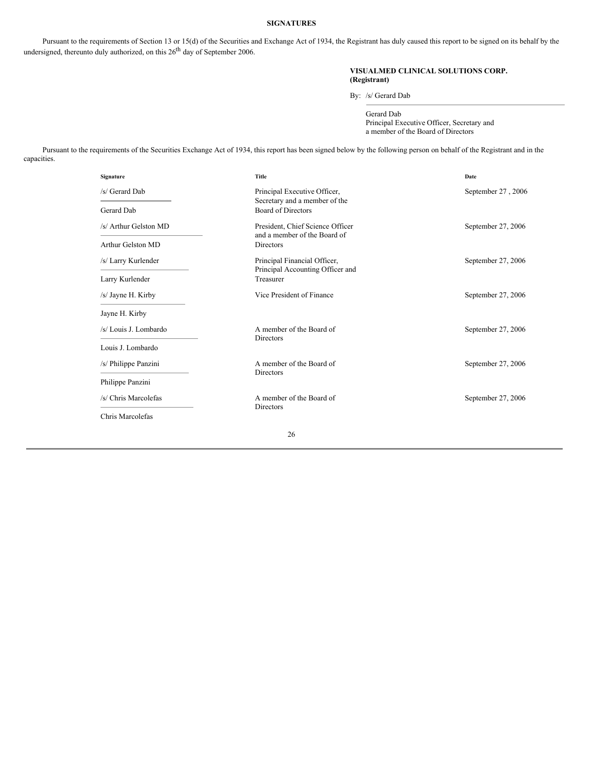**SIGNATURES**

Pursuant to the requirements of Section 13 or 15(d) of the Securities and Exchange Act of 1934, the Registrant has duly caused this report to be signed on its behalf by the undersigned, thereunto duly authorized, on this 26th day of September 2006.

**VISUALMED CLINICAL SOLUTIONS CORP.**
**(Registrant)**

By: /s/ Gerard Dab

Gerard Dab
Principal Executive Officer, Secretary and
a member of the Board of Directors

Pursuant to the requirements of the Securities Exchange Act of 1934, this report has been signed below by the following person on behalf of the Registrant and in the capacities.

| Signature | Title | Date |
| --- | --- | --- |
| /s/ Gerard Dab<br>Gerard Dab | Principal Executive Officer, Secretary and a member of the Board of Directors | September 27 , 2006 |
| /s/ Arthur Gelston MD<br>Arthur Gelston MD | President, Chief Science Officer and a member of the Board of Directors | September 27, 2006 |
| /s/ Larry Kurlender<br>Larry Kurlender | Principal Financial Officer, Principal Accounting Officer and Treasurer | September 27, 2006 |
| /s/ Jayne H. Kirby<br>Jayne H. Kirby | Vice President of Finance | September 27, 2006 |
| /s/ Louis J. Lombardo<br>Louis J. Lombardo | A member of the Board of Directors | September 27, 2006 |
| /s/ Philippe Panzini<br>Philippe Panzini | A member of the Board of Directors | September 27, 2006 |
| /s/ Chris Marcolefas<br>Chris Marcolefas | A member of the Board of Directors | September 27, 2006 |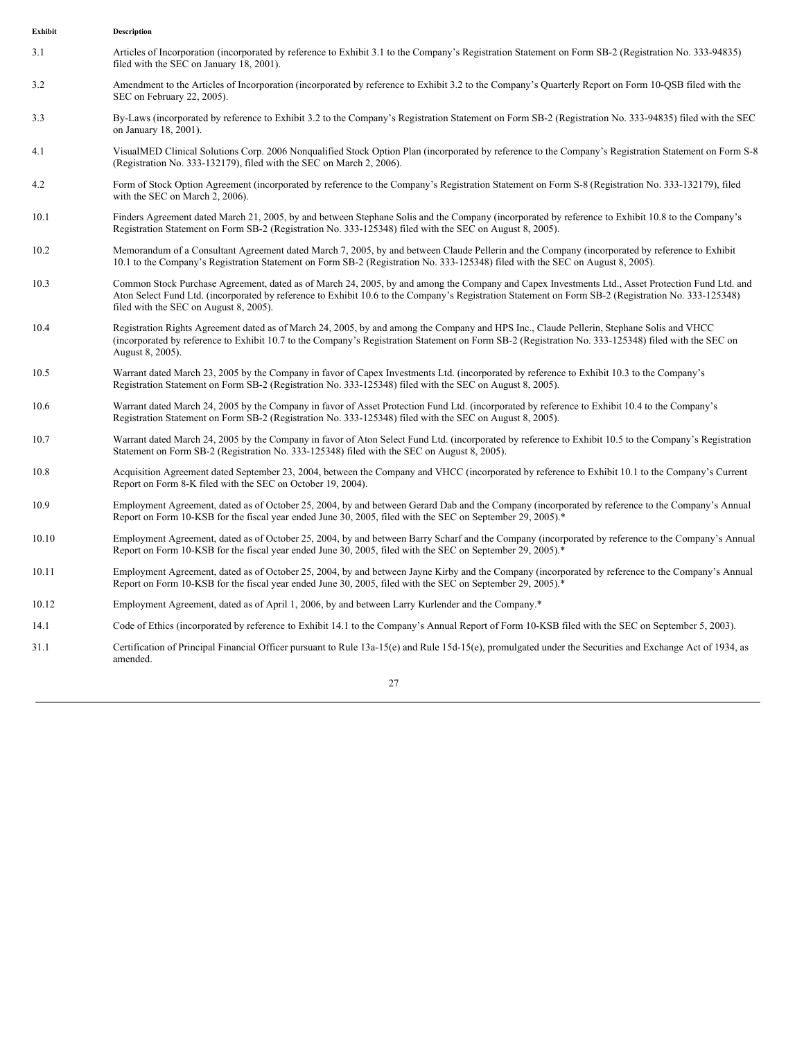| Exhibit | Description |
| --- | --- |
| 3.1 | Articles of Incorporation (incorporated by reference to Exhibit 3.1 to the Company's Registration Statement on Form SB-2 (Registration No. 333-94835) filed with the SEC on January 18, 2001). |
| 3.2 | Amendment to the Articles of Incorporation (incorporated by reference to Exhibit 3.2 to the Company's Quarterly Report on Form 10-QSB filed with the SEC on February 22, 2005). |
| 3.3 | By-Laws (incorporated by reference to Exhibit 3.2 to the Company's Registration Statement on Form SB-2 (Registration No. 333-94835) filed with the SEC on January 18, 2001). |
| 4.1 | VisualMED Clinical Solutions Corp. 2006 Nonqualified Stock Option Plan (incorporated by reference to the Company's Registration Statement on Form S-8 (Registration No. 333-132179), filed with the SEC on March 2, 2006). |
| 4.2 | Form of Stock Option Agreement (incorporated by reference to the Company's Registration Statement on Form S-8 (Registration No. 333-132179), filed with the SEC on March 2, 2006). |
| 10.1 | Finders Agreement dated March 21, 2005, by and between Stephane Solis and the Company (incorporated by reference to Exhibit 10.8 to the Company's Registration Statement on Form SB-2 (Registration No. 333-125348) filed with the SEC on August 8, 2005). |
| 10.2 | Memorandum of a Consultant Agreement dated March 7, 2005, by and between Claude Pellerin and the Company (incorporated by reference to Exhibit 10.1 to the Company's Registration Statement on Form SB-2 (Registration No. 333-125348) filed with the SEC on August 8, 2005). |
| 10.3 | Common Stock Purchase Agreement, dated as of March 24, 2005, by and among the Company and Capex Investments Ltd., Asset Protection Fund Ltd. and Aton Select Fund Ltd. (incorporated by reference to Exhibit 10.6 to the Company's Registration Statement on Form SB-2 (Registration No. 333-125348) filed with the SEC on August 8, 2005). |
| 10.4 | Registration Rights Agreement dated as of March 24, 2005, by and among the Company and HPS Inc., Claude Pellerin, Stephane Solis and VHCC (incorporated by reference to Exhibit 10.7 to the Company's Registration Statement on Form SB-2 (Registration No. 333-125348) filed with the SEC on August 8, 2005). |
| 10.5 | Warrant dated March 23, 2005 by the Company in favor of Capex Investments Ltd. (incorporated by reference to Exhibit 10.3 to the Company's Registration Statement on Form SB-2 (Registration No. 333-125348) filed with the SEC on August 8, 2005). |
| 10.6 | Warrant dated March 24, 2005 by the Company in favor of Asset Protection Fund Ltd. (incorporated by reference to Exhibit 10.4 to the Company's Registration Statement on Form SB-2 (Registration No. 333-125348) filed with the SEC on August 8, 2005). |
| 10.7 | Warrant dated March 24, 2005 by the Company in favor of Aton Select Fund Ltd. (incorporated by reference to Exhibit 10.5 to the Company's Registration Statement on Form SB-2 (Registration No. 333-125348) filed with the SEC on August 8, 2005). |
| 10.8 | Acquisition Agreement dated September 23, 2004, between the Company and VHCC (incorporated by reference to Exhibit 10.1 to the Company's Current Report on Form 8-K filed with the SEC on October 19, 2004). |
| 10.9 | Employment Agreement, dated as of October 25, 2004, by and between Gerard Dab and the Company (incorporated by reference to the Company's Annual Report on Form 10-KSB for the fiscal year ended June 30, 2005, filed with the SEC on September 29, 2005).* |
| 10.10 | Employment Agreement, dated as of October 25, 2004, by and between Barry Scharf and the Company (incorporated by reference to the Company's Annual Report on Form 10-KSB for the fiscal year ended June 30, 2005, filed with the SEC on September 29, 2005).* |
| 10.11 | Employment Agreement, dated as of October 25, 2004, by and between Jayne Kirby and the Company (incorporated by reference to the Company's Annual Report on Form 10-KSB for the fiscal year ended June 30, 2005, filed with the SEC on September 29, 2005).* |
| 10.12 | Employment Agreement, dated as of April 1, 2006, by and between Larry Kurlender and the Company.* |
| 14.1 | Code of Ethics (incorporated by reference to Exhibit 14.1 to the Company's Annual Report of Form 10-KSB filed with the SEC on September 5, 2003). |
| 31.1 | Certification of Principal Financial Officer pursuant to Rule 13a-15(e) and Rule 15d-15(e), promulgated under the Securities and Exchange Act of 1934, as amended. |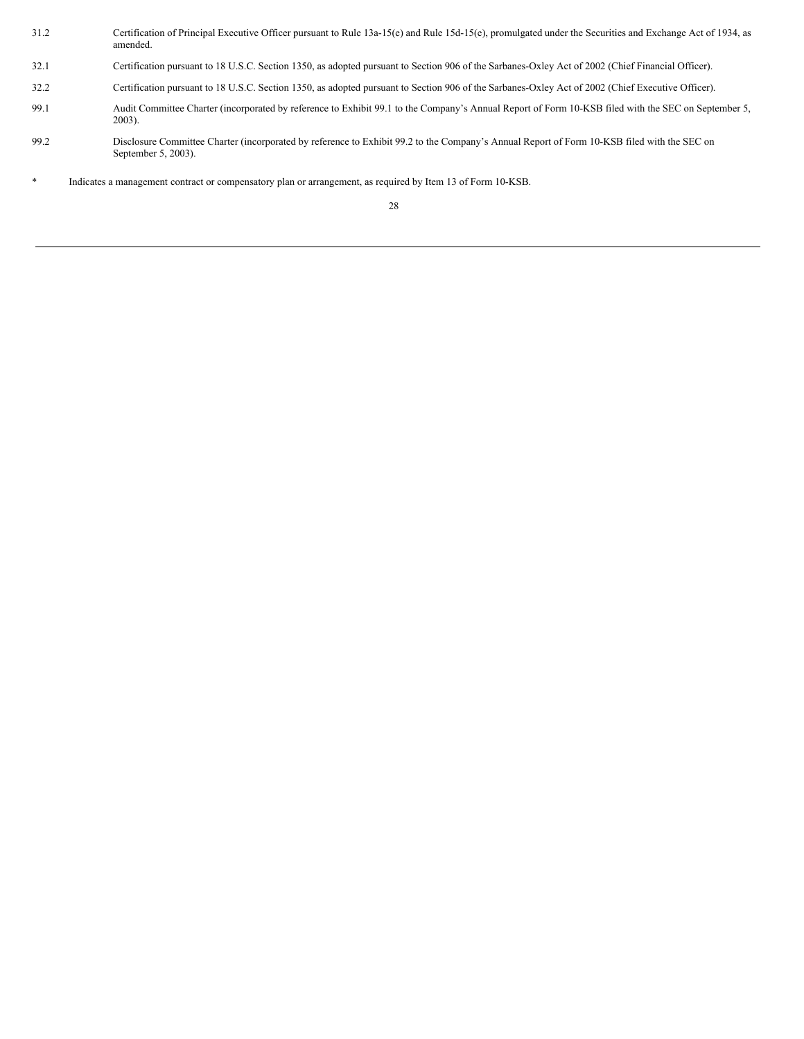| | |
|---|---|
| 31.2 | Certification of Principal Executive Officer pursuant to Rule 13a-15(e) and Rule 15d-15(e), promulgated under the Securities and Exchange Act of 1934, as amended. |
| 32.1 | Certification pursuant to 18 U.S.C. Section 1350, as adopted pursuant to Section 906 of the Sarbanes-Oxley Act of 2002 (Chief Financial Officer). |
| 32.2 | Certification pursuant to 18 U.S.C. Section 1350, as adopted pursuant to Section 906 of the Sarbanes-Oxley Act of 2002 (Chief Executive Officer). |
| 99.1 | Audit Committee Charter (incorporated by reference to Exhibit 99.1 to the Company's Annual Report of Form 10-KSB filed with the SEC on September 5, 2003). |
| 99.2 | Disclosure Committee Charter (incorporated by reference to Exhibit 99.2 to the Company's Annual Report of Form 10-KSB filed with the SEC on September 5, 2003). |

\* Indicates a management contract or compensatory plan or arrangement, as required by Item 13 of Form 10-KSB.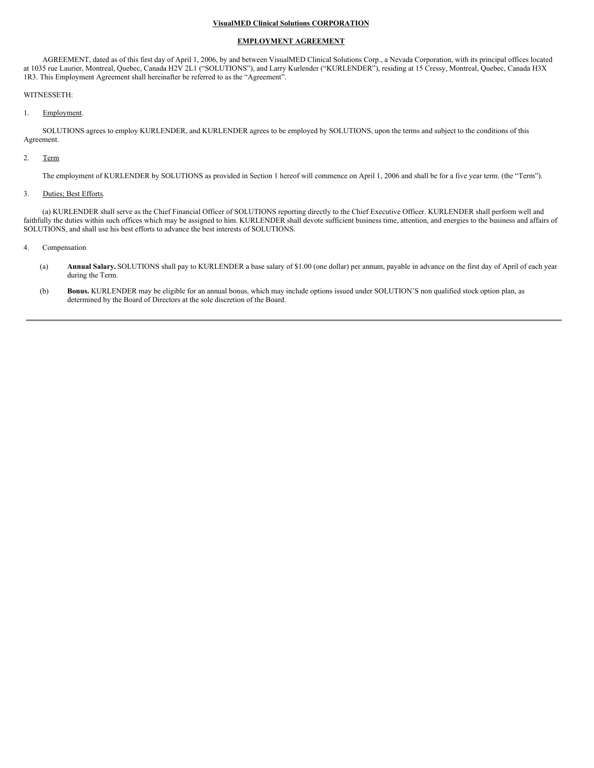**VisualMED Clinical Solutions CORPORATION**

**EMPLOYMENT AGREEMENT**

AGREEMENT, dated as of this first day of April 1, 2006, by and between VisualMED Clinical Solutions Corp., a Nevada Corporation, with its principal offices located at 1035 rue Laurier, Montreal, Quebec, Canada H2V 2L1 ("SOLUTIONS"), and Larry Kurlender ("KURLENDER"), residing at 15 Cressy, Montreal, Quebec, Canada H3X 1R3. This Employment Agreement shall hereinafter be referred to as the "Agreement".

WITNESSETH:

1. Employment.

SOLUTIONS agrees to employ KURLENDER, and KURLENDER agrees to be employed by SOLUTIONS, upon the terms and subject to the conditions of this Agreement.

2. Term

The employment of KURLENDER by SOLUTIONS as provided in Section 1 hereof will commence on April 1, 2006 and shall be for a five year term. (the "Term").

3. Duties; Best Efforts.

(a) KURLENDER shall serve as the Chief Financial Officer of SOLUTIONS reporting directly to the Chief Executive Officer. KURLENDER shall perform well and faithfully the duties within such offices which may be assigned to him. KURLENDER shall devote sufficient business time, attention, and energies to the business and affairs of SOLUTIONS, and shall use his best efforts to advance the best interests of SOLUTIONS.

4. Compensation

(a) **Annual Salary.** SOLUTIONS shall pay to KURLENDER a base salary of $1.00 (one dollar) per annum, payable in advance on the first day of April of each year during the Term.

(b) **Bonus.** KURLENDER may be eligible for an annual bonus, which may include options issued under SOLUTION'S non qualified stock option plan, as determined by the Board of Directors at the sole discretion of the Board.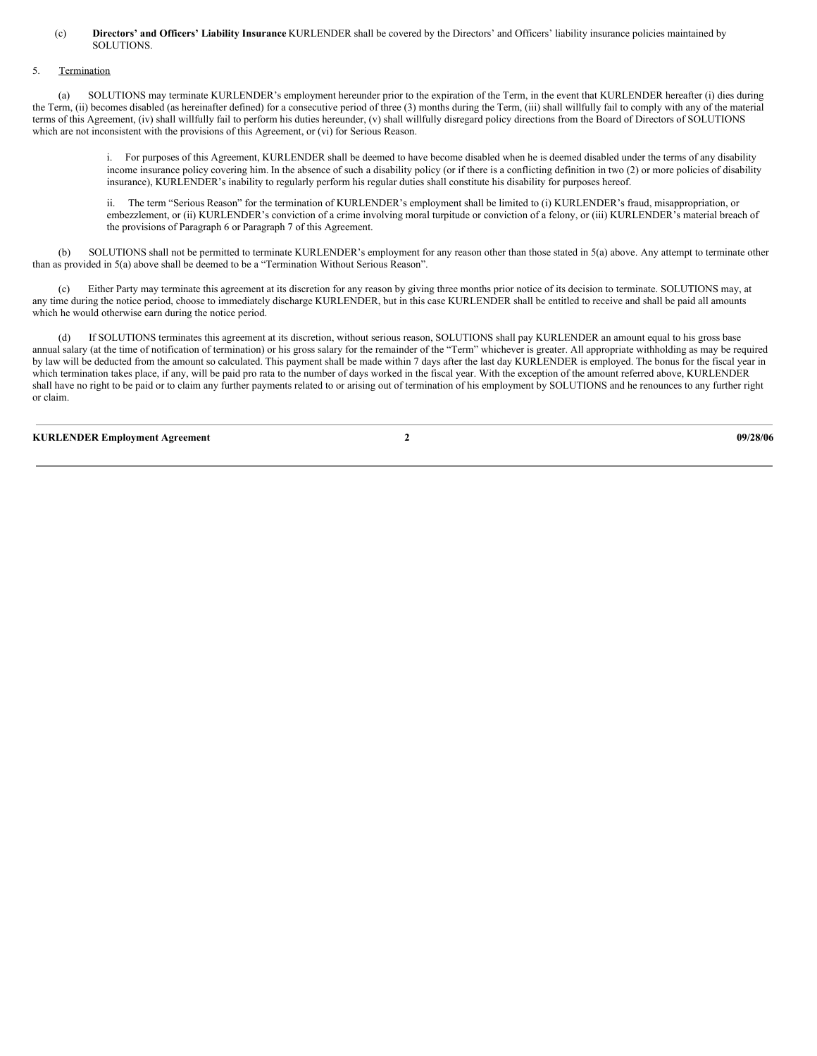(c) **Directors' and Officers' Liability Insurance** KURLENDER shall be covered by the Directors' and Officers' liability insurance policies maintained by SOLUTIONS.

5. <u>Termination</u>

(a) SOLUTIONS may terminate KURLENDER's employment hereunder prior to the expiration of the Term, in the event that KURLENDER hereafter (i) dies during the Term, (ii) becomes disabled (as hereinafter defined) for a consecutive period of three (3) months during the Term, (iii) shall willfully fail to comply with any of the material terms of this Agreement, (iv) shall willfully fail to perform his duties hereunder, (v) shall willfully disregard policy directions from the Board of Directors of SOLUTIONS which are not inconsistent with the provisions of this Agreement, or (vi) for Serious Reason.

> i. For purposes of this Agreement, KURLENDER shall be deemed to have become disabled when he is deemed disabled under the terms of any disability income insurance policy covering him. In the absence of such a disability policy (or if there is a conflicting definition in two (2) or more policies of disability insurance), KURLENDER's inability to regularly perform his regular duties shall constitute his disability for purposes hereof.
>
> ii. The term "Serious Reason" for the termination of KURLENDER's employment shall be limited to (i) KURLENDER's fraud, misappropriation, or embezzlement, or (ii) KURLENDER's conviction of a crime involving moral turpitude or conviction of a felony, or (iii) KURLENDER's material breach of the provisions of Paragraph 6 or Paragraph 7 of this Agreement.

(b) SOLUTIONS shall not be permitted to terminate KURLENDER's employment for any reason other than those stated in 5(a) above. Any attempt to terminate other than as provided in 5(a) above shall be deemed to be a "Termination Without Serious Reason".

(c) Either Party may terminate this agreement at its discretion for any reason by giving three months prior notice of its decision to terminate. SOLUTIONS may, at any time during the notice period, choose to immediately discharge KURLENDER, but in this case KURLENDER shall be entitled to receive and shall be paid all amounts which he would otherwise earn during the notice period.

(d) If SOLUTIONS terminates this agreement at its discretion, without serious reason, SOLUTIONS shall pay KURLENDER an amount equal to his gross base annual salary (at the time of notification of termination) or his gross salary for the remainder of the "Term" whichever is greater. All appropriate withholding as may be required by law will be deducted from the amount so calculated. This payment shall be made within 7 days after the last day KURLENDER is employed. The bonus for the fiscal year in which termination takes place, if any, will be paid pro rata to the number of days worked in the fiscal year. With the exception of the amount referred above, KURLENDER shall have no right to be paid or to claim any further payments related to or arising out of termination of his employment by SOLUTIONS and he renounces to any further right or claim.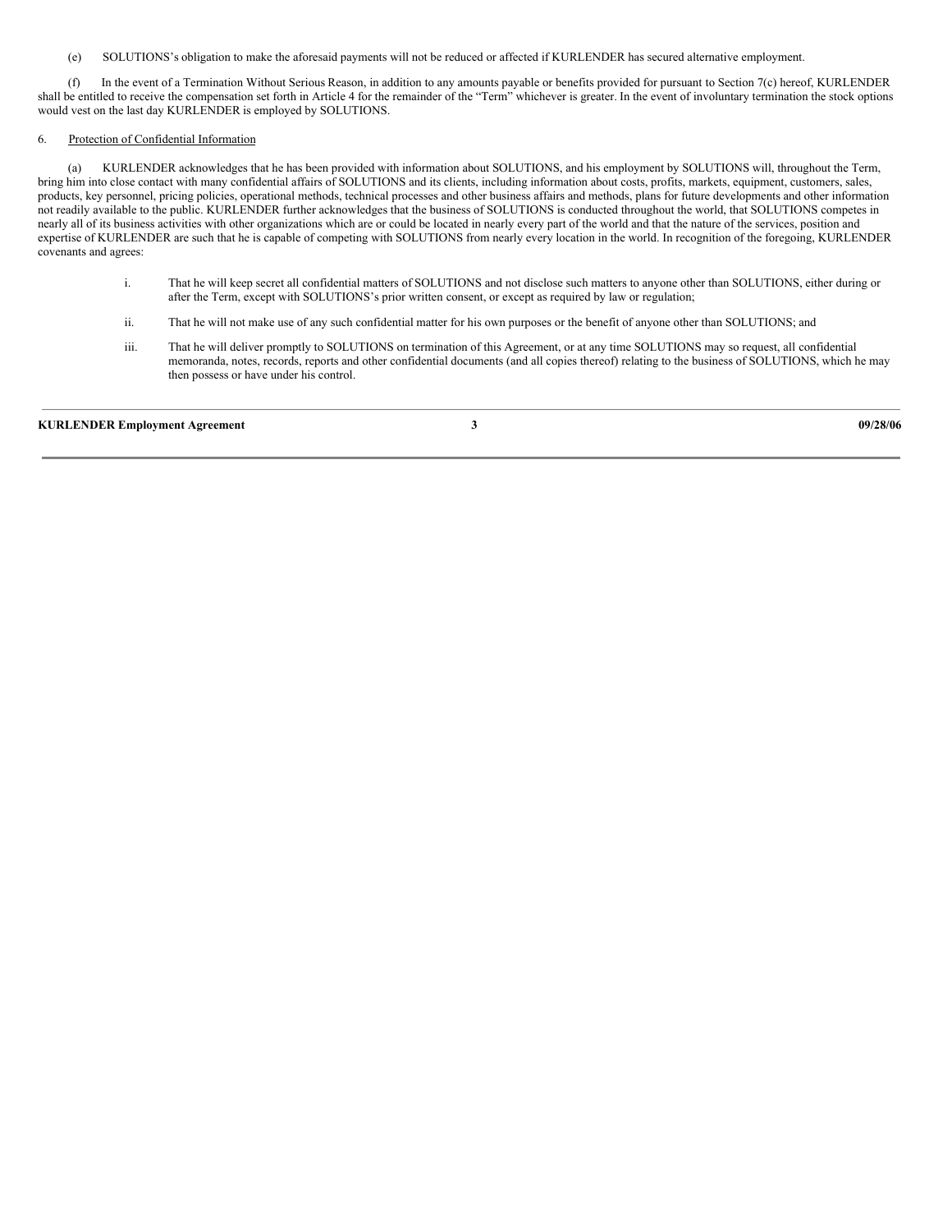(e) SOLUTIONS's obligation to make the aforesaid payments will not be reduced or affected if KURLENDER has secured alternative employment.

(f) In the event of a Termination Without Serious Reason, in addition to any amounts payable or benefits provided for pursuant to Section 7(c) hereof, KURLENDER shall be entitled to receive the compensation set forth in Article 4 for the remainder of the "Term" whichever is greater. In the event of involuntary termination the stock options would vest on the last day KURLENDER is employed by SOLUTIONS.

6. <u>Protection of Confidential Information</u>

(a) KURLENDER acknowledges that he has been provided with information about SOLUTIONS, and his employment by SOLUTIONS will, throughout the Term, bring him into close contact with many confidential affairs of SOLUTIONS and its clients, including information about costs, profits, markets, equipment, customers, sales, products, key personnel, pricing policies, operational methods, technical processes and other business affairs and methods, plans for future developments and other information not readily available to the public. KURLENDER further acknowledges that the business of SOLUTIONS is conducted throughout the world, that SOLUTIONS competes in nearly all of its business activities with other organizations which are or could be located in nearly every part of the world and that the nature of the services, position and expertise of KURLENDER are such that he is capable of competing with SOLUTIONS from nearly every location in the world. In recognition of the foregoing, KURLENDER covenants and agrees:

i. That he will keep secret all confidential matters of SOLUTIONS and not disclose such matters to anyone other than SOLUTIONS, either during or after the Term, except with SOLUTIONS's prior written consent, or except as required by law or regulation;

ii. That he will not make use of any such confidential matter for his own purposes or the benefit of anyone other than SOLUTIONS; and

iii. That he will deliver promptly to SOLUTIONS on termination of this Agreement, or at any time SOLUTIONS may so request, all confidential memoranda, notes, records, reports and other confidential documents (and all copies thereof) relating to the business of SOLUTIONS, which he may then possess or have under his control.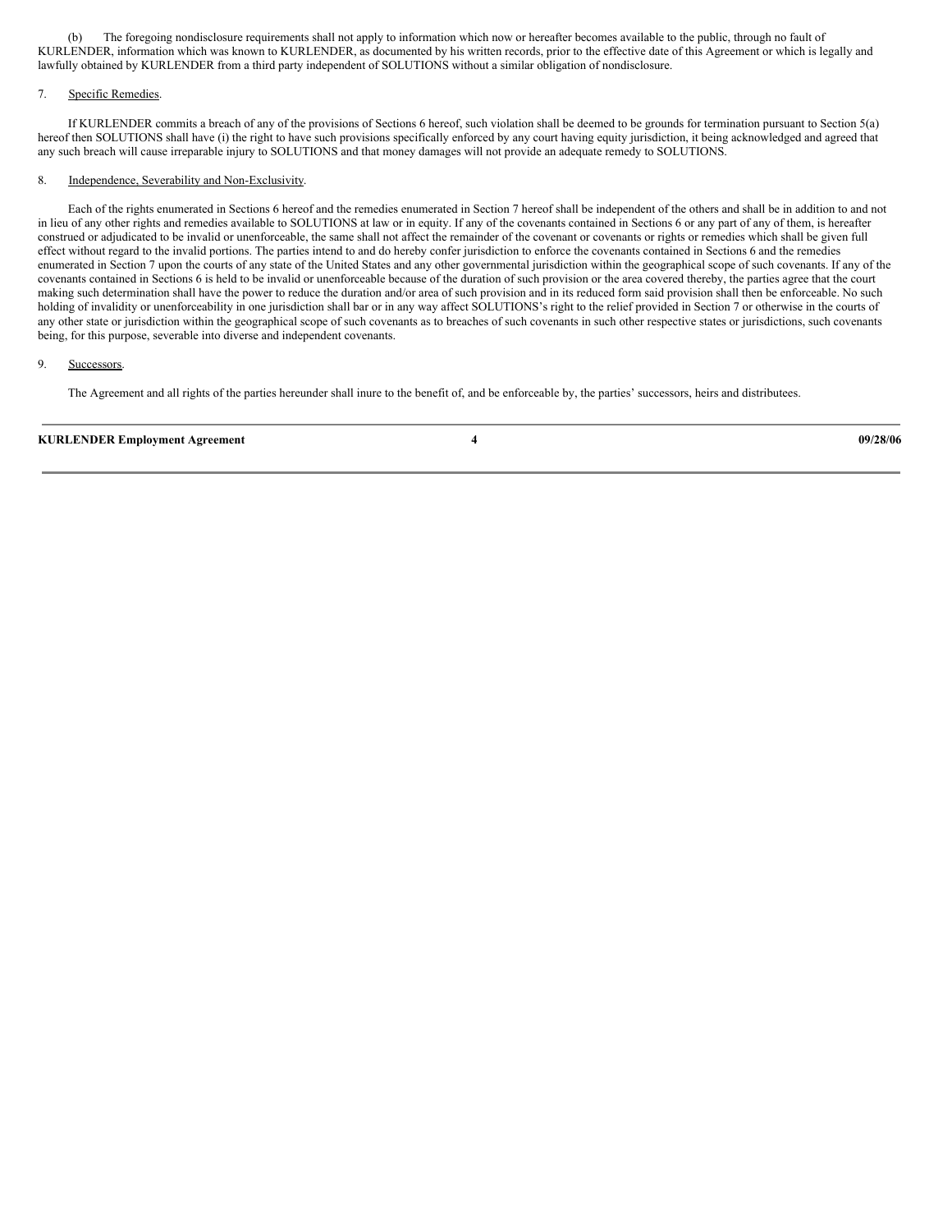(b) The foregoing nondisclosure requirements shall not apply to information which now or hereafter becomes available to the public, through no fault of KURLENDER, information which was known to KURLENDER, as documented by his written records, prior to the effective date of this Agreement or which is legally and lawfully obtained by KURLENDER from a third party independent of SOLUTIONS without a similar obligation of nondisclosure.

7. Specific Remedies.

If KURLENDER commits a breach of any of the provisions of Sections 6 hereof, such violation shall be deemed to be grounds for termination pursuant to Section 5(a) hereof then SOLUTIONS shall have (i) the right to have such provisions specifically enforced by any court having equity jurisdiction, it being acknowledged and agreed that any such breach will cause irreparable injury to SOLUTIONS and that money damages will not provide an adequate remedy to SOLUTIONS.

8. Independence, Severability and Non-Exclusivity.

Each of the rights enumerated in Sections 6 hereof and the remedies enumerated in Section 7 hereof shall be independent of the others and shall be in addition to and not in lieu of any other rights and remedies available to SOLUTIONS at law or in equity. If any of the covenants contained in Sections 6 or any part of any of them, is hereafter construed or adjudicated to be invalid or unenforceable, the same shall not affect the remainder of the covenant or covenants or rights or remedies which shall be given full effect without regard to the invalid portions. The parties intend to and do hereby confer jurisdiction to enforce the covenants contained in Sections 6 and the remedies enumerated in Section 7 upon the courts of any state of the United States and any other governmental jurisdiction within the geographical scope of such covenants. If any of the covenants contained in Sections 6 is held to be invalid or unenforceable because of the duration of such provision or the area covered thereby, the parties agree that the court making such determination shall have the power to reduce the duration and/or area of such provision and in its reduced form said provision shall then be enforceable. No such holding of invalidity or unenforceability in one jurisdiction shall bar or in any way affect SOLUTIONS's right to the relief provided in Section 7 or otherwise in the courts of any other state or jurisdiction within the geographical scope of such covenants as to breaches of such covenants in such other respective states or jurisdictions, such covenants being, for this purpose, severable into diverse and independent covenants.

9. Successors.

The Agreement and all rights of the parties hereunder shall inure to the benefit of, and be enforceable by, the parties' successors, heirs and distributees.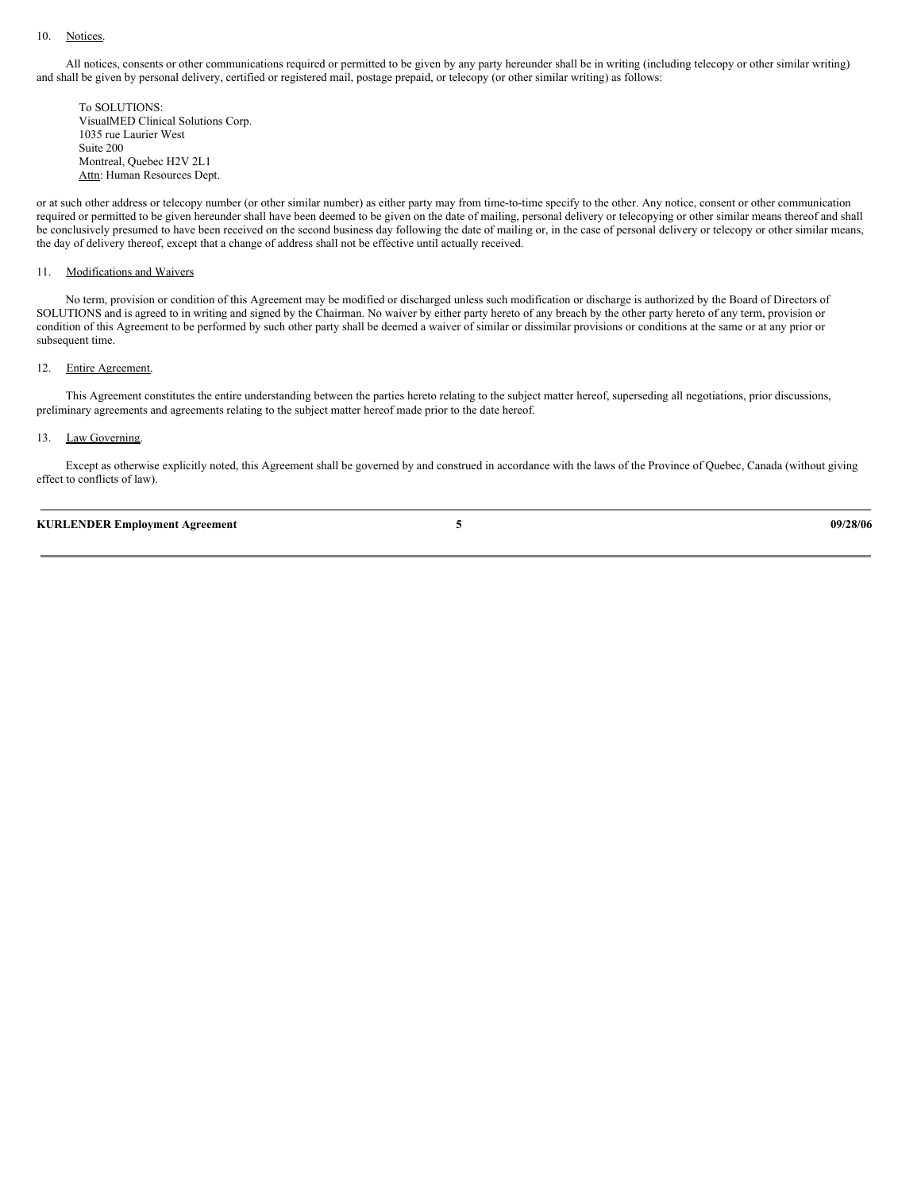10. Notices.

All notices, consents or other communications required or permitted to be given by any party hereunder shall be in writing (including telecopy or other similar writing) and shall be given by personal delivery, certified or registered mail, postage prepaid, or telecopy (or other similar writing) as follows:

To SOLUTIONS:
VisualMED Clinical Solutions Corp.
1035 rue Laurier West
Suite 200
Montreal, Quebec H2V 2L1
Attn: Human Resources Dept.

or at such other address or telecopy number (or other similar number) as either party may from time-to-time specify to the other. Any notice, consent or other communication required or permitted to be given hereunder shall have been deemed to be given on the date of mailing, personal delivery or telecopying or other similar means thereof and shall be conclusively presumed to have been received on the second business day following the date of mailing or, in the case of personal delivery or telecopy or other similar means, the day of delivery thereof, except that a change of address shall not be effective until actually received.

11. Modifications and Waivers

No term, provision or condition of this Agreement may be modified or discharged unless such modification or discharge is authorized by the Board of Directors of SOLUTIONS and is agreed to in writing and signed by the Chairman. No waiver by either party hereto of any breach by the other party hereto of any term, provision or condition of this Agreement to be performed by such other party shall be deemed a waiver of similar or dissimilar provisions or conditions at the same or at any prior or subsequent time.

12. Entire Agreement.

This Agreement constitutes the entire understanding between the parties hereto relating to the subject matter hereof, superseding all negotiations, prior discussions, preliminary agreements and agreements relating to the subject matter hereof made prior to the date hereof.

13. Law Governing.

Except as otherwise explicitly noted, this Agreement shall be governed by and construed in accordance with the laws of the Province of Quebec, Canada (without giving effect to conflicts of law).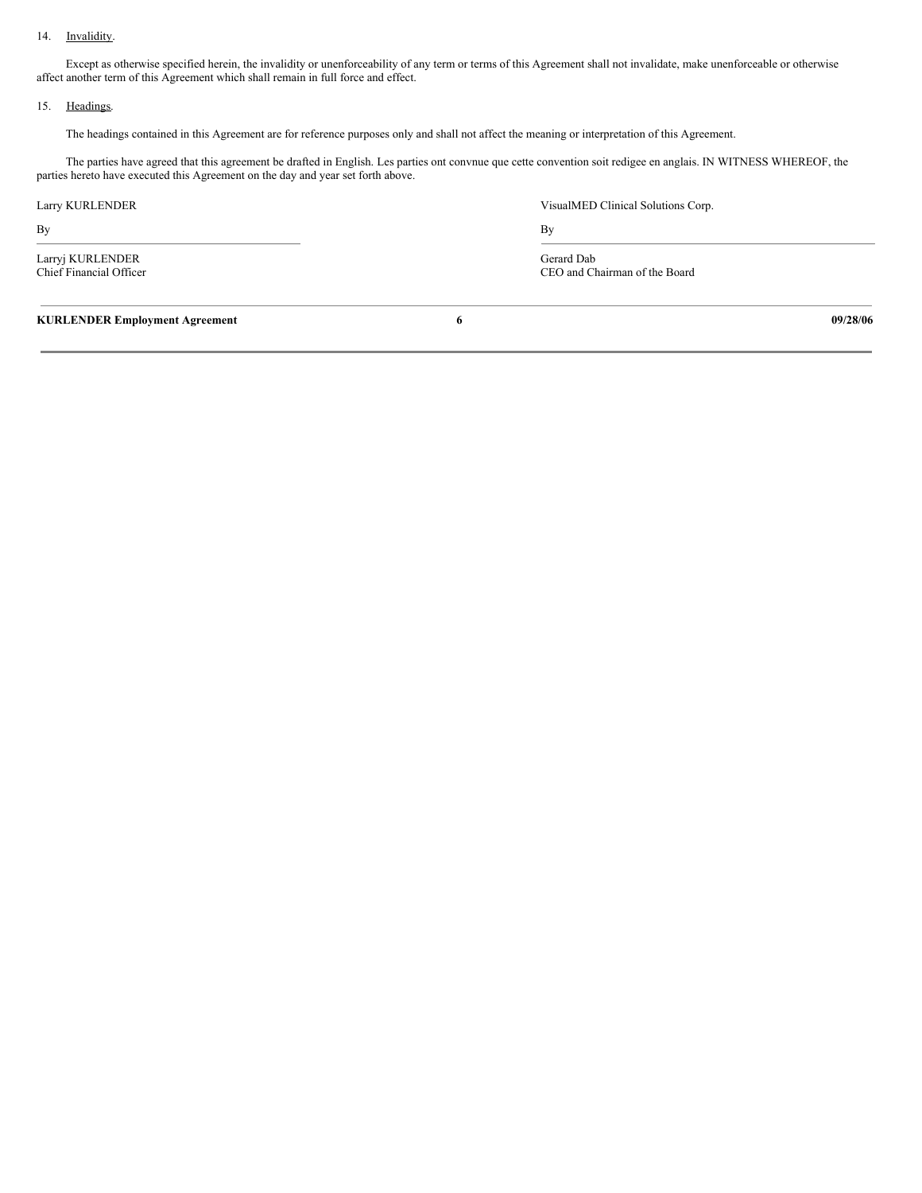14. Invalidity.

Except as otherwise specified herein, the invalidity or unenforceability of any term or terms of this Agreement shall not invalidate, make unenforceable or otherwise affect another term of this Agreement which shall remain in full force and effect.

15. Headings.

The headings contained in this Agreement are for reference purposes only and shall not affect the meaning or interpretation of this Agreement.

The parties have agreed that this agreement be drafted in English. Les parties ont convnue que cette convention soit redigee en anglais. IN WITNESS WHEREOF, the parties hereto have executed this Agreement on the day and year set forth above.

| Larry KURLENDER | VisualMED Clinical Solutions Corp. |
|---|---|
| By | By |
| Larryj KURLENDER<br>Chief Financial Officer | Gerard Dab<br>CEO and Chairman of the Board |

**KURLENDER Employment Agreement** 09/28/06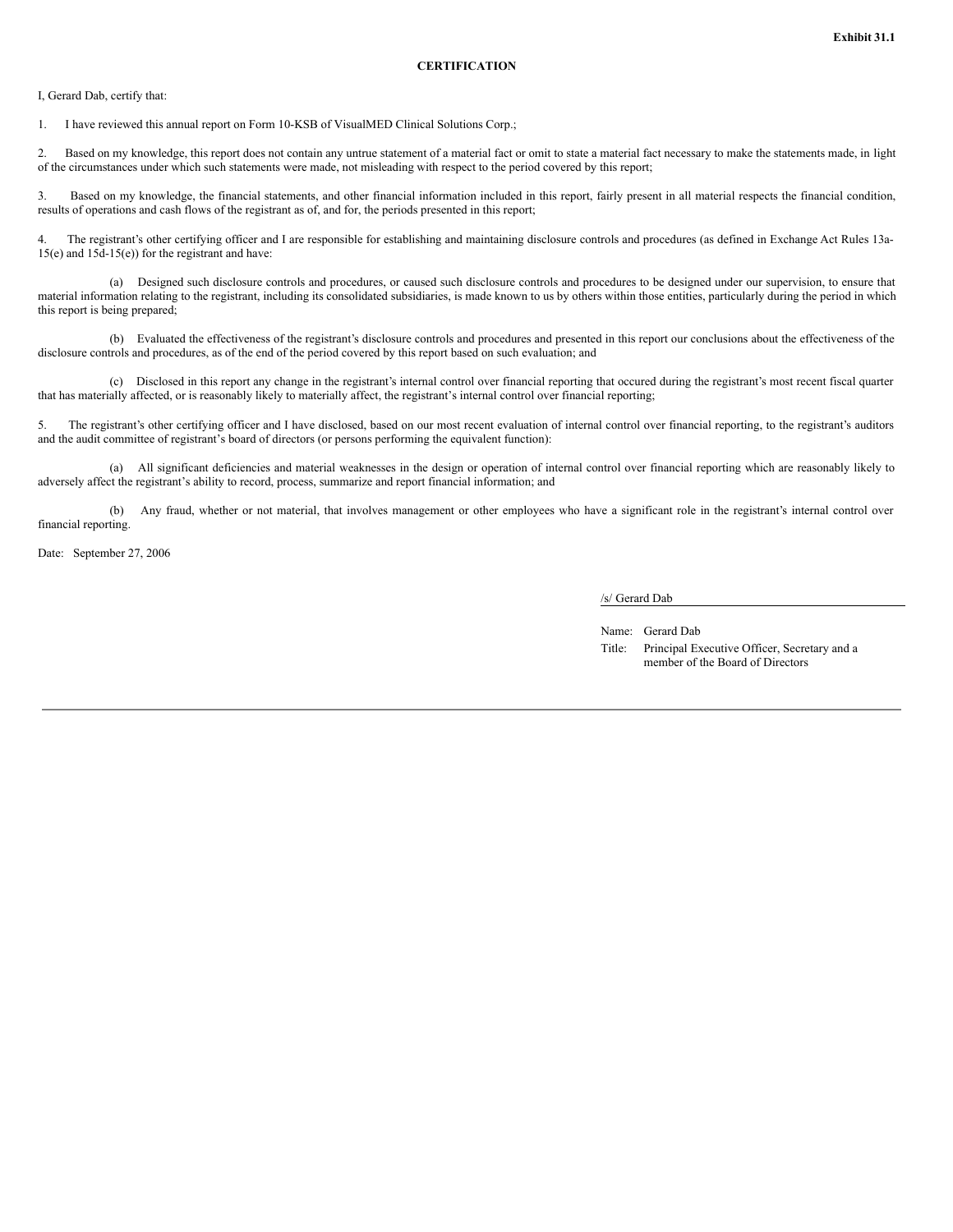**Exhibit 31.1**

**CERTIFICATION**

I, Gerard Dab, certify that:

1. I have reviewed this annual report on Form 10-KSB of VisualMED Clinical Solutions Corp.;

2. Based on my knowledge, this report does not contain any untrue statement of a material fact or omit to state a material fact necessary to make the statements made, in light of the circumstances under which such statements were made, not misleading with respect to the period covered by this report;

3. Based on my knowledge, the financial statements, and other financial information included in this report, fairly present in all material respects the financial condition, results of operations and cash flows of the registrant as of, and for, the periods presented in this report;

4. The registrant's other certifying officer and I are responsible for establishing and maintaining disclosure controls and procedures (as defined in Exchange Act Rules 13a-15(e) and 15d-15(e)) for the registrant and have:

(a) Designed such disclosure controls and procedures, or caused such disclosure controls and procedures to be designed under our supervision, to ensure that material information relating to the registrant, including its consolidated subsidiaries, is made known to us by others within those entities, particularly during the period in which this report is being prepared;

(b) Evaluated the effectiveness of the registrant's disclosure controls and procedures and presented in this report our conclusions about the effectiveness of the disclosure controls and procedures, as of the end of the period covered by this report based on such evaluation; and

(c) Disclosed in this report any change in the registrant's internal control over financial reporting that occured during the registrant's most recent fiscal quarter that has materially affected, or is reasonably likely to materially affect, the registrant's internal control over financial reporting;

5. The registrant's other certifying officer and I have disclosed, based on our most recent evaluation of internal control over financial reporting, to the registrant's auditors and the audit committee of registrant's board of directors (or persons performing the equivalent function):

(a) All significant deficiencies and material weaknesses in the design or operation of internal control over financial reporting which are reasonably likely to adversely affect the registrant's ability to record, process, summarize and report financial information; and

(b) Any fraud, whether or not material, that involves management or other employees who have a significant role in the registrant's internal control over financial reporting.

Date: September 27, 2006

/s/ Gerard Dab

Name: Gerard Dab

Title: Principal Executive Officer, Secretary and a member of the Board of Directors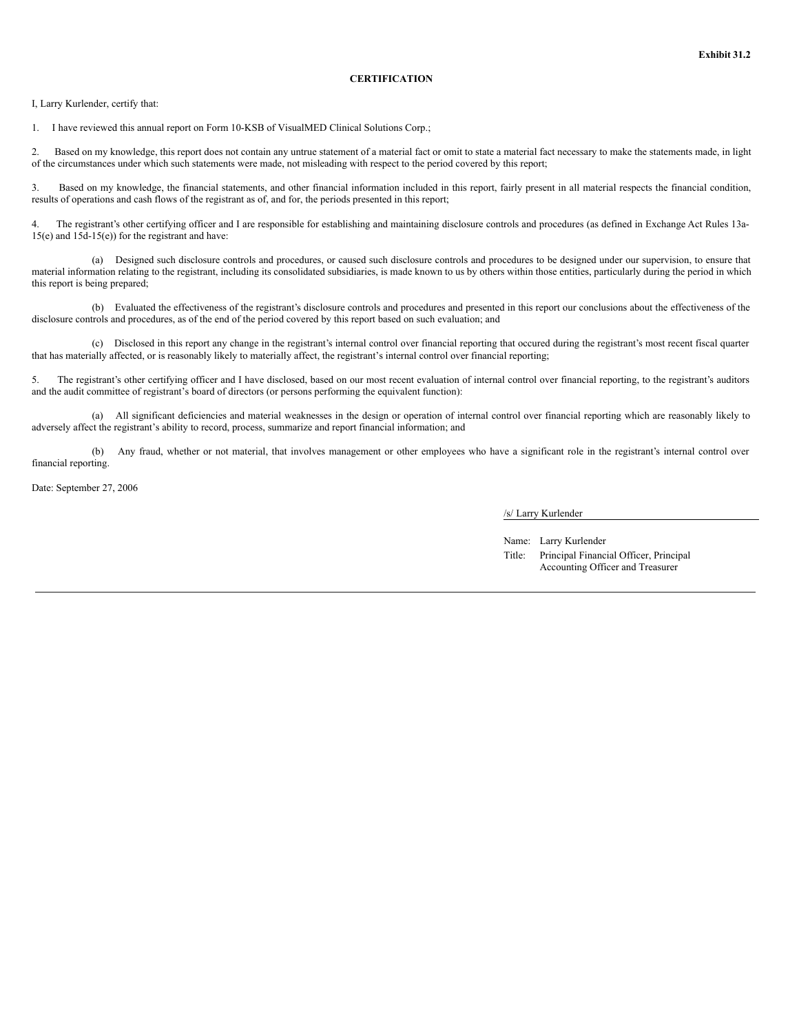**Exhibit 31.2**

**CERTIFICATION**

I, Larry Kurlender, certify that:

1. I have reviewed this annual report on Form 10-KSB of VisualMED Clinical Solutions Corp.;

2. Based on my knowledge, this report does not contain any untrue statement of a material fact or omit to state a material fact necessary to make the statements made, in light of the circumstances under which such statements were made, not misleading with respect to the period covered by this report;

3. Based on my knowledge, the financial statements, and other financial information included in this report, fairly present in all material respects the financial condition, results of operations and cash flows of the registrant as of, and for, the periods presented in this report;

4. The registrant's other certifying officer and I are responsible for establishing and maintaining disclosure controls and procedures (as defined in Exchange Act Rules 13a-15(e) and 15d-15(e)) for the registrant and have:

(a) Designed such disclosure controls and procedures, or caused such disclosure controls and procedures to be designed under our supervision, to ensure that material information relating to the registrant, including its consolidated subsidiaries, is made known to us by others within those entities, particularly during the period in which this report is being prepared;

(b) Evaluated the effectiveness of the registrant's disclosure controls and procedures and presented in this report our conclusions about the effectiveness of the disclosure controls and procedures, as of the end of the period covered by this report based on such evaluation; and

(c) Disclosed in this report any change in the registrant's internal control over financial reporting that occured during the registrant's most recent fiscal quarter that has materially affected, or is reasonably likely to materially affect, the registrant's internal control over financial reporting;

5. The registrant's other certifying officer and I have disclosed, based on our most recent evaluation of internal control over financial reporting, to the registrant's auditors and the audit committee of registrant's board of directors (or persons performing the equivalent function):

(a) All significant deficiencies and material weaknesses in the design or operation of internal control over financial reporting which are reasonably likely to adversely affect the registrant's ability to record, process, summarize and report financial information; and

(b) Any fraud, whether or not material, that involves management or other employees who have a significant role in the registrant's internal control over financial reporting.

Date: September 27, 2006

/s/ Larry Kurlender

Name: Larry Kurlender
Title: Principal Financial Officer, Principal Accounting Officer and Treasurer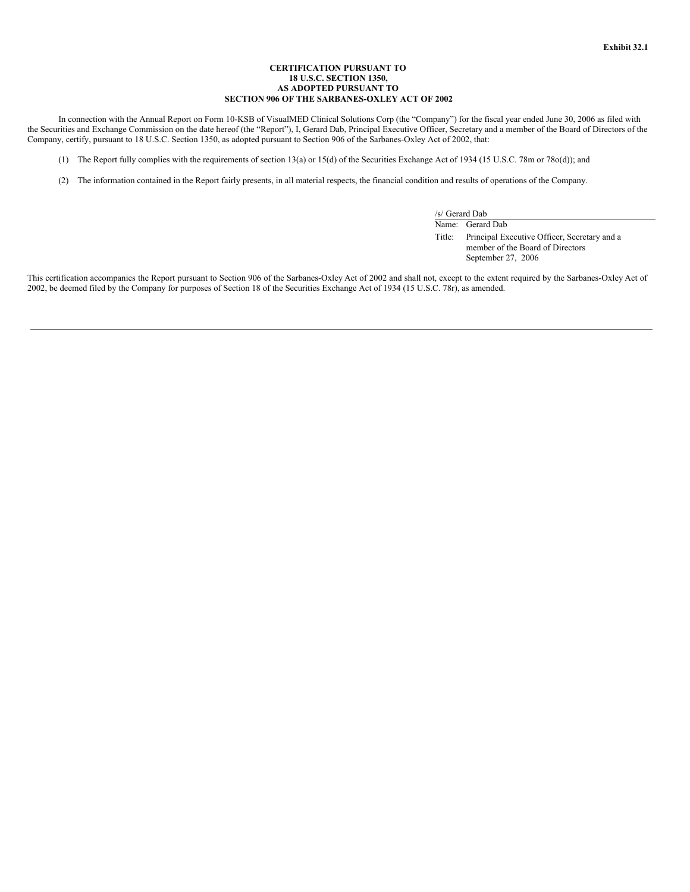Exhibit 32.1

**CERTIFICATION PURSUANT TO**
**18 U.S.C. SECTION 1350,**
**AS ADOPTED PURSUANT TO**
**SECTION 906 OF THE SARBANES-OXLEY ACT OF 2002**

In connection with the Annual Report on Form 10-KSB of VisualMED Clinical Solutions Corp (the "Company") for the fiscal year ended June 30, 2006 as filed with the Securities and Exchange Commission on the date hereof (the "Report"), I, Gerard Dab, Principal Executive Officer, Secretary and a member of the Board of Directors of the Company, certify, pursuant to 18 U.S.C. Section 1350, as adopted pursuant to Section 906 of the Sarbanes-Oxley Act of 2002, that:

(1) The Report fully complies with the requirements of section 13(a) or 15(d) of the Securities Exchange Act of 1934 (15 U.S.C. 78m or 78o(d)); and

(2) The information contained in the Report fairly presents, in all material respects, the financial condition and results of operations of the Company.

/s/ Gerard Dab

Name: Gerard Dab

Title: Principal Executive Officer, Secretary and a member of the Board of Directors

September 27, 2006

This certification accompanies the Report pursuant to Section 906 of the Sarbanes-Oxley Act of 2002 and shall not, except to the extent required by the Sarbanes-Oxley Act of 2002, be deemed filed by the Company for purposes of Section 18 of the Securities Exchange Act of 1934 (15 U.S.C. 78r), as amended.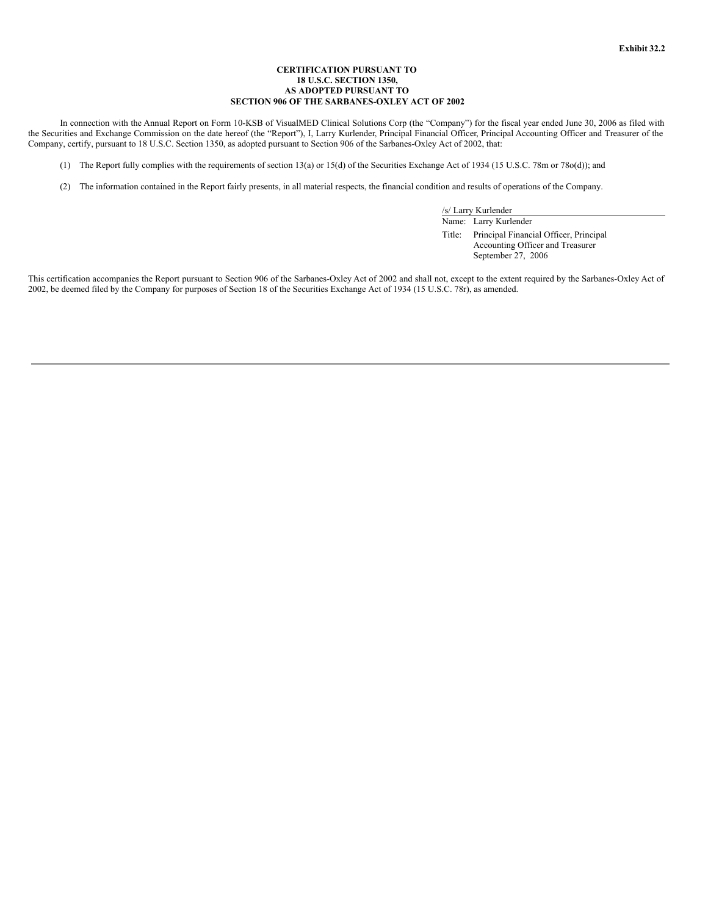**Exhibit 32.2**

**CERTIFICATION PURSUANT TO**
**18 U.S.C. SECTION 1350,**
**AS ADOPTED PURSUANT TO**
**SECTION 906 OF THE SARBANES-OXLEY ACT OF 2002**

In connection with the Annual Report on Form 10-KSB of VisualMED Clinical Solutions Corp (the "Company") for the fiscal year ended June 30, 2006 as filed with the Securities and Exchange Commission on the date hereof (the "Report"), I, Larry Kurlender, Principal Financial Officer, Principal Accounting Officer and Treasurer of the Company, certify, pursuant to 18 U.S.C. Section 1350, as adopted pursuant to Section 906 of the Sarbanes-Oxley Act of 2002, that:

(1) The Report fully complies with the requirements of section 13(a) or 15(d) of the Securities Exchange Act of 1934 (15 U.S.C. 78m or 78o(d)); and

(2) The information contained in the Report fairly presents, in all material respects, the financial condition and results of operations of the Company.

/s/ Larry Kurlender

Name: Larry Kurlender

Title: Principal Financial Officer, Principal Accounting Officer and Treasurer

September 27, 2006

This certification accompanies the Report pursuant to Section 906 of the Sarbanes-Oxley Act of 2002 and shall not, except to the extent required by the Sarbanes-Oxley Act of 2002, be deemed filed by the Company for purposes of Section 18 of the Securities Exchange Act of 1934 (15 U.S.C. 78r), as amended.